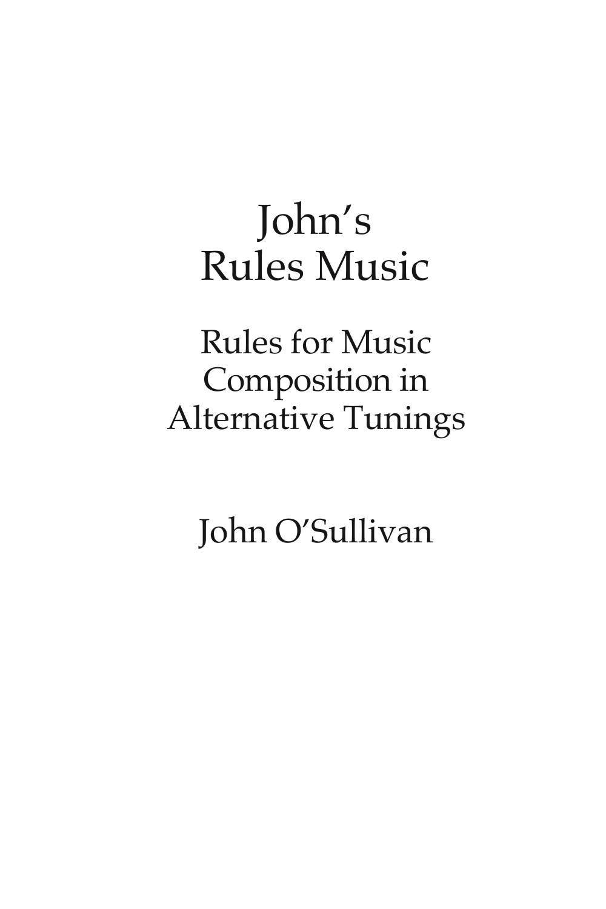# John's Rules Music

## Rules for Music Composition in Alternative Tunings

John O'Sullivan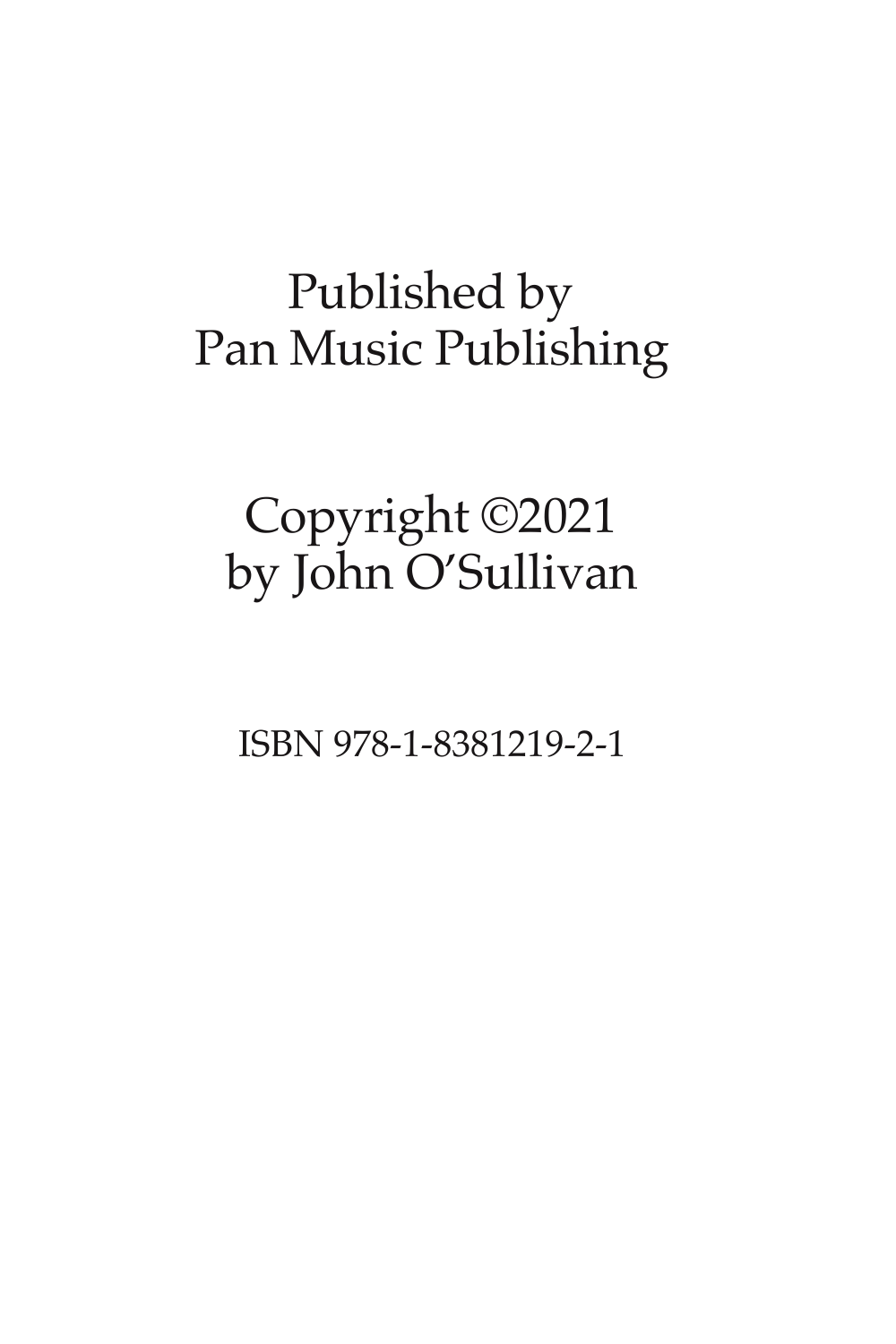Published by
Pan Music Publishing

Copyright ©2021
by John O'Sullivan

ISBN 978-1-8381219-2-1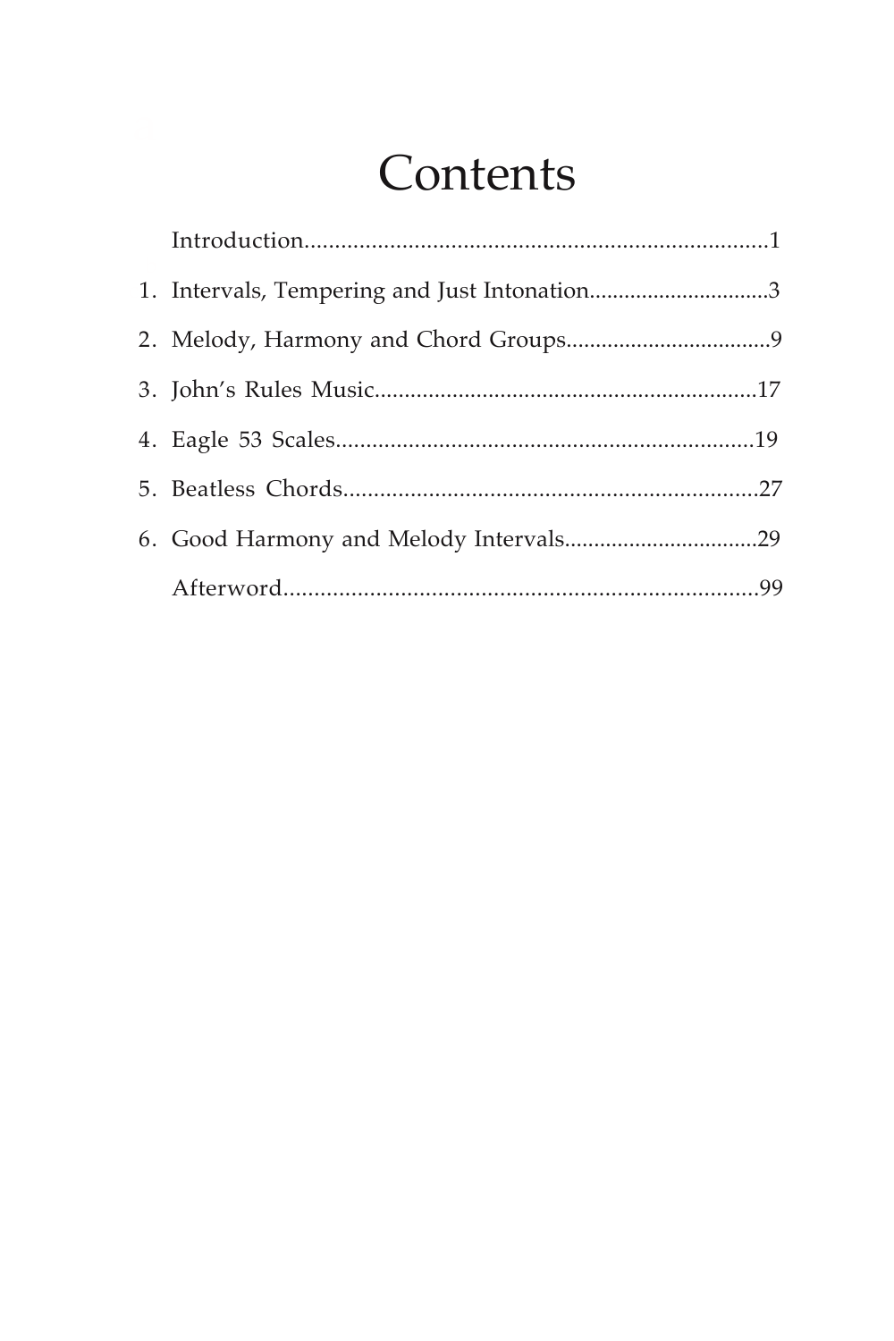# Contents

Introduction.....1

1. Intervals, Tempering and Just Intonation.....3
2. Melody, Harmony and Chord Groups.....9
3. John's Rules Music.....17
4. Eagle 53 Scales.....19
5. Beatless Chords.....27
6. Good Harmony and Melody Intervals.....29

Afterword.....99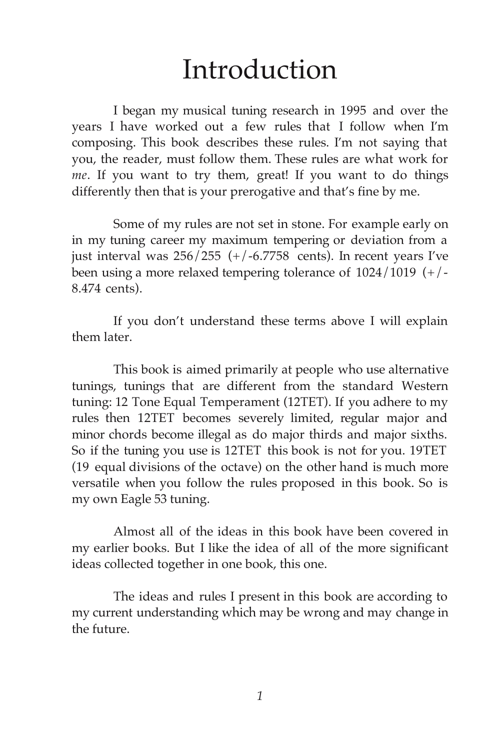# Introduction

I began my musical tuning research in 1995 and over the years I have worked out a few rules that I follow when I'm composing. This book describes these rules. I'm not saying that you, the reader, must follow them. These rules are what work for *me*. If you want to try them, great! If you want to do things differently then that is your prerogative and that's fine by me.

Some of my rules are not set in stone. For example early on in my tuning career my maximum tempering or deviation from a just interval was 256/255 (+/-6.7758 cents). In recent years I've been using a more relaxed tempering tolerance of 1024/1019 (+/-8.474 cents).

If you don't understand these terms above I will explain them later.

This book is aimed primarily at people who use alternative tunings, tunings that are different from the standard Western tuning: 12 Tone Equal Temperament (12TET). If you adhere to my rules then 12TET becomes severely limited, regular major and minor chords become illegal as do major thirds and major sixths. So if the tuning you use is 12TET this book is not for you. 19TET (19 equal divisions of the octave) on the other hand is much more versatile when you follow the rules proposed in this book. So is my own Eagle 53 tuning.

Almost all of the ideas in this book have been covered in my earlier books. But I like the idea of all of the more significant ideas collected together in one book, this one.

The ideas and rules I present in this book are according to my current understanding which may be wrong and may change in the future.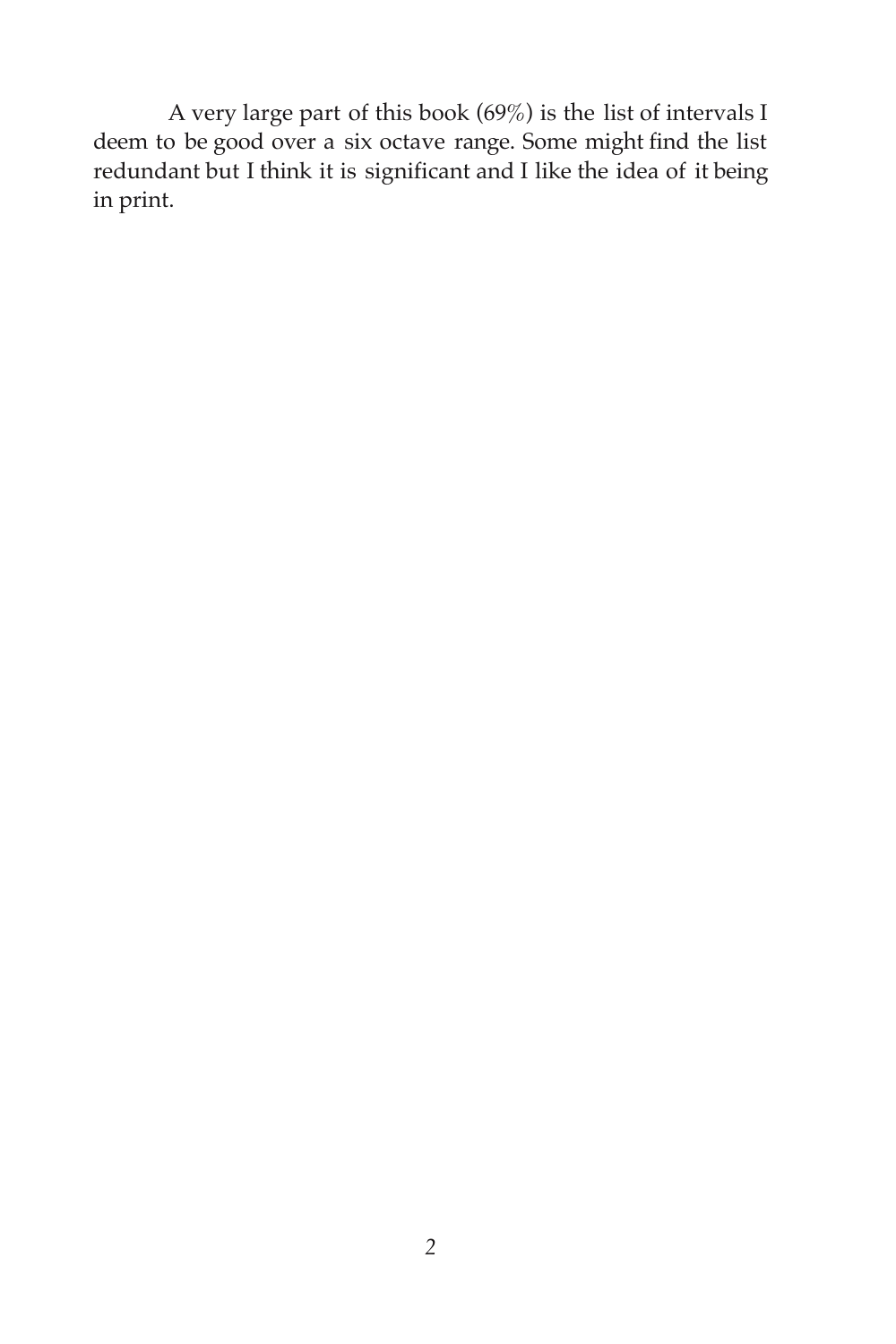A very large part of this book (69%) is the list of intervals I deem to be good over a six octave range. Some might find the list redundant but I think it is significant and I like the idea of it being in print.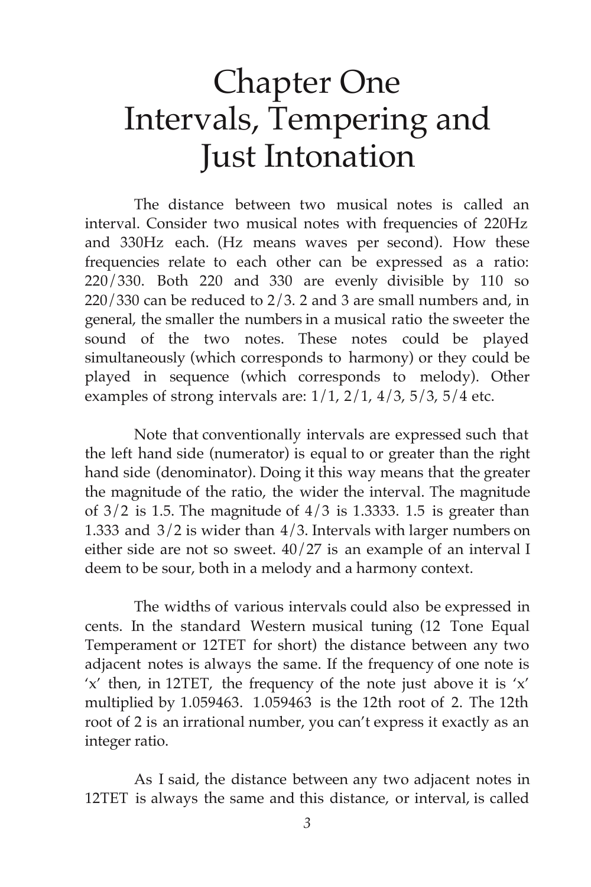# Chapter One
# Intervals, Tempering and Just Intonation

The distance between two musical notes is called an interval. Consider two musical notes with frequencies of 220Hz and 330Hz each. (Hz means waves per second). How these frequencies relate to each other can be expressed as a ratio: 220/330. Both 220 and 330 are evenly divisible by 110 so 220/330 can be reduced to 2/3. 2 and 3 are small numbers and, in general, the smaller the numbers in a musical ratio the sweeter the sound of the two notes. These notes could be played simultaneously (which corresponds to harmony) or they could be played in sequence (which corresponds to melody). Other examples of strong intervals are: 1/1, 2/1, 4/3, 5/3, 5/4 etc.

Note that conventionally intervals are expressed such that the left hand side (numerator) is equal to or greater than the right hand side (denominator). Doing it this way means that the greater the magnitude of the ratio, the wider the interval. The magnitude of 3/2 is 1.5. The magnitude of 4/3 is 1.3333. 1.5 is greater than 1.333 and 3/2 is wider than 4/3. Intervals with larger numbers on either side are not so sweet. 40/27 is an example of an interval I deem to be sour, both in a melody and a harmony context.

The widths of various intervals could also be expressed in cents. In the standard Western musical tuning (12 Tone Equal Temperament or 12TET for short) the distance between any two adjacent notes is always the same. If the frequency of one note is 'x' then, in 12TET, the frequency of the note just above it is 'x' multiplied by 1.059463. 1.059463 is the 12th root of 2. The 12th root of 2 is an irrational number, you can't express it exactly as an integer ratio.

As I said, the distance between any two adjacent notes in 12TET is always the same and this distance, or interval, is called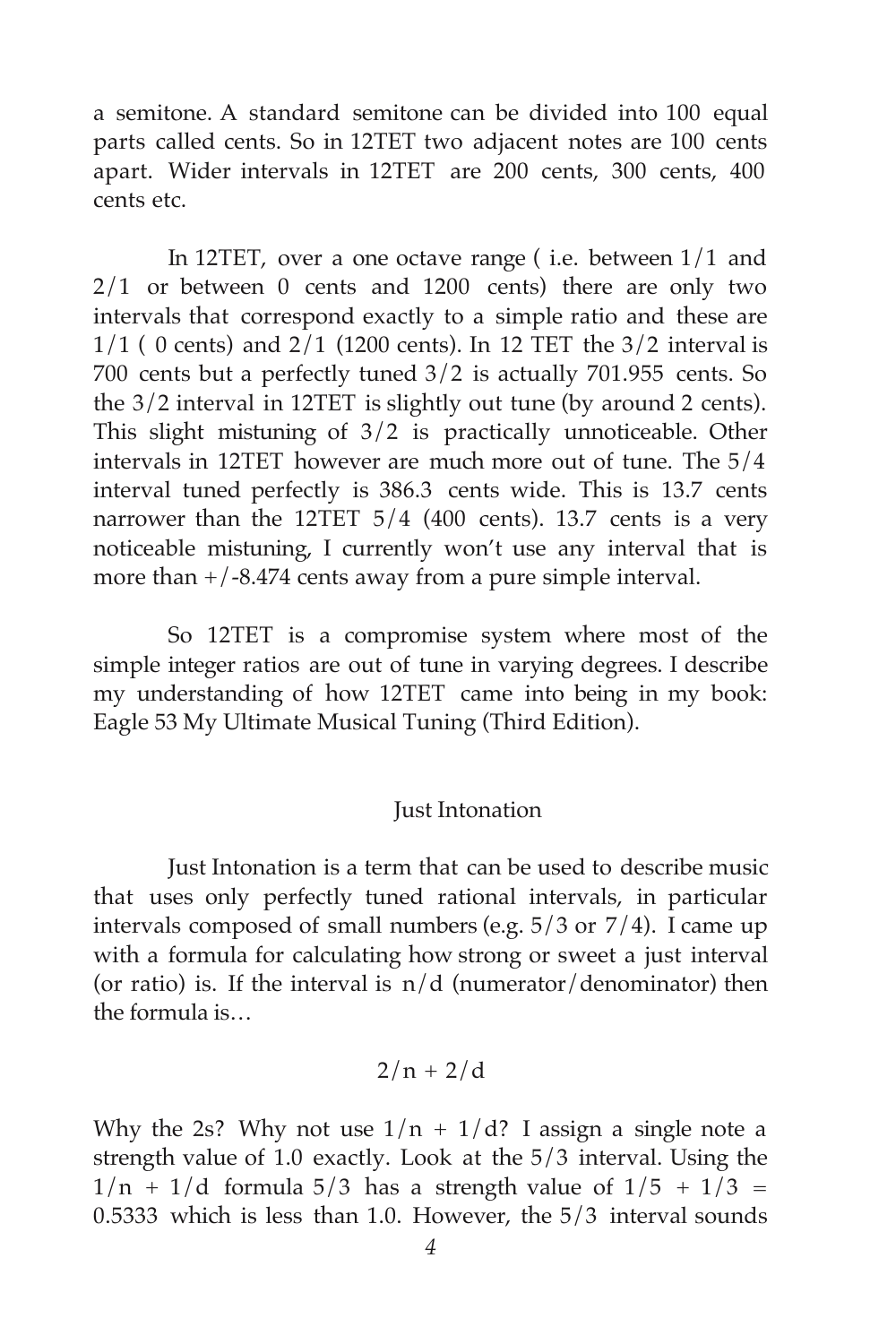a semitone. A standard semitone can be divided into 100 equal parts called cents. So in 12TET two adjacent notes are 100 cents apart. Wider intervals in 12TET are 200 cents, 300 cents, 400 cents etc.

In 12TET, over a one octave range ( i.e. between 1/1 and 2/1 or between 0 cents and 1200 cents) there are only two intervals that correspond exactly to a simple ratio and these are 1/1 ( 0 cents) and 2/1 (1200 cents). In 12 TET the 3/2 interval is 700 cents but a perfectly tuned 3/2 is actually 701.955 cents. So the 3/2 interval in 12TET is slightly out tune (by around 2 cents). This slight mistuning of 3/2 is practically unnoticeable. Other intervals in 12TET however are much more out of tune. The 5/4 interval tuned perfectly is 386.3 cents wide. This is 13.7 cents narrower than the 12TET 5/4 (400 cents). 13.7 cents is a very noticeable mistuning, I currently won't use any interval that is more than +/-8.474 cents away from a pure simple interval.

So 12TET is a compromise system where most of the simple integer ratios are out of tune in varying degrees. I describe my understanding of how 12TET came into being in my book: Eagle 53 My Ultimate Musical Tuning (Third Edition).

## Just Intonation

Just Intonation is a term that can be used to describe music that uses only perfectly tuned rational intervals, in particular intervals composed of small numbers (e.g. 5/3 or 7/4). I came up with a formula for calculating how strong or sweet a just interval (or ratio) is. If the interval is n/d (numerator/denominator) then the formula is…

$$2/n + 2/d$$

Why the 2s? Why not use $1/n + 1/d$? I assign a single note a strength value of 1.0 exactly. Look at the 5/3 interval. Using the $1/n + 1/d$ formula 5/3 has a strength value of $1/5 + 1/3 = 0.5333$ which is less than 1.0. However, the 5/3 interval sounds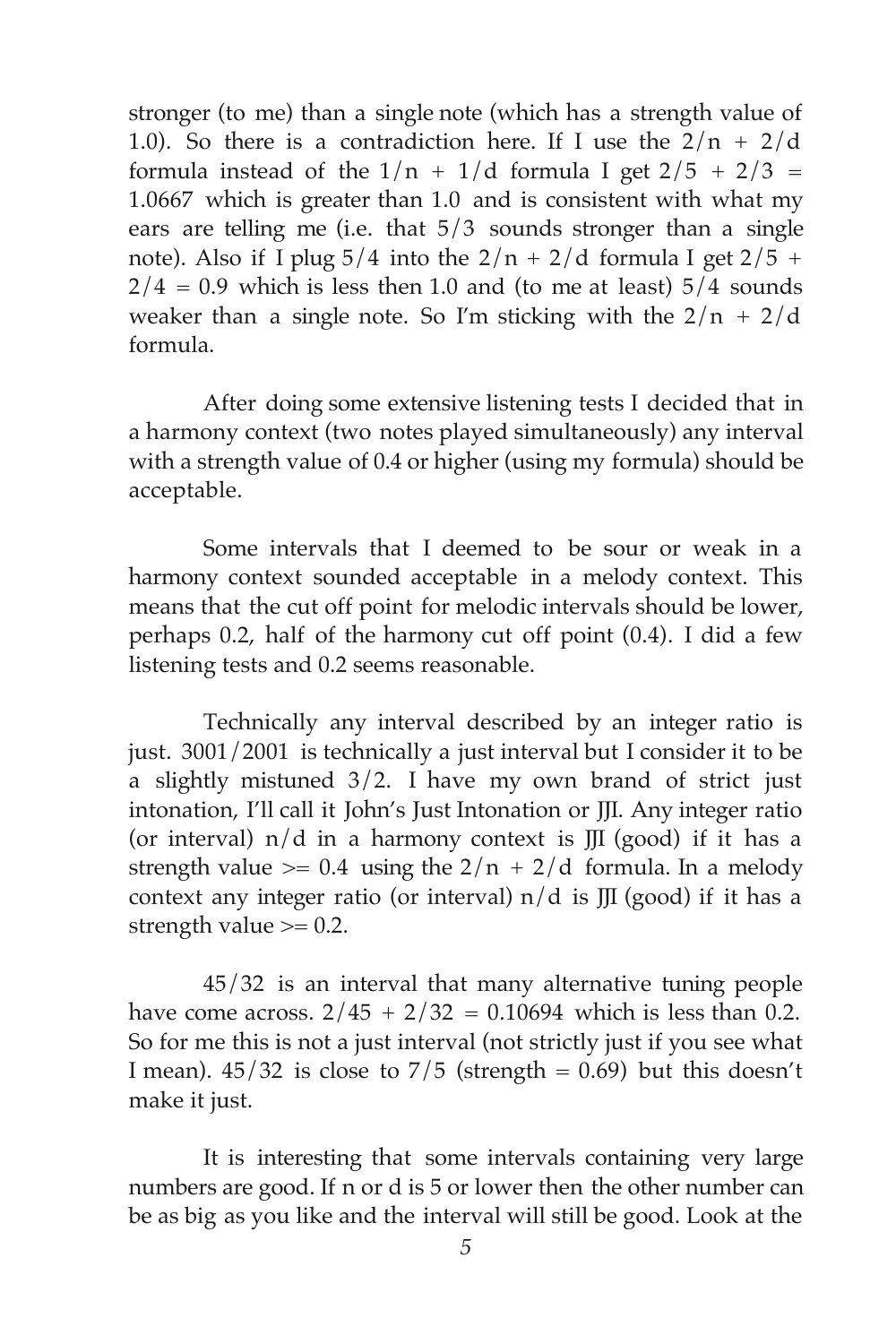stronger (to me) than a single note (which has a strength value of 1.0). So there is a contradiction here. If I use the $2/n + 2/d$ formula instead of the $1/n + 1/d$ formula I get $2/5 + 2/3 = 1.0667$ which is greater than 1.0 and is consistent with what my ears are telling me (i.e. that 5/3 sounds stronger than a single note). Also if I plug 5/4 into the $2/n + 2/d$ formula I get $2/5 + 2/4 = 0.9$ which is less then 1.0 and (to me at least) 5/4 sounds weaker than a single note. So I'm sticking with the $2/n + 2/d$ formula.

After doing some extensive listening tests I decided that in a harmony context (two notes played simultaneously) any interval with a strength value of 0.4 or higher (using my formula) should be acceptable.

Some intervals that I deemed to be sour or weak in a harmony context sounded acceptable in a melody context. This means that the cut off point for melodic intervals should be lower, perhaps 0.2, half of the harmony cut off point (0.4). I did a few listening tests and 0.2 seems reasonable.

Technically any interval described by an integer ratio is just. 3001/2001 is technically a just interval but I consider it to be a slightly mistuned 3/2. I have my own brand of strict just intonation, I'll call it John's Just Intonation or JJI. Any integer ratio (or interval) $n/d$ in a harmony context is JJI (good) if it has a strength value $>= 0.4$ using the $2/n + 2/d$ formula. In a melody context any integer ratio (or interval) $n/d$ is JJI (good) if it has a strength value $>= 0.2$.

45/32 is an interval that many alternative tuning people have come across. $2/45 + 2/32 = 0.10694$ which is less than 0.2. So for me this is not a just interval (not strictly just if you see what I mean). 45/32 is close to 7/5 (strength = 0.69) but this doesn't make it just.

It is interesting that some intervals containing very large numbers are good. If n or d is 5 or lower then the other number can be as big as you like and the interval will still be good. Look at the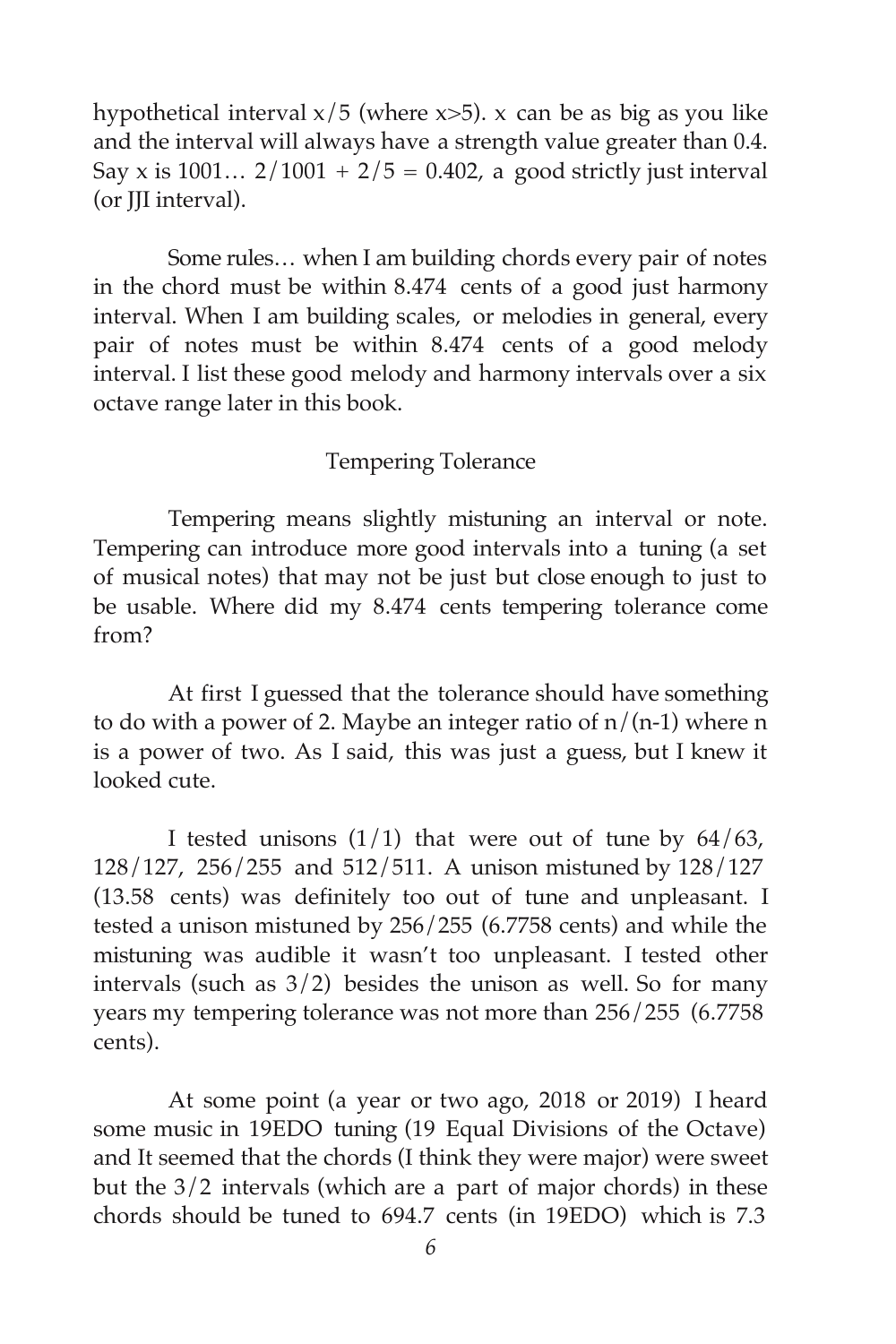hypothetical interval $x/5$ (where $x>5$). $x$ can be as big as you like and the interval will always have a strength value greater than 0.4. Say $x$ is 1001… $2/1001 + 2/5 = 0.402$, a good strictly just interval (or JJI interval).

Some rules… when I am building chords every pair of notes in the chord must be within 8.474 cents of a good just harmony interval. When I am building scales, or melodies in general, every pair of notes must be within 8.474 cents of a good melody interval. I list these good melody and harmony intervals over a six octave range later in this book.

## Tempering Tolerance

Tempering means slightly mistuning an interval or note. Tempering can introduce more good intervals into a tuning (a set of musical notes) that may not be just but close enough to just to be usable. Where did my 8.474 cents tempering tolerance come from?

At first I guessed that the tolerance should have something to do with a power of 2. Maybe an integer ratio of $n/(n-1)$ where n is a power of two. As I said, this was just a guess, but I knew it looked cute.

I tested unisons (1/1) that were out of tune by 64/63, 128/127, 256/255 and 512/511. A unison mistuned by 128/127 (13.58 cents) was definitely too out of tune and unpleasant. I tested a unison mistuned by 256/255 (6.7758 cents) and while the mistuning was audible it wasn't too unpleasant. I tested other intervals (such as 3/2) besides the unison as well. So for many years my tempering tolerance was not more than 256/255 (6.7758 cents).

At some point (a year or two ago, 2018 or 2019) I heard some music in 19EDO tuning (19 Equal Divisions of the Octave) and It seemed that the chords (I think they were major) were sweet but the 3/2 intervals (which are a part of major chords) in these chords should be tuned to 694.7 cents (in 19EDO) which is 7.3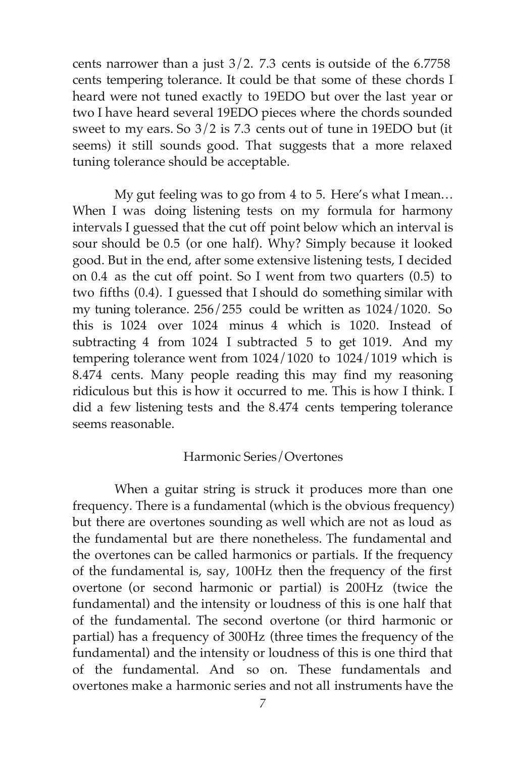cents narrower than a just 3/2. 7.3 cents is outside of the 6.7758 cents tempering tolerance. It could be that some of these chords I heard were not tuned exactly to 19EDO but over the last year or two I have heard several 19EDO pieces where the chords sounded sweet to my ears. So 3/2 is 7.3 cents out of tune in 19EDO but (it seems) it still sounds good. That suggests that a more relaxed tuning tolerance should be acceptable.

My gut feeling was to go from 4 to 5. Here's what I mean… When I was doing listening tests on my formula for harmony intervals I guessed that the cut off point below which an interval is sour should be 0.5 (or one half). Why? Simply because it looked good. But in the end, after some extensive listening tests, I decided on 0.4 as the cut off point. So I went from two quarters (0.5) to two fifths (0.4). I guessed that I should do something similar with my tuning tolerance. 256/255 could be written as 1024/1020. So this is 1024 over 1024 minus 4 which is 1020. Instead of subtracting 4 from 1024 I subtracted 5 to get 1019. And my tempering tolerance went from 1024/1020 to 1024/1019 which is 8.474 cents. Many people reading this may find my reasoning ridiculous but this is how it occurred to me. This is how I think. I did a few listening tests and the 8.474 cents tempering tolerance seems reasonable.

## Harmonic Series/Overtones

When a guitar string is struck it produces more than one frequency. There is a fundamental (which is the obvious frequency) but there are overtones sounding as well which are not as loud as the fundamental but are there nonetheless. The fundamental and the overtones can be called harmonics or partials. If the frequency of the fundamental is, say, 100Hz then the frequency of the first overtone (or second harmonic or partial) is 200Hz (twice the fundamental) and the intensity or loudness of this is one half that of the fundamental. The second overtone (or third harmonic or partial) has a frequency of 300Hz (three times the frequency of the fundamental) and the intensity or loudness of this is one third that of the fundamental. And so on. These fundamentals and overtones make a harmonic series and not all instruments have the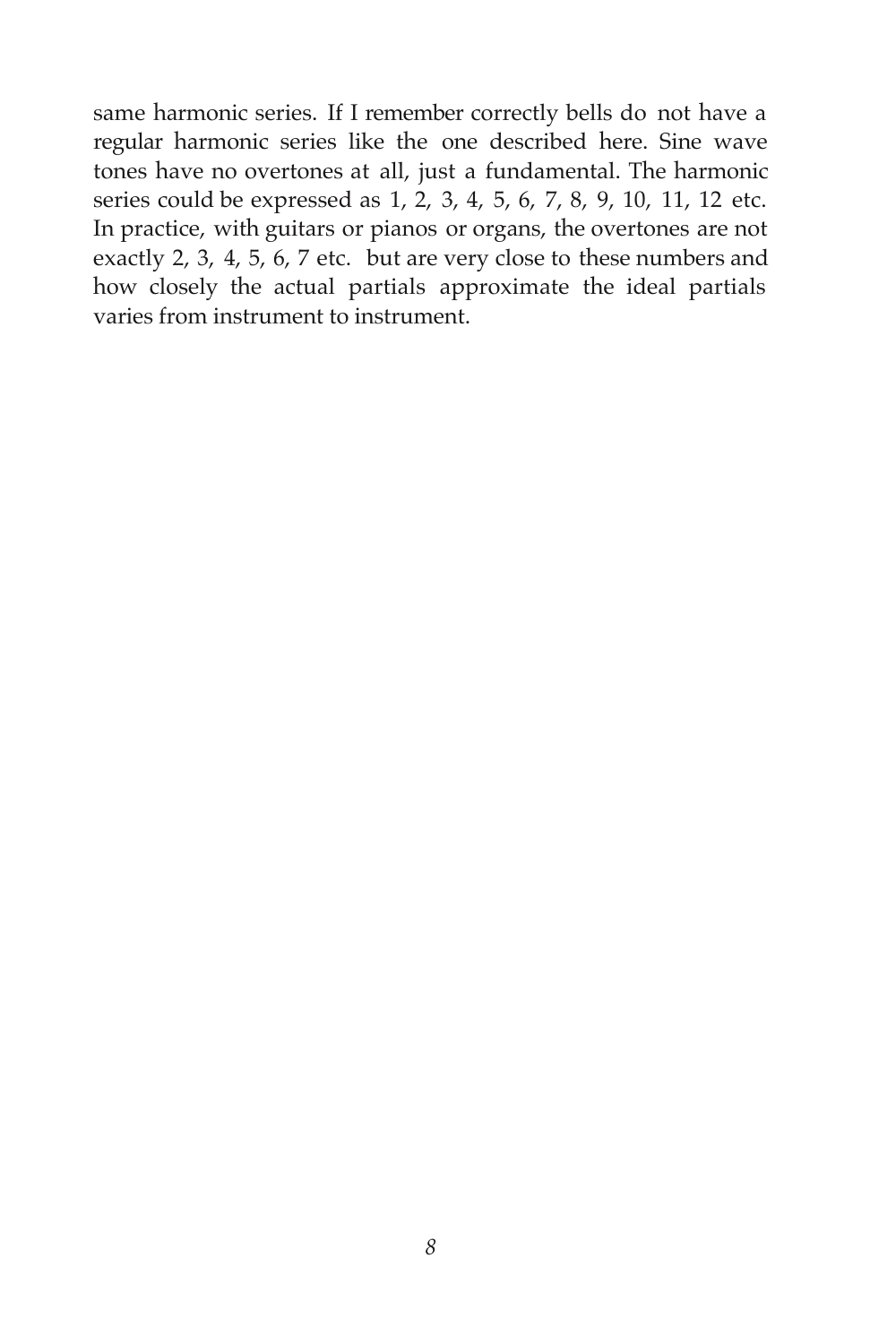same harmonic series. If I remember correctly bells do not have a regular harmonic series like the one described here. Sine wave tones have no overtones at all, just a fundamental. The harmonic series could be expressed as 1, 2, 3, 4, 5, 6, 7, 8, 9, 10, 11, 12 etc. In practice, with guitars or pianos or organs, the overtones are not exactly 2, 3, 4, 5, 6, 7 etc. but are very close to these numbers and how closely the actual partials approximate the ideal partials varies from instrument to instrument.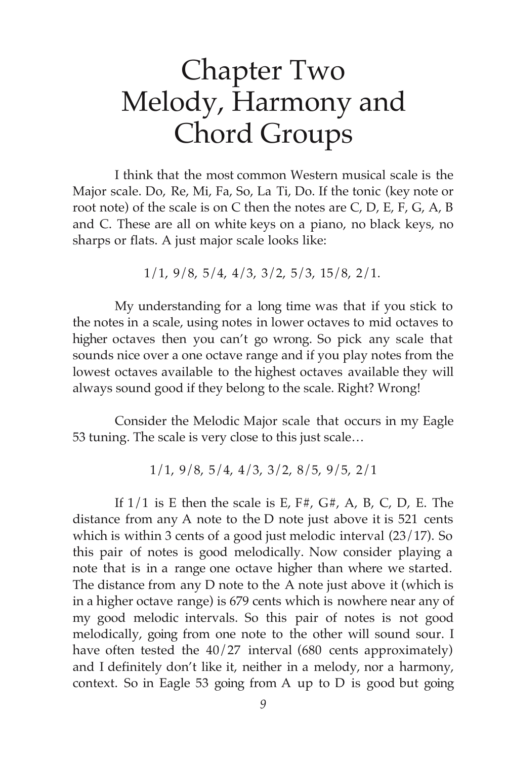# Chapter Two
# Melody, Harmony and Chord Groups

I think that the most common Western musical scale is the Major scale. Do, Re, Mi, Fa, So, La Ti, Do. If the tonic (key note or root note) of the scale is on C then the notes are C, D, E, F, G, A, B and C. These are all on white keys on a piano, no black keys, no sharps or flats. A just major scale looks like:

1/1, 9/8, 5/4, 4/3, 3/2, 5/3, 15/8, 2/1.

My understanding for a long time was that if you stick to the notes in a scale, using notes in lower octaves to mid octaves to higher octaves then you can't go wrong. So pick any scale that sounds nice over a one octave range and if you play notes from the lowest octaves available to the highest octaves available they will always sound good if they belong to the scale. Right? Wrong!

Consider the Melodic Major scale that occurs in my Eagle 53 tuning. The scale is very close to this just scale…

1/1, 9/8, 5/4, 4/3, 3/2, 8/5, 9/5, 2/1

If 1/1 is E then the scale is E, F#, G#, A, B, C, D, E. The distance from any A note to the D note just above it is 521 cents which is within 3 cents of a good just melodic interval (23/17). So this pair of notes is good melodically. Now consider playing a note that is in a range one octave higher than where we started. The distance from any D note to the A note just above it (which is in a higher octave range) is 679 cents which is nowhere near any of my good melodic intervals. So this pair of notes is not good melodically, going from one note to the other will sound sour. I have often tested the 40/27 interval (680 cents approximately) and I definitely don't like it, neither in a melody, nor a harmony, context. So in Eagle 53 going from A up to D is good but going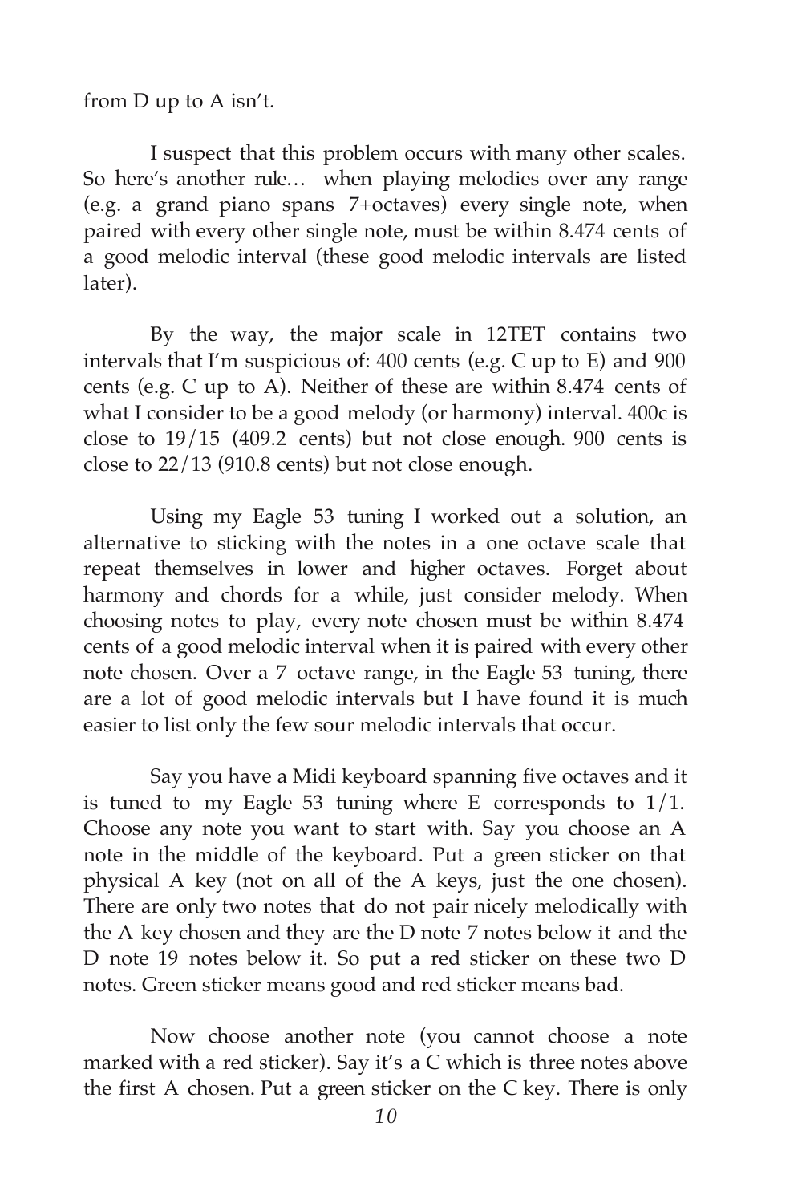from D up to A isn't.

I suspect that this problem occurs with many other scales. So here's another rule… when playing melodies over any range (e.g. a grand piano spans 7+octaves) every single note, when paired with every other single note, must be within 8.474 cents of a good melodic interval (these good melodic intervals are listed later).

By the way, the major scale in 12TET contains two intervals that I'm suspicious of: 400 cents (e.g. C up to E) and 900 cents (e.g. C up to A). Neither of these are within 8.474 cents of what I consider to be a good melody (or harmony) interval. 400c is close to 19/15 (409.2 cents) but not close enough. 900 cents is close to 22/13 (910.8 cents) but not close enough.

Using my Eagle 53 tuning I worked out a solution, an alternative to sticking with the notes in a one octave scale that repeat themselves in lower and higher octaves. Forget about harmony and chords for a while, just consider melody. When choosing notes to play, every note chosen must be within 8.474 cents of a good melodic interval when it is paired with every other note chosen. Over a 7 octave range, in the Eagle 53 tuning, there are a lot of good melodic intervals but I have found it is much easier to list only the few sour melodic intervals that occur.

Say you have a Midi keyboard spanning five octaves and it is tuned to my Eagle 53 tuning where E corresponds to 1/1. Choose any note you want to start with. Say you choose an A note in the middle of the keyboard. Put a green sticker on that physical A key (not on all of the A keys, just the one chosen). There are only two notes that do not pair nicely melodically with the A key chosen and they are the D note 7 notes below it and the D note 19 notes below it. So put a red sticker on these two D notes. Green sticker means good and red sticker means bad.

Now choose another note (you cannot choose a note marked with a red sticker). Say it's a C which is three notes above the first A chosen. Put a green sticker on the C key. There is only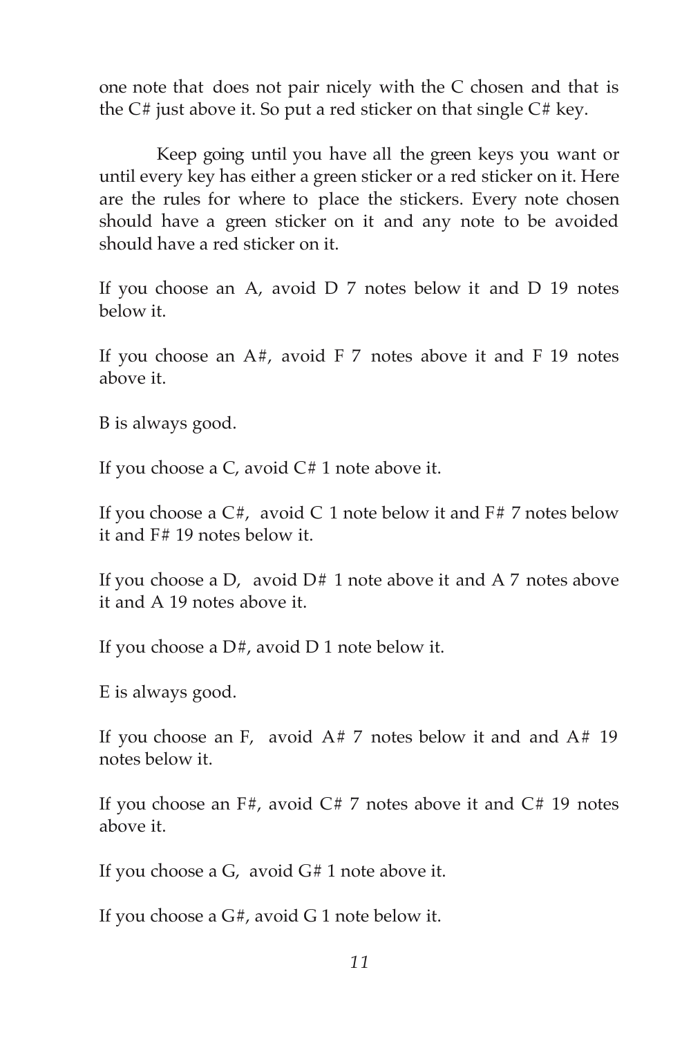one note that does not pair nicely with the C chosen and that is the C# just above it. So put a red sticker on that single C# key.

Keep going until you have all the green keys you want or until every key has either a green sticker or a red sticker on it. Here are the rules for where to place the stickers. Every note chosen should have a green sticker on it and any note to be avoided should have a red sticker on it.

If you choose an A, avoid D 7 notes below it and D 19 notes below it.

If you choose an A#, avoid F 7 notes above it and F 19 notes above it.

B is always good.

If you choose a C, avoid C# 1 note above it.

If you choose a C#, avoid C 1 note below it and F# 7 notes below it and F# 19 notes below it.

If you choose a D, avoid D# 1 note above it and A 7 notes above it and A 19 notes above it.

If you choose a D#, avoid D 1 note below it.

E is always good.

If you choose an F, avoid A# 7 notes below it and and A# 19 notes below it.

If you choose an F#, avoid C# 7 notes above it and C# 19 notes above it.

If you choose a G, avoid G# 1 note above it.

If you choose a G#, avoid G 1 note below it.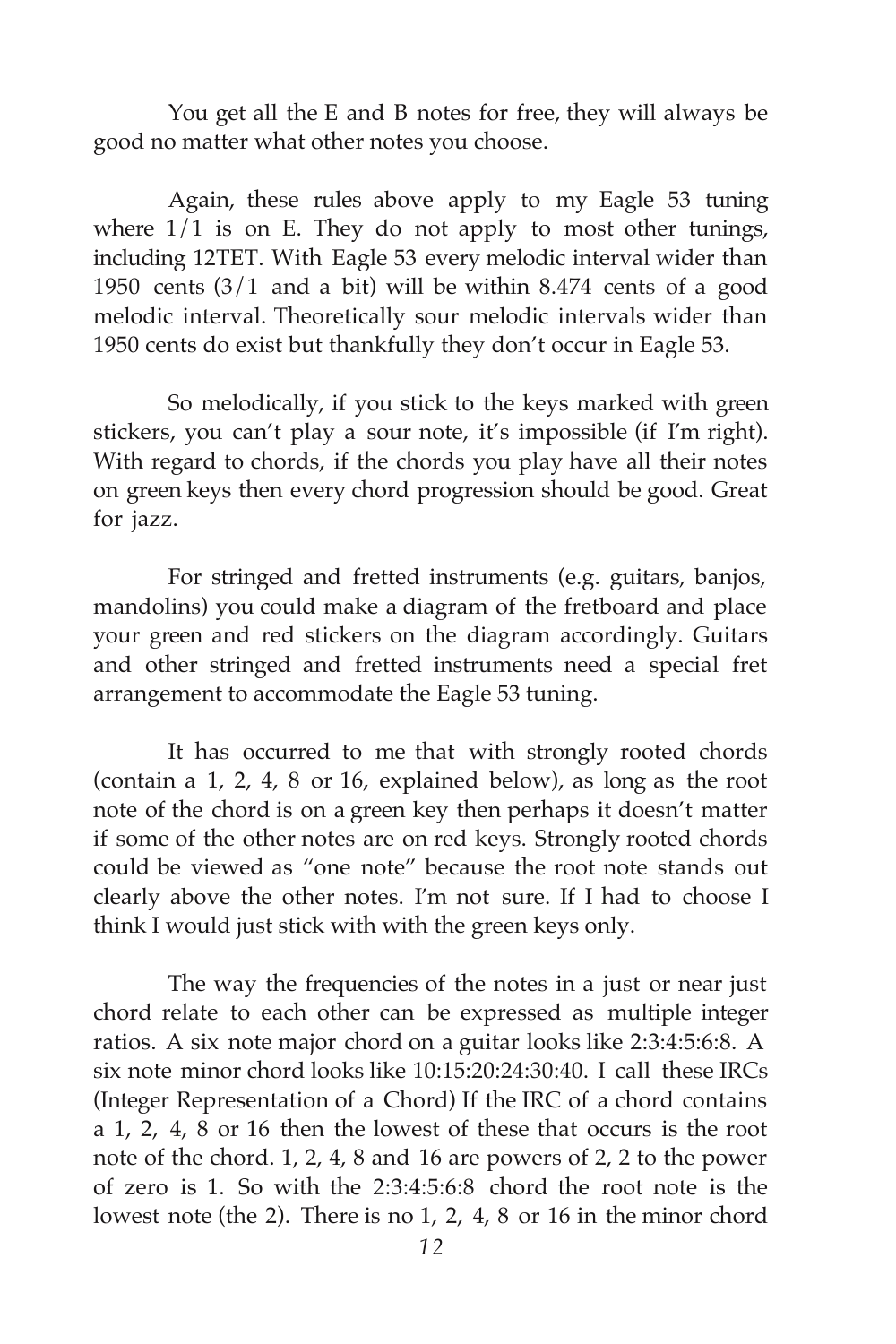You get all the E and B notes for free, they will always be good no matter what other notes you choose.

Again, these rules above apply to my Eagle 53 tuning where 1/1 is on E. They do not apply to most other tunings, including 12TET. With Eagle 53 every melodic interval wider than 1950 cents (3/1 and a bit) will be within 8.474 cents of a good melodic interval. Theoretically sour melodic intervals wider than 1950 cents do exist but thankfully they don't occur in Eagle 53.

So melodically, if you stick to the keys marked with green stickers, you can't play a sour note, it's impossible (if I'm right). With regard to chords, if the chords you play have all their notes on green keys then every chord progression should be good. Great for jazz.

For stringed and fretted instruments (e.g. guitars, banjos, mandolins) you could make a diagram of the fretboard and place your green and red stickers on the diagram accordingly. Guitars and other stringed and fretted instruments need a special fret arrangement to accommodate the Eagle 53 tuning.

It has occurred to me that with strongly rooted chords (contain a 1, 2, 4, 8 or 16, explained below), as long as the root note of the chord is on a green key then perhaps it doesn't matter if some of the other notes are on red keys. Strongly rooted chords could be viewed as "one note" because the root note stands out clearly above the other notes. I'm not sure. If I had to choose I think I would just stick with with the green keys only.

The way the frequencies of the notes in a just or near just chord relate to each other can be expressed as multiple integer ratios. A six note major chord on a guitar looks like 2:3:4:5:6:8. A six note minor chord looks like 10:15:20:24:30:40. I call these IRCs (Integer Representation of a Chord) If the IRC of a chord contains a 1, 2, 4, 8 or 16 then the lowest of these that occurs is the root note of the chord. 1, 2, 4, 8 and 16 are powers of 2, 2 to the power of zero is 1. So with the 2:3:4:5:6:8 chord the root note is the lowest note (the 2). There is no 1, 2, 4, 8 or 16 in the minor chord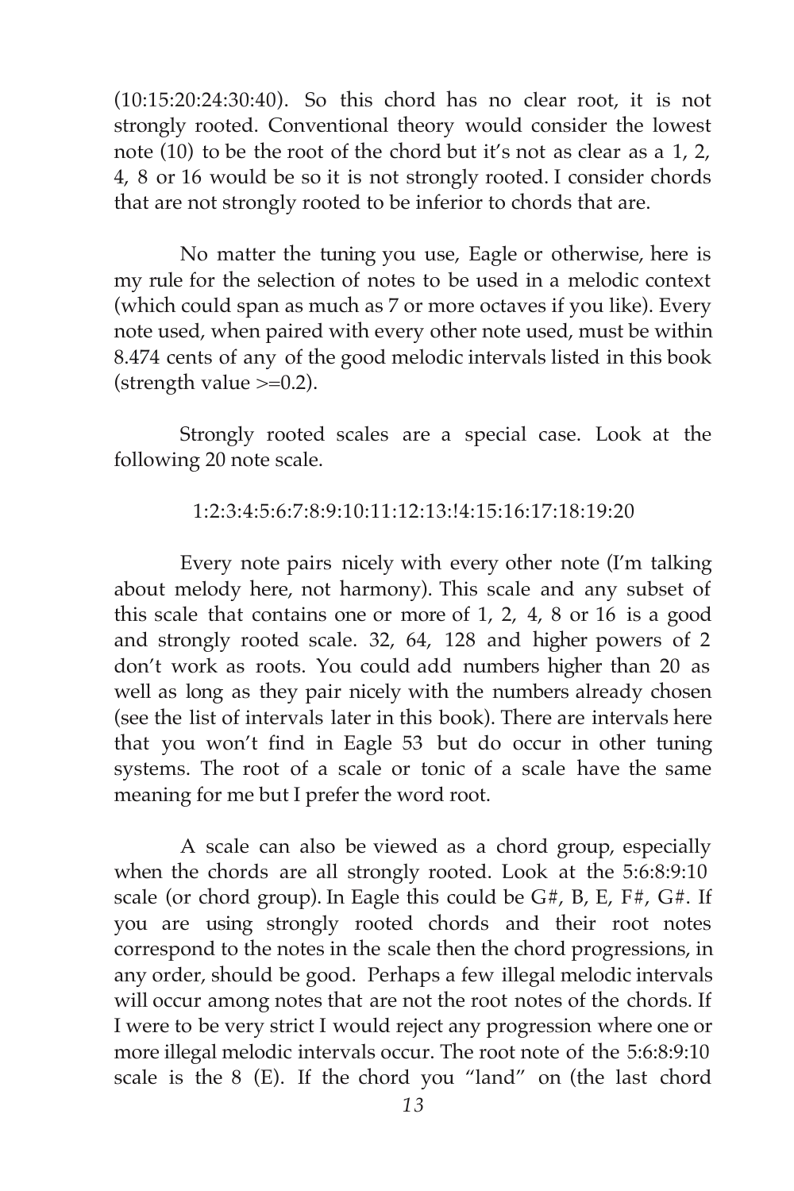(10:15:20:24:30:40). So this chord has no clear root, it is not strongly rooted. Conventional theory would consider the lowest note (10) to be the root of the chord but it's not as clear as a 1, 2, 4, 8 or 16 would be so it is not strongly rooted. I consider chords that are not strongly rooted to be inferior to chords that are.

No matter the tuning you use, Eagle or otherwise, here is my rule for the selection of notes to be used in a melodic context (which could span as much as 7 or more octaves if you like). Every note used, when paired with every other note used, must be within 8.474 cents of any of the good melodic intervals listed in this book (strength value >=0.2).

Strongly rooted scales are a special case. Look at the following 20 note scale.

1:2:3:4:5:6:7:8:9:10:11:12:13:!4:15:16:17:18:19:20

Every note pairs nicely with every other note (I'm talking about melody here, not harmony). This scale and any subset of this scale that contains one or more of 1, 2, 4, 8 or 16 is a good and strongly rooted scale. 32, 64, 128 and higher powers of 2 don't work as roots. You could add numbers higher than 20 as well as long as they pair nicely with the numbers already chosen (see the list of intervals later in this book). There are intervals here that you won't find in Eagle 53 but do occur in other tuning systems. The root of a scale or tonic of a scale have the same meaning for me but I prefer the word root.

A scale can also be viewed as a chord group, especially when the chords are all strongly rooted. Look at the 5:6:8:9:10 scale (or chord group). In Eagle this could be G#, B, E, F#, G#. If you are using strongly rooted chords and their root notes correspond to the notes in the scale then the chord progressions, in any order, should be good. Perhaps a few illegal melodic intervals will occur among notes that are not the root notes of the chords. If I were to be very strict I would reject any progression where one or more illegal melodic intervals occur. The root note of the 5:6:8:9:10 scale is the 8 (E). If the chord you "land" on (the last chord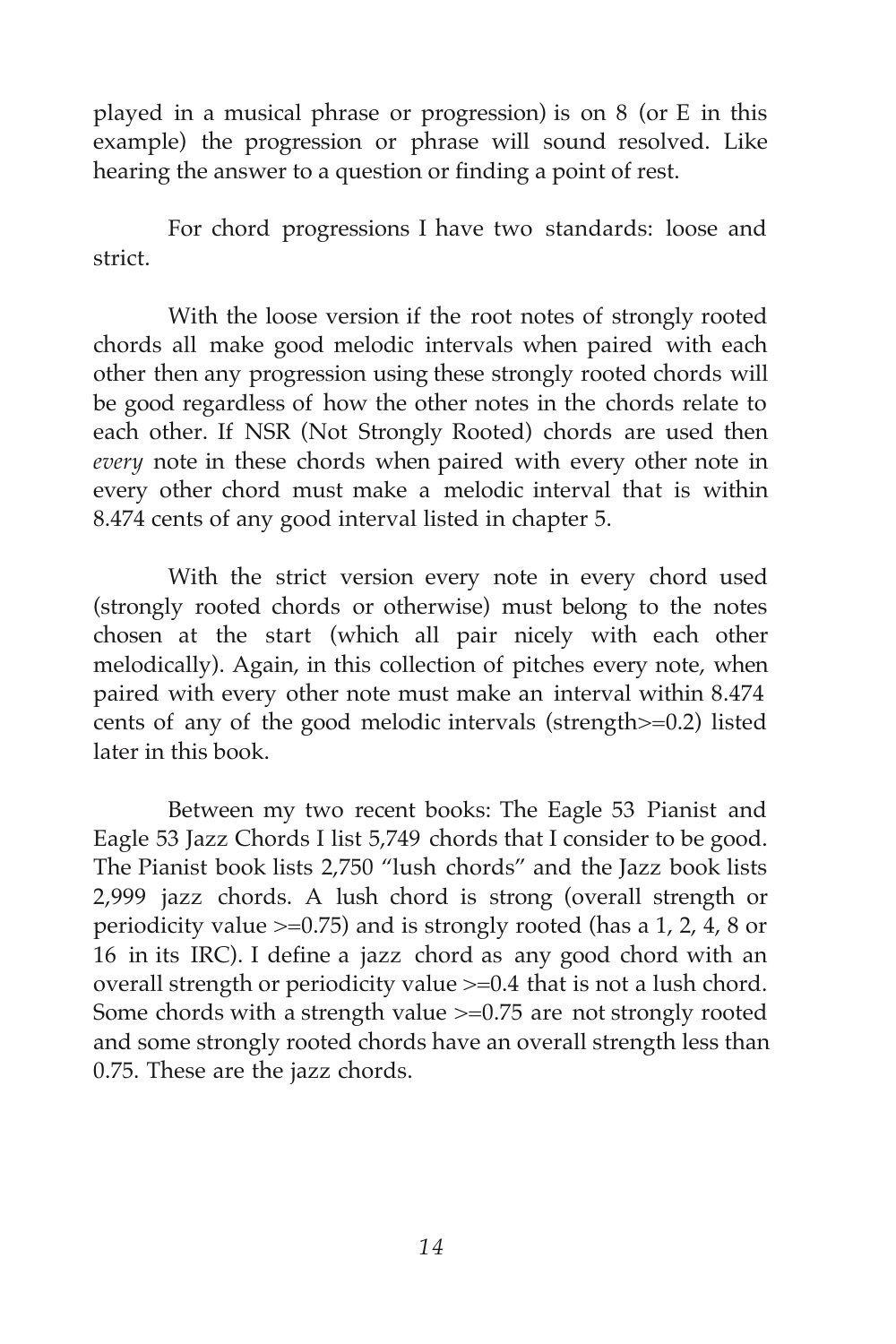played in a musical phrase or progression) is on 8 (or E in this example) the progression or phrase will sound resolved. Like hearing the answer to a question or finding a point of rest.

For chord progressions I have two standards: loose and strict.

With the loose version if the root notes of strongly rooted chords all make good melodic intervals when paired with each other then any progression using these strongly rooted chords will be good regardless of how the other notes in the chords relate to each other. If NSR (Not Strongly Rooted) chords are used then *every* note in these chords when paired with every other note in every other chord must make a melodic interval that is within 8.474 cents of any good interval listed in chapter 5.

With the strict version every note in every chord used (strongly rooted chords or otherwise) must belong to the notes chosen at the start (which all pair nicely with each other melodically). Again, in this collection of pitches every note, when paired with every other note must make an interval within 8.474 cents of any of the good melodic intervals (strength>=0.2) listed later in this book.

Between my two recent books: The Eagle 53 Pianist and Eagle 53 Jazz Chords I list 5,749 chords that I consider to be good. The Pianist book lists 2,750 "lush chords" and the Jazz book lists 2,999 jazz chords. A lush chord is strong (overall strength or periodicity value >=0.75) and is strongly rooted (has a 1, 2, 4, 8 or 16 in its IRC). I define a jazz chord as any good chord with an overall strength or periodicity value >=0.4 that is not a lush chord. Some chords with a strength value >=0.75 are not strongly rooted and some strongly rooted chords have an overall strength less than 0.75. These are the jazz chords.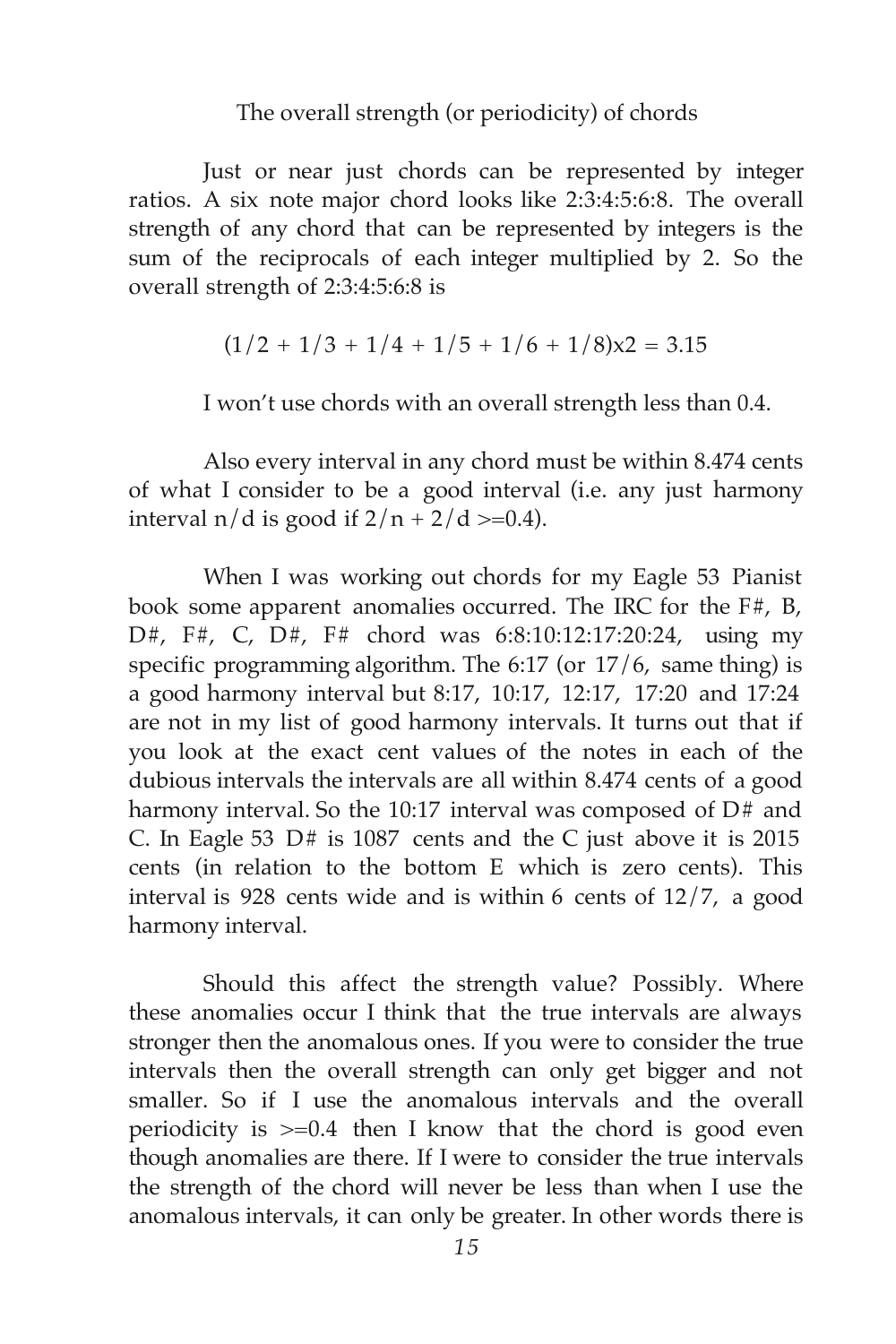## The overall strength (or periodicity) of chords

Just or near just chords can be represented by integer ratios. A six note major chord looks like 2:3:4:5:6:8. The overall strength of any chord that can be represented by integers is the sum of the reciprocals of each integer multiplied by 2. So the overall strength of 2:3:4:5:6:8 is

$$(1/2 + 1/3 + 1/4 + 1/5 + 1/6 + 1/8) \times 2 = 3.15$$

I won't use chords with an overall strength less than 0.4.

Also every interval in any chord must be within 8.474 cents of what I consider to be a good interval (i.e. any just harmony interval $n/d$ is good if $2/n + 2/d >= 0.4$).

When I was working out chords for my Eagle 53 Pianist book some apparent anomalies occurred. The IRC for the F#, B, D#, F#, C, D#, F# chord was 6:8:10:12:17:20:24, using my specific programming algorithm. The 6:17 (or 17/6, same thing) is a good harmony interval but 8:17, 10:17, 12:17, 17:20 and 17:24 are not in my list of good harmony intervals. It turns out that if you look at the exact cent values of the notes in each of the dubious intervals the intervals are all within 8.474 cents of a good harmony interval. So the 10:17 interval was composed of D# and C. In Eagle 53 D# is 1087 cents and the C just above it is 2015 cents (in relation to the bottom E which is zero cents). This interval is 928 cents wide and is within 6 cents of 12/7, a good harmony interval.

Should this affect the strength value? Possibly. Where these anomalies occur I think that the true intervals are always stronger then the anomalous ones. If you were to consider the true intervals then the overall strength can only get bigger and not smaller. So if I use the anomalous intervals and the overall periodicity is >=0.4 then I know that the chord is good even though anomalies are there. If I were to consider the true intervals the strength of the chord will never be less than when I use the anomalous intervals, it can only be greater. In other words there is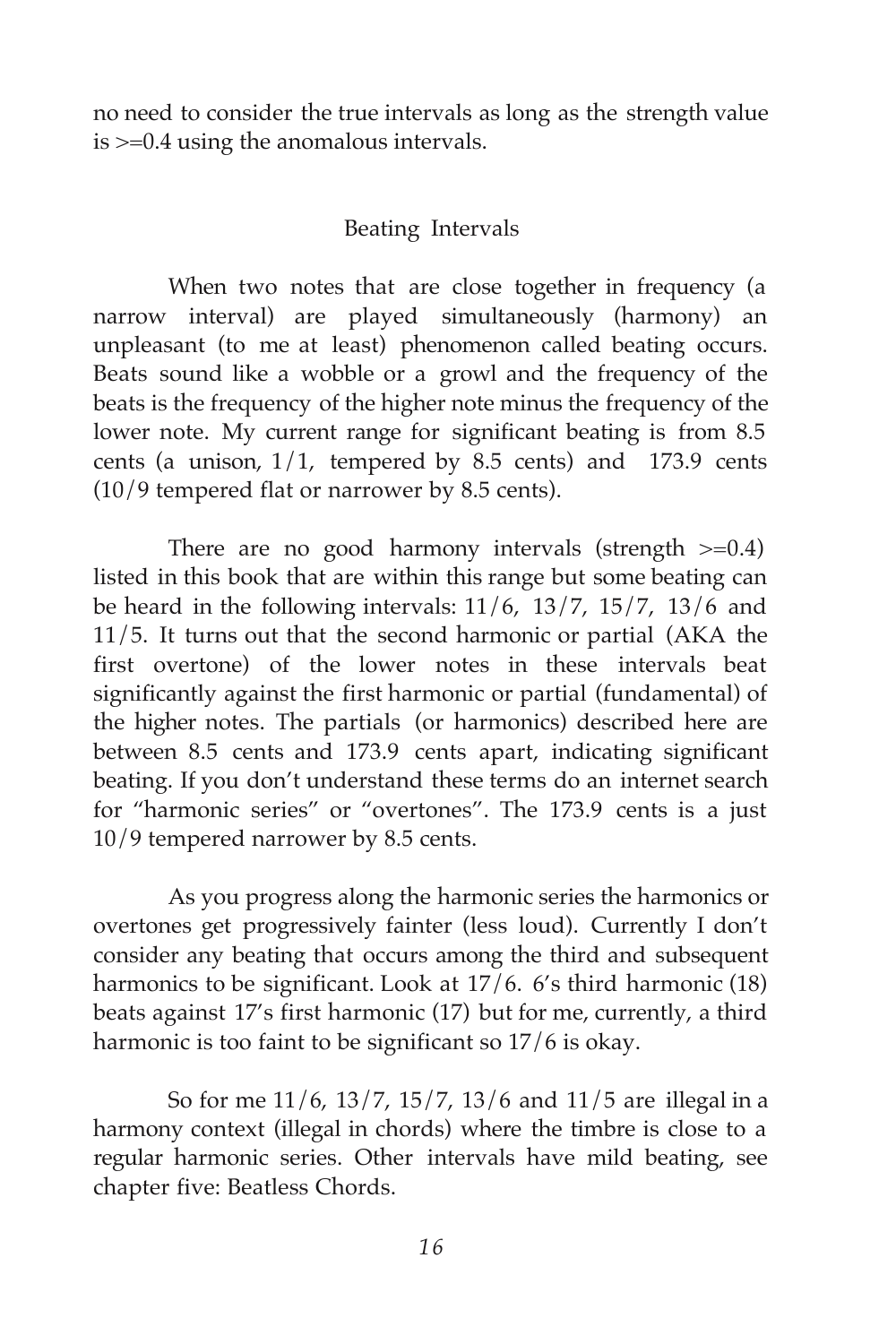no need to consider the true intervals as long as the strength value is >=0.4 using the anomalous intervals.

## Beating Intervals

When two notes that are close together in frequency (a narrow interval) are played simultaneously (harmony) an unpleasant (to me at least) phenomenon called beating occurs. Beats sound like a wobble or a growl and the frequency of the beats is the frequency of the higher note minus the frequency of the lower note. My current range for significant beating is from 8.5 cents (a unison, 1/1, tempered by 8.5 cents) and 173.9 cents (10/9 tempered flat or narrower by 8.5 cents).

There are no good harmony intervals (strength >=0.4) listed in this book that are within this range but some beating can be heard in the following intervals: 11/6, 13/7, 15/7, 13/6 and 11/5. It turns out that the second harmonic or partial (AKA the first overtone) of the lower notes in these intervals beat significantly against the first harmonic or partial (fundamental) of the higher notes. The partials (or harmonics) described here are between 8.5 cents and 173.9 cents apart, indicating significant beating. If you don't understand these terms do an internet search for "harmonic series" or "overtones". The 173.9 cents is a just 10/9 tempered narrower by 8.5 cents.

As you progress along the harmonic series the harmonics or overtones get progressively fainter (less loud). Currently I don't consider any beating that occurs among the third and subsequent harmonics to be significant. Look at 17/6. 6's third harmonic (18) beats against 17's first harmonic (17) but for me, currently, a third harmonic is too faint to be significant so 17/6 is okay.

So for me 11/6, 13/7, 15/7, 13/6 and 11/5 are illegal in a harmony context (illegal in chords) where the timbre is close to a regular harmonic series. Other intervals have mild beating, see chapter five: Beatless Chords.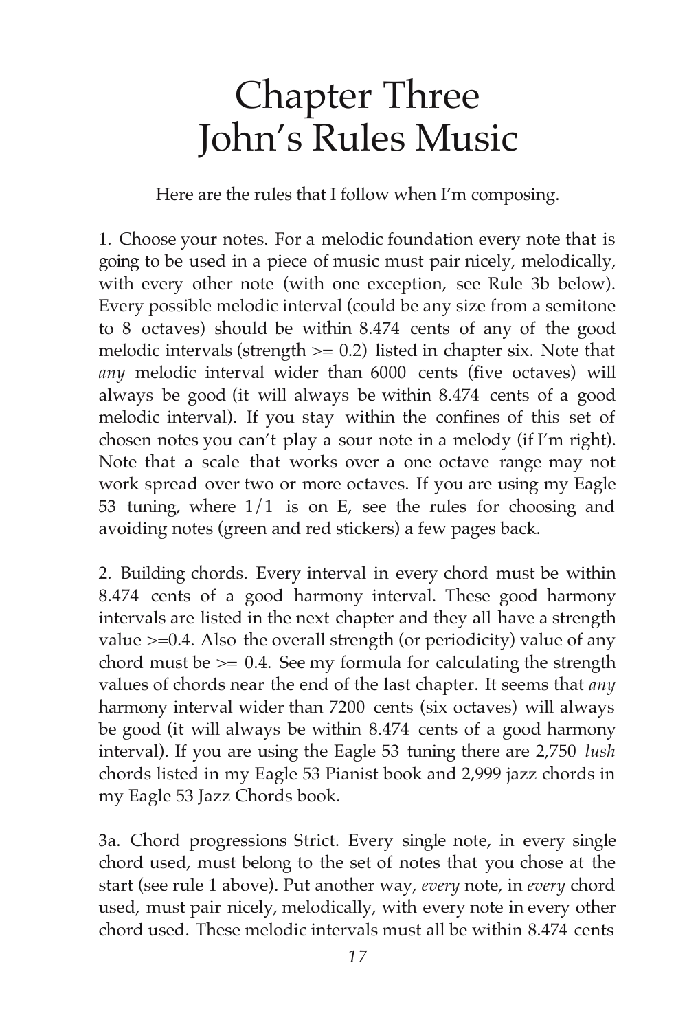# Chapter Three
# John's Rules Music

Here are the rules that I follow when I'm composing.

1. Choose your notes. For a melodic foundation every note that is going to be used in a piece of music must pair nicely, melodically, with every other note (with one exception, see Rule 3b below). Every possible melodic interval (could be any size from a semitone to 8 octaves) should be within 8.474 cents of any of the good melodic intervals (strength >= 0.2) listed in chapter six. Note that *any* melodic interval wider than 6000 cents (five octaves) will always be good (it will always be within 8.474 cents of a good melodic interval). If you stay within the confines of this set of chosen notes you can't play a sour note in a melody (if I'm right). Note that a scale that works over a one octave range may not work spread over two or more octaves. If you are using my Eagle 53 tuning, where 1/1 is on E, see the rules for choosing and avoiding notes (green and red stickers) a few pages back.

2. Building chords. Every interval in every chord must be within 8.474 cents of a good harmony interval. These good harmony intervals are listed in the next chapter and they all have a strength value >=0.4. Also the overall strength (or periodicity) value of any chord must be >= 0.4. See my formula for calculating the strength values of chords near the end of the last chapter. It seems that *any* harmony interval wider than 7200 cents (six octaves) will always be good (it will always be within 8.474 cents of a good harmony interval). If you are using the Eagle 53 tuning there are 2,750 *lush* chords listed in my Eagle 53 Pianist book and 2,999 jazz chords in my Eagle 53 Jazz Chords book.

3a. Chord progressions Strict. Every single note, in every single chord used, must belong to the set of notes that you chose at the start (see rule 1 above). Put another way, *every* note, in *every* chord used, must pair nicely, melodically, with every note in every other chord used. These melodic intervals must all be within 8.474 cents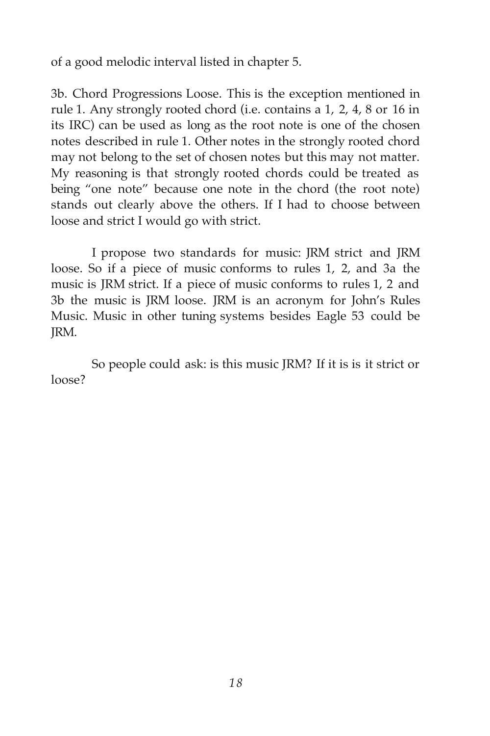of a good melodic interval listed in chapter 5.

3b. Chord Progressions Loose. This is the exception mentioned in rule 1. Any strongly rooted chord (i.e. contains a 1, 2, 4, 8 or 16 in its IRC) can be used as long as the root note is one of the chosen notes described in rule 1. Other notes in the strongly rooted chord may not belong to the set of chosen notes but this may not matter. My reasoning is that strongly rooted chords could be treated as being "one note" because one note in the chord (the root note) stands out clearly above the others. If I had to choose between loose and strict I would go with strict.

I propose two standards for music: JRM strict and JRM loose. So if a piece of music conforms to rules 1, 2, and 3a the music is JRM strict. If a piece of music conforms to rules 1, 2 and 3b the music is JRM loose. JRM is an acronym for John's Rules Music. Music in other tuning systems besides Eagle 53 could be JRM.

So people could ask: is this music JRM? If it is is it strict or loose?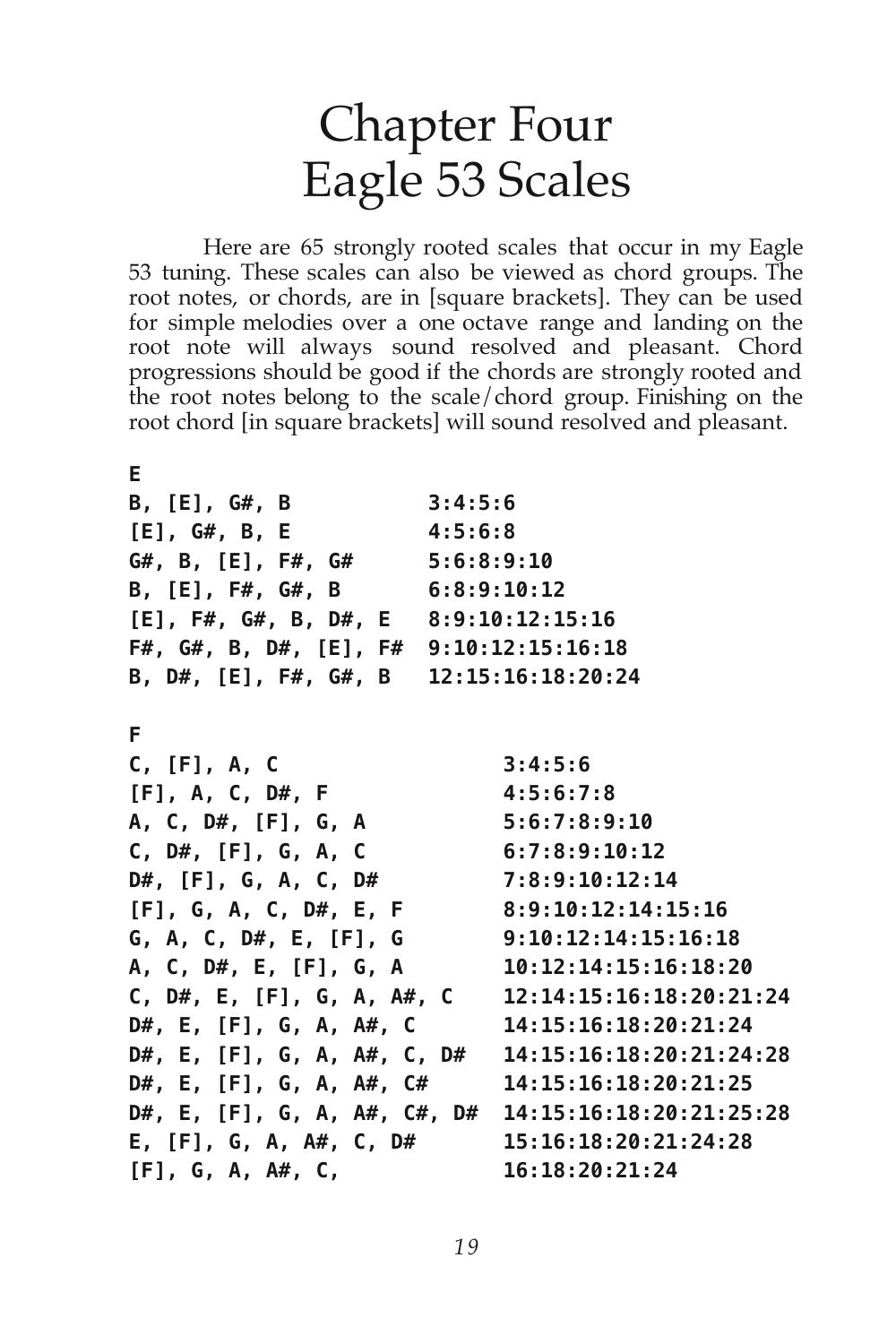# Chapter Four
# Eagle 53 Scales

Here are 65 strongly rooted scales that occur in my Eagle 53 tuning. These scales can also be viewed as chord groups. The root notes, or chords, are in [square brackets]. They can be used for simple melodies over a one octave range and landing on the root note will always sound resolved and pleasant. Chord progressions should be good if the chords are strongly rooted and the root notes belong to the scale/chord group. Finishing on the root chord [in square brackets] will sound resolved and pleasant.

```
E
B, [E], G#, B          3:4:5:6
[E], G#, B, E          4:5:6:8
G#, B, [E], F#, G#     5:6:8:9:10
B, [E], F#, G#, B      6:8:9:10:12
[E], F#, G#, B, D#, E  8:9:10:12:15:16
F#, G#, B, D#, [E], F# 9:10:12:15:16:18
B, D#, [E], F#, G#, B  12:15:16:18:20:24

F
C, [F], A, C                 3:4:5:6
[F], A, C, D#, F             4:5:6:7:8
A, C, D#, [F], G, A          5:6:7:8:9:10
C, D#, [F], G, A, C          6:7:8:9:10:12
D#, [F], G, A, C, D#         7:8:9:10:12:14
[F], G, A, C, D#, E, F       8:9:10:12:14:15:16
G, A, C, D#, E, [F], G       9:10:12:14:15:16:18
A, C, D#, E, [F], G, A       10:12:14:15:16:18:20
C, D#, E, [F], G, A, A#, C   12:14:15:16:18:20:21:24
D#, E, [F], G, A, A#, C      14:15:16:18:20:21:24
D#, E, [F], G, A, A#, C, D#  14:15:16:18:20:21:24:28
D#, E, [F], G, A, A#, C#     14:15:16:18:20:21:25
D#, E, [F], G, A, A#, C#, D# 14:15:16:18:20:21:25:28
E, [F], G, A, A#, C, D#      15:16:18:20:21:24:28
[F], G, A, A#, C,            16:18:20:21:24
```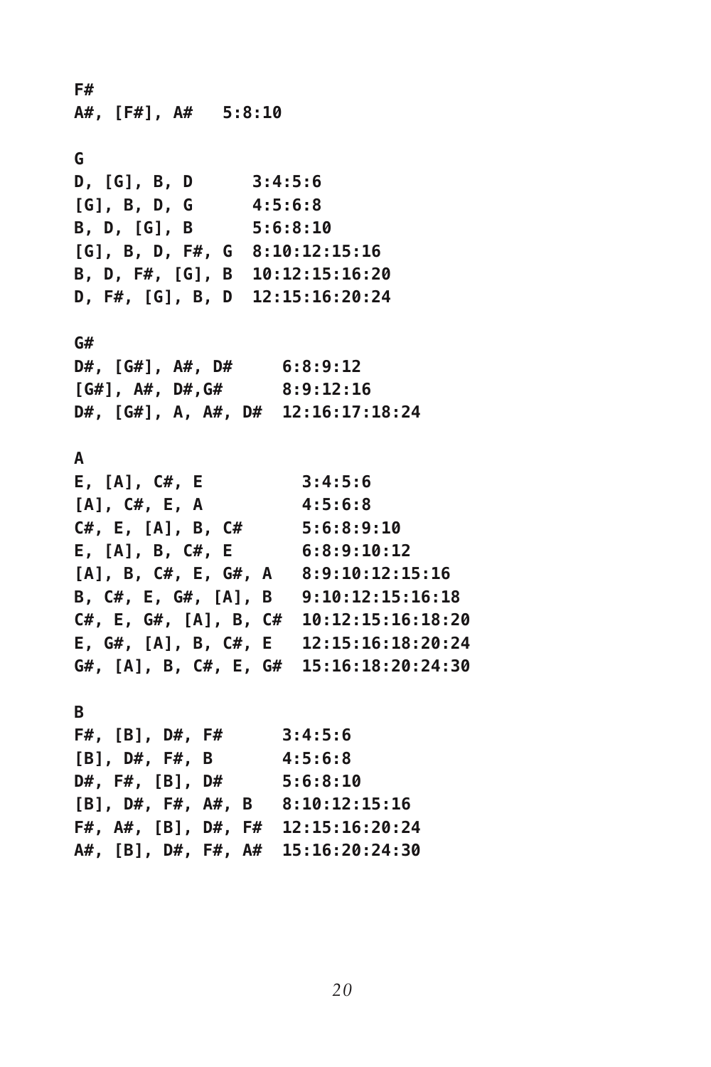```
F#
A#, [F#], A#   5:8:10

G
D, [G], B, D      3:4:5:6
[G], B, D, G      4:5:6:8
B, D, [G], B      5:6:8:10
[G], B, D, F#, G  8:10:12:15:16
B, D, F#, [G], B  10:12:15:16:20
D, F#, [G], B, D  12:15:16:20:24

G#
D#, [G#], A#, D#     6:8:9:12
[G#], A#, D#,G#      8:9:12:16
D#, [G#], A, A#, D#  12:16:17:18:24

A
E, [A], C#, E          3:4:5:6
[A], C#, E, A          4:5:6:8
C#, E, [A], B, C#      5:6:8:9:10
E, [A], B, C#, E       6:8:9:10:12
[A], B, C#, E, G#, A   8:9:10:12:15:16
B, C#, E, G#, [A], B   9:10:12:15:16:18
C#, E, G#, [A], B, C#  10:12:15:16:18:20
E, G#, [A], B, C#, E   12:15:16:18:20:24
G#, [A], B, C#, E, G#  15:16:18:20:24:30

B
F#, [B], D#, F#      3:4:5:6
[B], D#, F#, B       4:5:6:8
D#, F#, [B], D#      5:6:8:10
[B], D#, F#, A#, B   8:10:12:15:16
F#, A#, [B], D#, F#  12:15:16:20:24
A#, [B], D#, F#, A#  15:16:20:24:30
```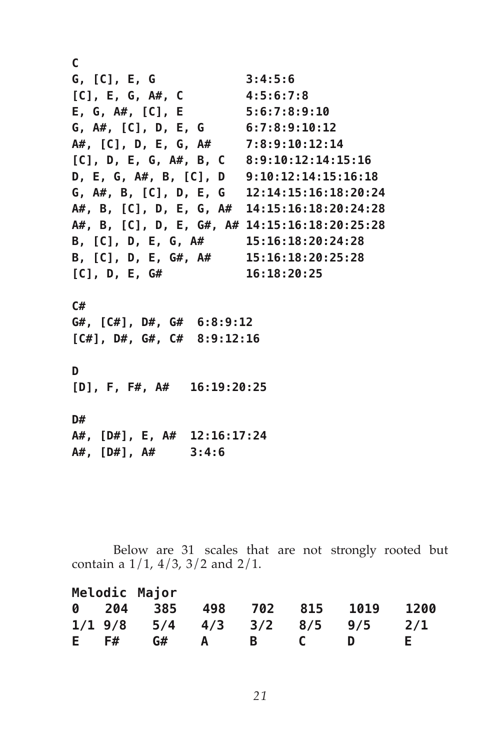```
C
G, [C], E, G             3:4:5:6
[C], E, G, A#, C         4:5:6:7:8
E, G, A#, [C], E         5:6:7:8:9:10
G, A#, [C], D, E, G      6:7:8:9:10:12
A#, [C], D, E, G, A#     7:8:9:10:12:14
[C], D, E, G, A#, B, C   8:9:10:12:14:15:16
D, E, G, A#, B, [C], D   9:10:12:14:15:16:18
G, A#, B, [C], D, E, G   12:14:15:16:18:20:24
A#, B, [C], D, E, G, A#  14:15:16:18:20:24:28
A#, B, [C], D, E, G#, A# 14:15:16:18:20:25:28
B, [C], D, E, G, A#      15:16:18:20:24:28
B, [C], D, E, G#, A#     15:16:18:20:25:28
[C], D, E, G#            16:18:20:25

C#
G#, [C#], D#, G#  6:8:9:12
[C#], D#, G#, C#  8:9:12:16

D
[D], F, F#, A#   16:19:20:25

D#
A#, [D#], E, A#  12:16:17:24
A#, [D#], A#     3:4:6
```

Below are 31 scales that are not strongly rooted but contain a 1/1, 4/3, 3/2 and 2/1.

**Melodic Major**

| 0 | 204 | 385 | 498 | 702 | 815 | 1019 | 1200 |
|---|---|---|---|---|---|---|---|
| 1/1 | 9/8 | 5/4 | 4/3 | 3/2 | 8/5 | 9/5 | 2/1 |
| E | F# | G# | A | B | C | D | E |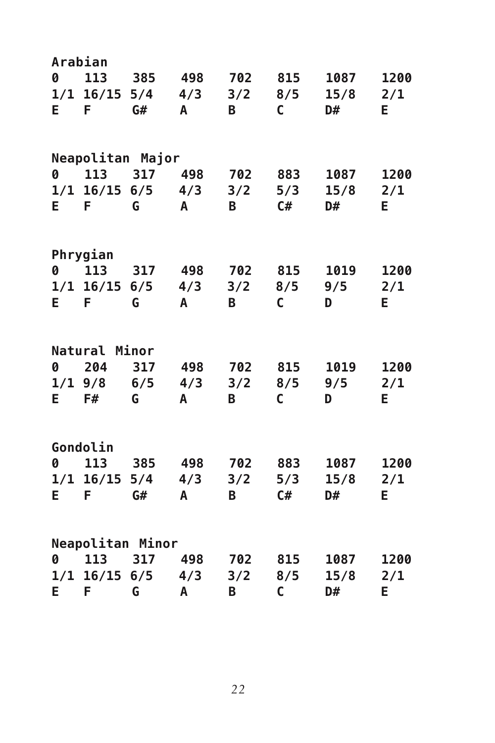**Arabian**

| 0 | 113 | 385 | 498 | 702 | 815 | 1087 | 1200 |
|---|---|---|---|---|---|---|---|
| 1/1 | 16/15 | 5/4 | 4/3 | 3/2 | 8/5 | 15/8 | 2/1 |
| E | F | G# | A | B | C | D# | E |

**Neapolitan Major**

| 0 | 113 | 317 | 498 | 702 | 883 | 1087 | 1200 |
|---|---|---|---|---|---|---|---|
| 1/1 | 16/15 | 6/5 | 4/3 | 3/2 | 5/3 | 15/8 | 2/1 |
| E | F | G | A | B | C# | D# | E |

**Phrygian**

| 0 | 113 | 317 | 498 | 702 | 815 | 1019 | 1200 |
|---|---|---|---|---|---|---|---|
| 1/1 | 16/15 | 6/5 | 4/3 | 3/2 | 8/5 | 9/5 | 2/1 |
| E | F | G | A | B | C | D | E |

**Natural Minor**

| 0 | 204 | 317 | 498 | 702 | 815 | 1019 | 1200 |
|---|---|---|---|---|---|---|---|
| 1/1 | 9/8 | 6/5 | 4/3 | 3/2 | 8/5 | 9/5 | 2/1 |
| E | F# | G | A | B | C | D | E |

**Gondolin**

| 0 | 113 | 385 | 498 | 702 | 883 | 1087 | 1200 |
|---|---|---|---|---|---|---|---|
| 1/1 | 16/15 | 5/4 | 4/3 | 3/2 | 5/3 | 15/8 | 2/1 |
| E | F | G# | A | B | C# | D# | E |

**Neapolitan Minor**

| 0 | 113 | 317 | 498 | 702 | 815 | 1087 | 1200 |
|---|---|---|---|---|---|---|---|
| 1/1 | 16/15 | 6/5 | 4/3 | 3/2 | 8/5 | 15/8 | 2/1 |
| E | F | G | A | B | C | D# | E |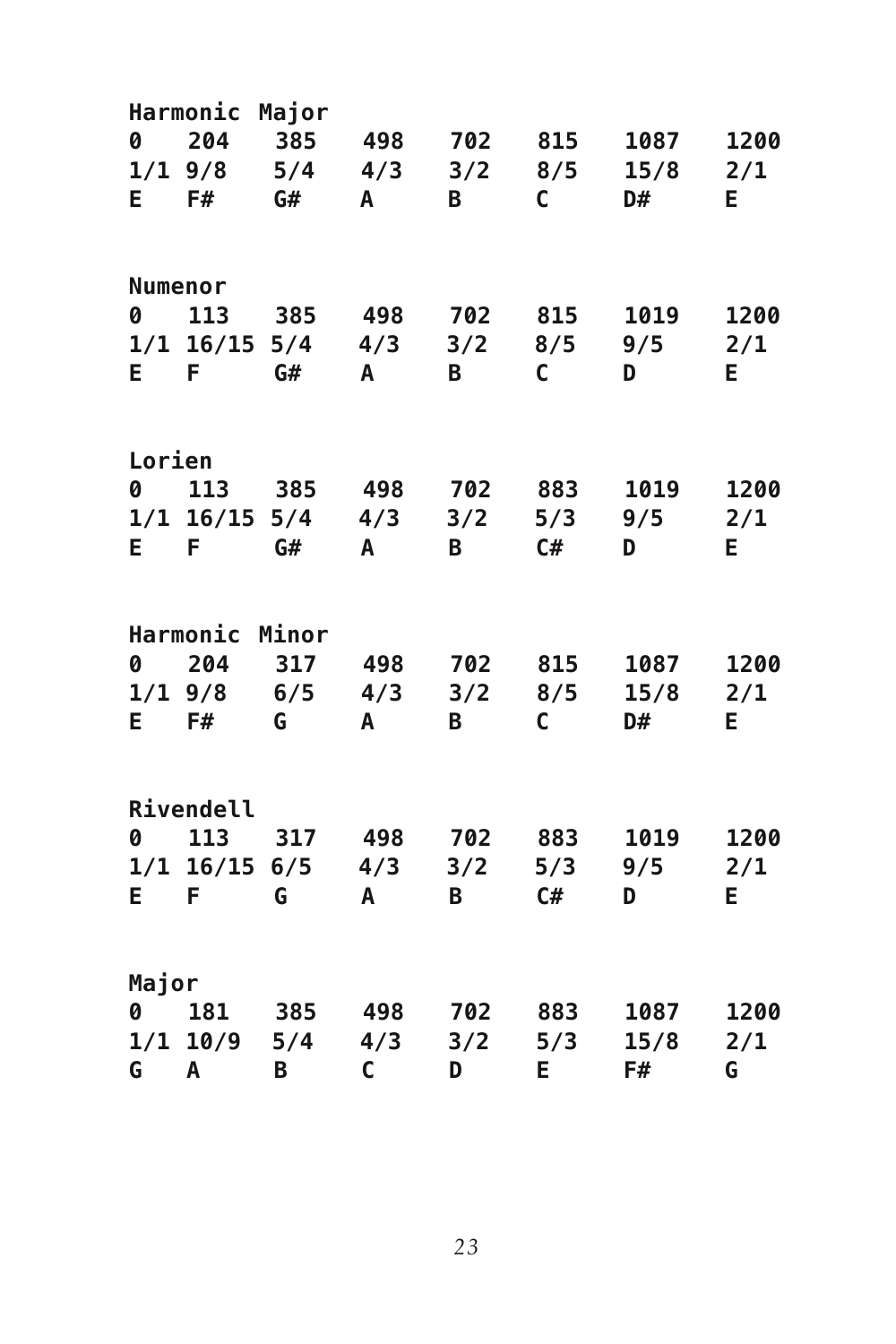**Harmonic Major**

| 0 | 204 | 385 | 498 | 702 | 815 | 1087 | 1200 |
|---|---|---|---|---|---|---|---|
| 1/1 | 9/8 | 5/4 | 4/3 | 3/2 | 8/5 | 15/8 | 2/1 |
| E | F# | G# | A | B | C | D# | E |

**Numenor**

| 0 | 113 | 385 | 498 | 702 | 815 | 1019 | 1200 |
|---|---|---|---|---|---|---|---|
| 1/1 | 16/15 | 5/4 | 4/3 | 3/2 | 8/5 | 9/5 | 2/1 |
| E | F | G# | A | B | C | D | E |

**Lorien**

| 0 | 113 | 385 | 498 | 702 | 883 | 1019 | 1200 |
|---|---|---|---|---|---|---|---|
| 1/1 | 16/15 | 5/4 | 4/3 | 3/2 | 5/3 | 9/5 | 2/1 |
| E | F | G# | A | B | C# | D | E |

**Harmonic Minor**

| 0 | 204 | 317 | 498 | 702 | 815 | 1087 | 1200 |
|---|---|---|---|---|---|---|---|
| 1/1 | 9/8 | 6/5 | 4/3 | 3/2 | 8/5 | 15/8 | 2/1 |
| E | F# | G | A | B | C | D# | E |

**Rivendell**

| 0 | 113 | 317 | 498 | 702 | 883 | 1019 | 1200 |
|---|---|---|---|---|---|---|---|
| 1/1 | 16/15 | 6/5 | 4/3 | 3/2 | 5/3 | 9/5 | 2/1 |
| E | F | G | A | B | C# | D | E |

**Major**

| 0 | 181 | 385 | 498 | 702 | 883 | 1087 | 1200 |
|---|---|---|---|---|---|---|---|
| 1/1 | 10/9 | 5/4 | 4/3 | 3/2 | 5/3 | 15/8 | 2/1 |
| G | A | B | C | D | E | F# | G |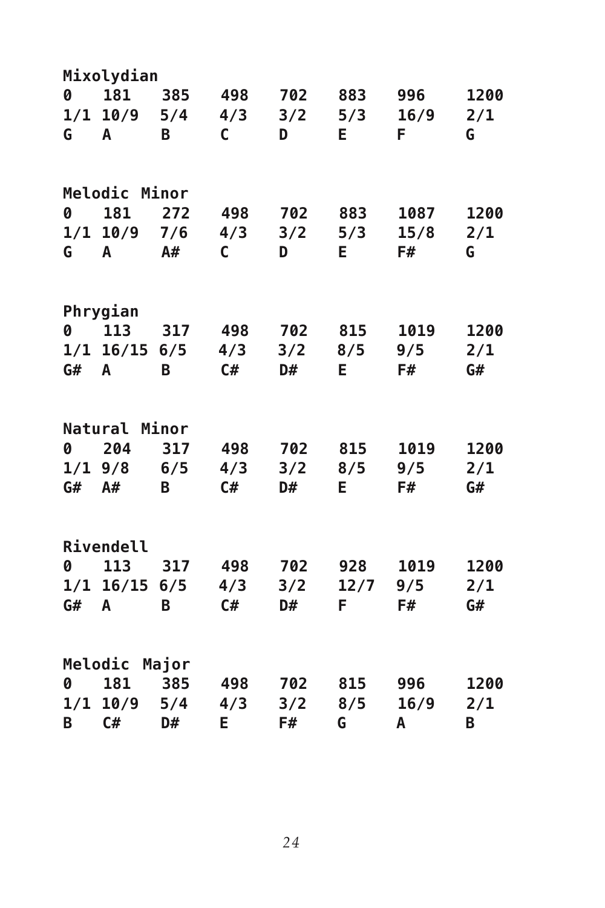**Mixolydian**

```
0   181   385   498   702   883   996    1200
1/1 10/9  5/4   4/3   3/2   5/3   16/9   2/1
G   A     B     C     D     E     F      G
```

**Melodic Minor**

```
0   181   272   498   702   883   1087   1200
1/1 10/9  7/6   4/3   3/2   5/3   15/8   2/1
G   A     A#    C     D     E     F#     G
```

**Phrygian**

```
0   113   317   498   702   815   1019   1200
1/1 16/15 6/5   4/3   3/2   8/5   9/5    2/1
G#  A     B     C#    D#    E     F#     G#
```

**Natural Minor**

```
0   204   317   498   702   815   1019   1200
1/1 9/8   6/5   4/3   3/2   8/5   9/5    2/1
G#  A#    B     C#    D#    E     F#     G#
```

**Rivendell**

```
0   113   317   498   702   928   1019   1200
1/1 16/15 6/5   4/3   3/2   12/7  9/5    2/1
G#  A     B     C#    D#    F     F#     G#
```

**Melodic Major**

```
0   181   385   498   702   815   996    1200
1/1 10/9  5/4   4/3   3/2   8/5   16/9   2/1
B   C#    D#    E     F#    G     A      B
```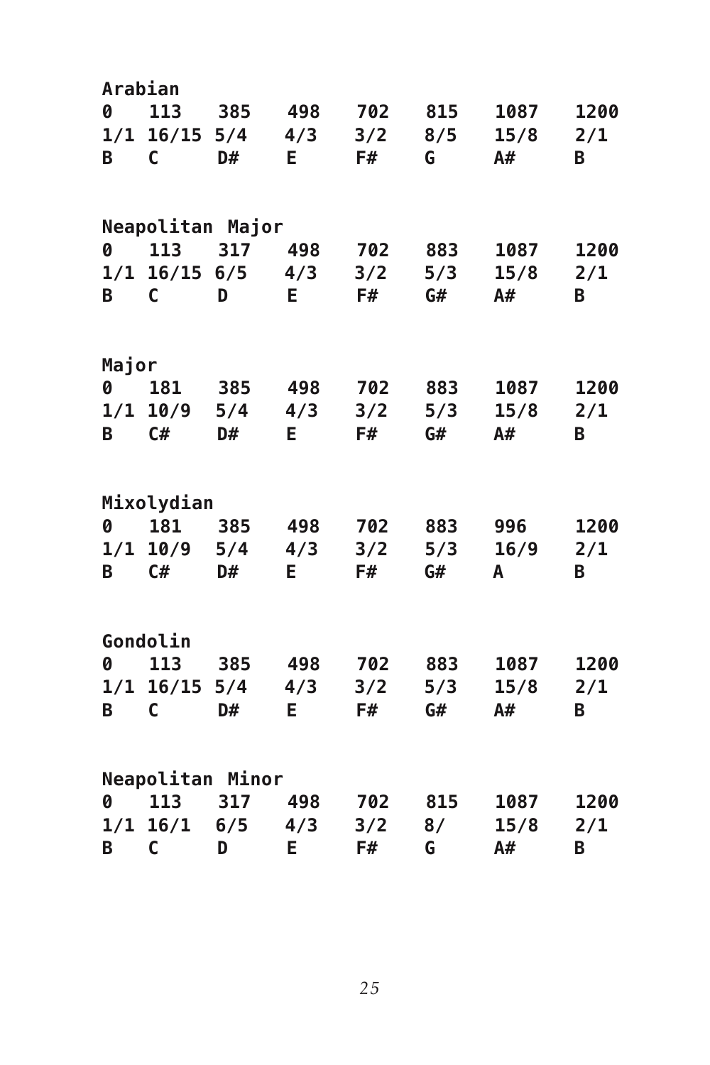**Arabian**

| 0 | 113 | 385 | 498 | 702 | 815 | 1087 | 1200 |
|---|---|---|---|---|---|---|---|
| 1/1 | 16/15 | 5/4 | 4/3 | 3/2 | 8/5 | 15/8 | 2/1 |
| B | C | D# | E | F# | G | A# | B |

**Neapolitan Major**

| 0 | 113 | 317 | 498 | 702 | 883 | 1087 | 1200 |
|---|---|---|---|---|---|---|---|
| 1/1 | 16/15 | 6/5 | 4/3 | 3/2 | 5/3 | 15/8 | 2/1 |
| B | C | D | E | F# | G# | A# | B |

**Major**

| 0 | 181 | 385 | 498 | 702 | 883 | 1087 | 1200 |
|---|---|---|---|---|---|---|---|
| 1/1 | 10/9 | 5/4 | 4/3 | 3/2 | 5/3 | 15/8 | 2/1 |
| B | C# | D# | E | F# | G# | A# | B |

**Mixolydian**

| 0 | 181 | 385 | 498 | 702 | 883 | 996 | 1200 |
|---|---|---|---|---|---|---|---|
| 1/1 | 10/9 | 5/4 | 4/3 | 3/2 | 5/3 | 16/9 | 2/1 |
| B | C# | D# | E | F# | G# | A | B |

**Gondolin**

| 0 | 113 | 385 | 498 | 702 | 883 | 1087 | 1200 |
|---|---|---|---|---|---|---|---|
| 1/1 | 16/15 | 5/4 | 4/3 | 3/2 | 5/3 | 15/8 | 2/1 |
| B | C | D# | E | F# | G# | A# | B |

**Neapolitan Minor**

| 0 | 113 | 317 | 498 | 702 | 815 | 1087 | 1200 |
|---|---|---|---|---|---|---|---|
| 1/1 | 16/1 | 6/5 | 4/3 | 3/2 | 8/ | 15/8 | 2/1 |
| B | C | D | E | F# | G | A# | B |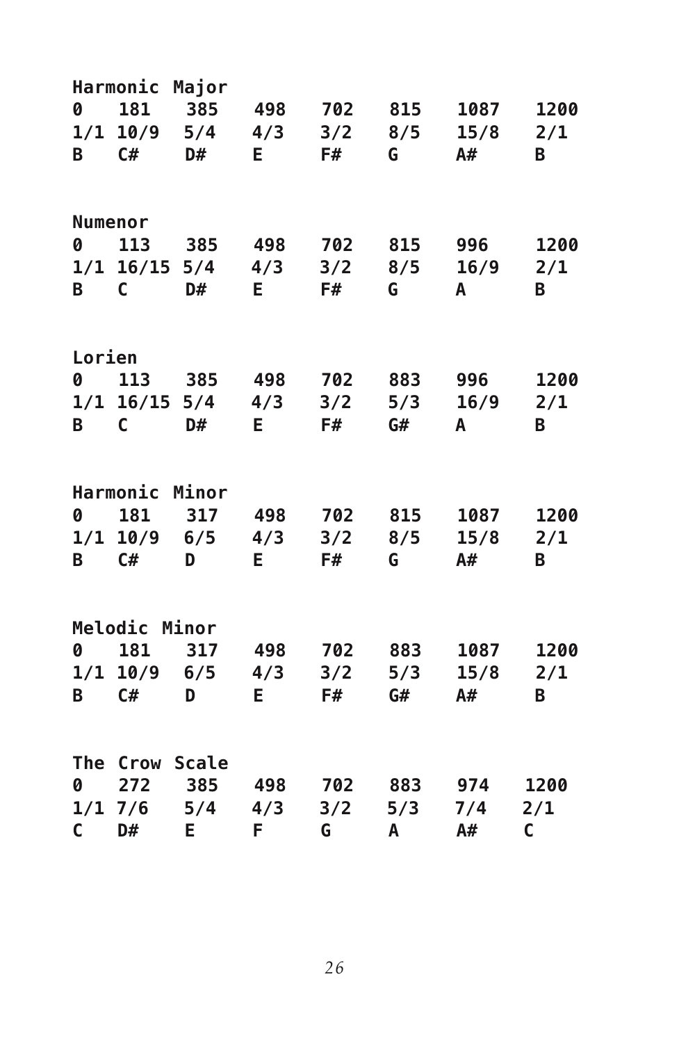**Harmonic Major**

| 0 | 181 | 385 | 498 | 702 | 815 | 1087 | 1200 |
|---|---|---|---|---|---|---|---|
| 1/1 | 10/9 | 5/4 | 4/3 | 3/2 | 8/5 | 15/8 | 2/1 |
| B | C# | D# | E | F# | G | A# | B |

**Numenor**

| 0 | 113 | 385 | 498 | 702 | 815 | 996 | 1200 |
|---|---|---|---|---|---|---|---|
| 1/1 | 16/15 | 5/4 | 4/3 | 3/2 | 8/5 | 16/9 | 2/1 |
| B | C | D# | E | F# | G | A | B |

**Lorien**

| 0 | 113 | 385 | 498 | 702 | 883 | 996 | 1200 |
|---|---|---|---|---|---|---|---|
| 1/1 | 16/15 | 5/4 | 4/3 | 3/2 | 5/3 | 16/9 | 2/1 |
| B | C | D# | E | F# | G# | A | B |

**Harmonic Minor**

| 0 | 181 | 317 | 498 | 702 | 815 | 1087 | 1200 |
|---|---|---|---|---|---|---|---|
| 1/1 | 10/9 | 6/5 | 4/3 | 3/2 | 8/5 | 15/8 | 2/1 |
| B | C# | D | E | F# | G | A# | B |

**Melodic Minor**

| 0 | 181 | 317 | 498 | 702 | 883 | 1087 | 1200 |
|---|---|---|---|---|---|---|---|
| 1/1 | 10/9 | 6/5 | 4/3 | 3/2 | 5/3 | 15/8 | 2/1 |
| B | C# | D | E | F# | G# | A# | B |

**The Crow Scale**

| 0 | 272 | 385 | 498 | 702 | 883 | 974 | 1200 |
|---|---|---|---|---|---|---|---|
| 1/1 | 7/6 | 5/4 | 4/3 | 3/2 | 5/3 | 7/4 | 2/1 |
| C | D# | E | F | G | A | A# | C |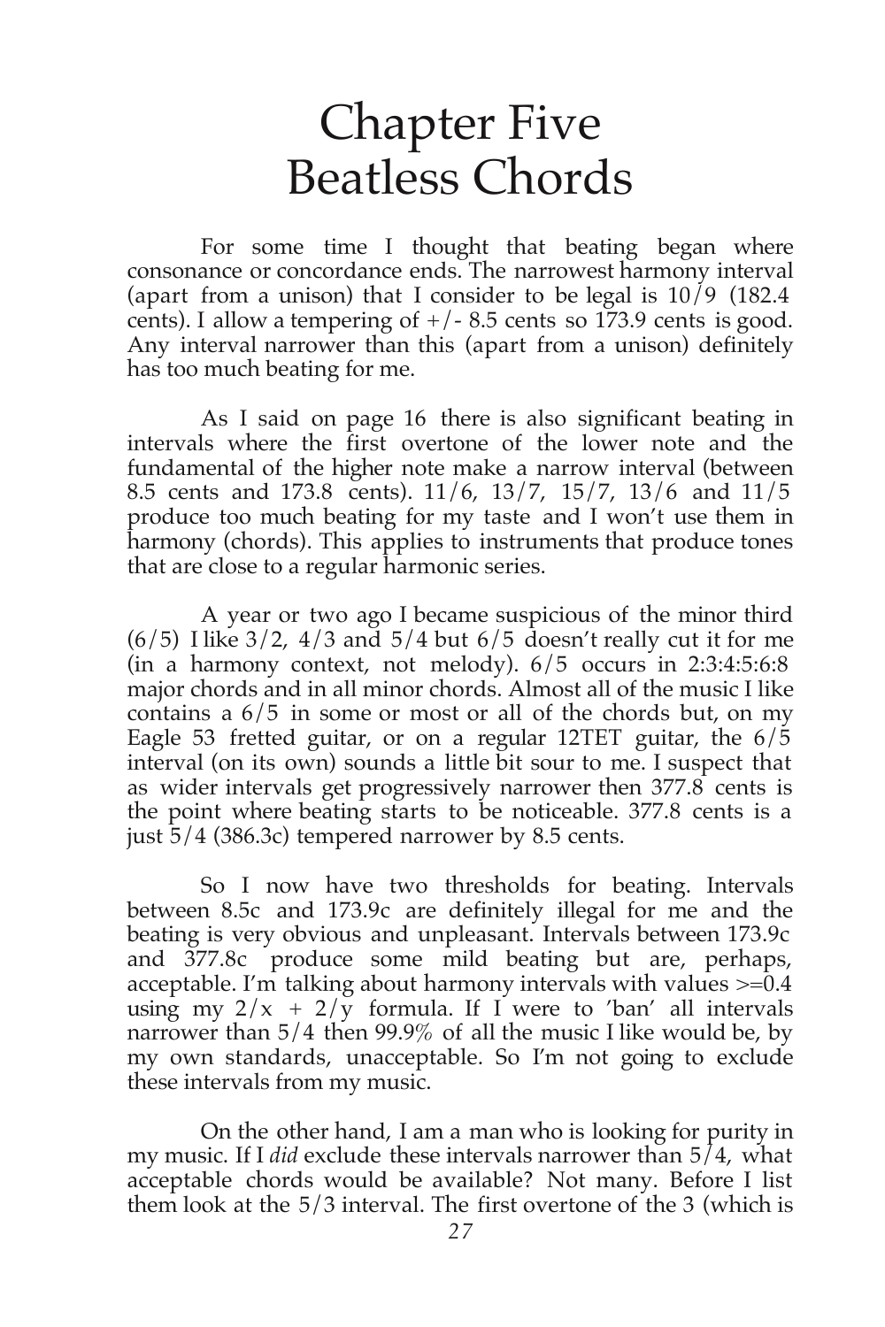# Chapter Five
# Beatless Chords

For some time I thought that beating began where consonance or concordance ends. The narrowest harmony interval (apart from a unison) that I consider to be legal is 10/9 (182.4 cents). I allow a tempering of +/- 8.5 cents so 173.9 cents is good. Any interval narrower than this (apart from a unison) definitely has too much beating for me.

As I said on page 16 there is also significant beating in intervals where the first overtone of the lower note and the fundamental of the higher note make a narrow interval (between 8.5 cents and 173.8 cents). 11/6, 13/7, 15/7, 13/6 and 11/5 produce too much beating for my taste and I won't use them in harmony (chords). This applies to instruments that produce tones that are close to a regular harmonic series.

A year or two ago I became suspicious of the minor third (6/5) I like 3/2, 4/3 and 5/4 but 6/5 doesn't really cut it for me (in a harmony context, not melody). 6/5 occurs in 2:3:4:5:6:8 major chords and in all minor chords. Almost all of the music I like contains a 6/5 in some or most or all of the chords but, on my Eagle 53 fretted guitar, or on a regular 12TET guitar, the 6/5 interval (on its own) sounds a little bit sour to me. I suspect that as wider intervals get progressively narrower then 377.8 cents is the point where beating starts to be noticeable. 377.8 cents is a just 5/4 (386.3c) tempered narrower by 8.5 cents.

So I now have two thresholds for beating. Intervals between 8.5c and 173.9c are definitely illegal for me and the beating is very obvious and unpleasant. Intervals between 173.9c and 377.8c produce some mild beating but are, perhaps, acceptable. I'm talking about harmony intervals with values >=0.4 using my 2/x + 2/y formula. If I were to 'ban' all intervals narrower than 5/4 then 99.9% of all the music I like would be, by my own standards, unacceptable. So I'm not going to exclude these intervals from my music.

On the other hand, I am a man who is looking for purity in my music. If I *did* exclude these intervals narrower than 5/4, what acceptable chords would be available? Not many. Before I list them look at the 5/3 interval. The first overtone of the 3 (which is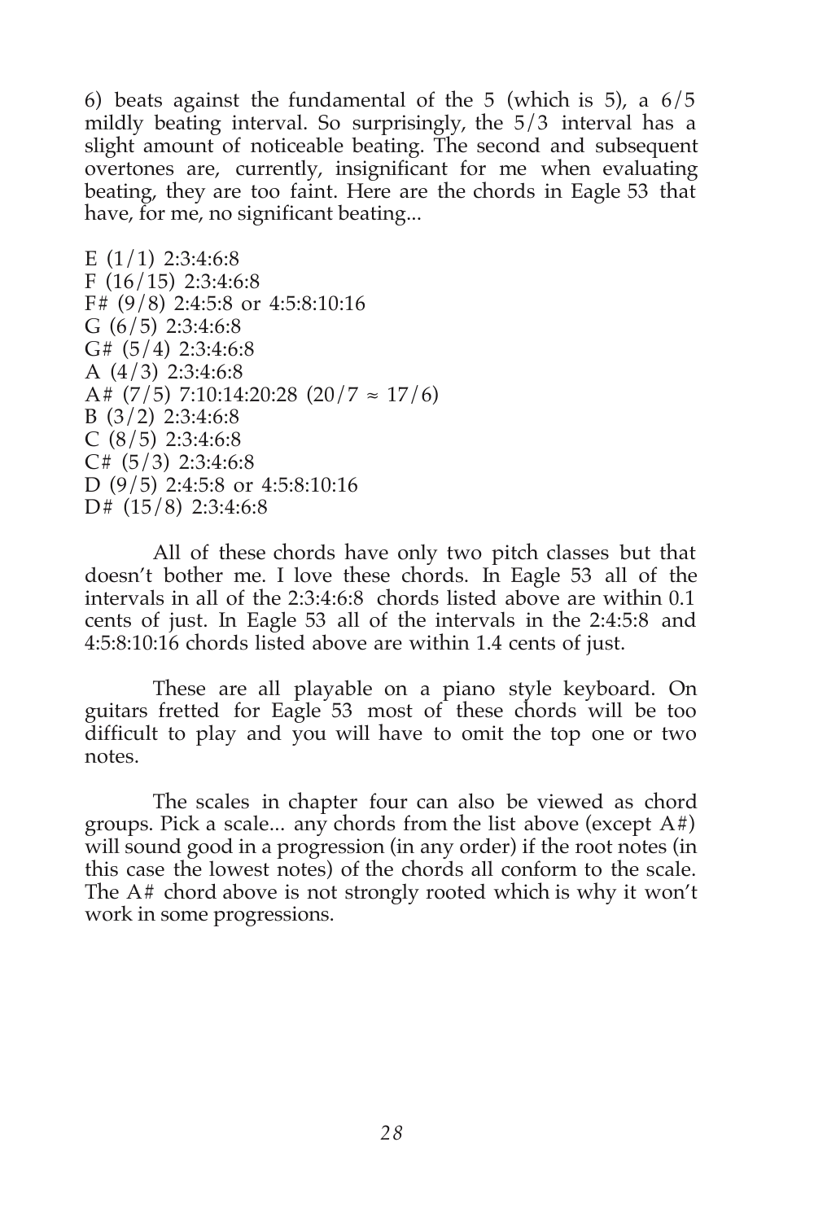6) beats against the fundamental of the 5 (which is 5), a 6/5 mildly beating interval. So surprisingly, the 5/3 interval has a slight amount of noticeable beating. The second and subsequent overtones are, currently, insignificant for me when evaluating beating, they are too faint. Here are the chords in Eagle 53 that have, for me, no significant beating...

E (1/1) 2:3:4:6:8
F (16/15) 2:3:4:6:8
F# (9/8) 2:4:5:8 or 4:5:8:10:16
G (6/5) 2:3:4:6:8
G# (5/4) 2:3:4:6:8
A (4/3) 2:3:4:6:8
A# (7/5) 7:10:14:20:28 ($20/7 \approx 17/6$)
B (3/2) 2:3:4:6:8
C (8/5) 2:3:4:6:8
C# (5/3) 2:3:4:6:8
D (9/5) 2:4:5:8 or 4:5:8:10:16
D# (15/8) 2:3:4:6:8

All of these chords have only two pitch classes but that doesn't bother me. I love these chords. In Eagle 53 all of the intervals in all of the 2:3:4:6:8 chords listed above are within 0.1 cents of just. In Eagle 53 all of the intervals in the 2:4:5:8 and 4:5:8:10:16 chords listed above are within 1.4 cents of just.

These are all playable on a piano style keyboard. On guitars fretted for Eagle 53 most of these chords will be too difficult to play and you will have to omit the top one or two notes.

The scales in chapter four can also be viewed as chord groups. Pick a scale... any chords from the list above (except A#) will sound good in a progression (in any order) if the root notes (in this case the lowest notes) of the chords all conform to the scale. The A# chord above is not strongly rooted which is why it won't work in some progressions.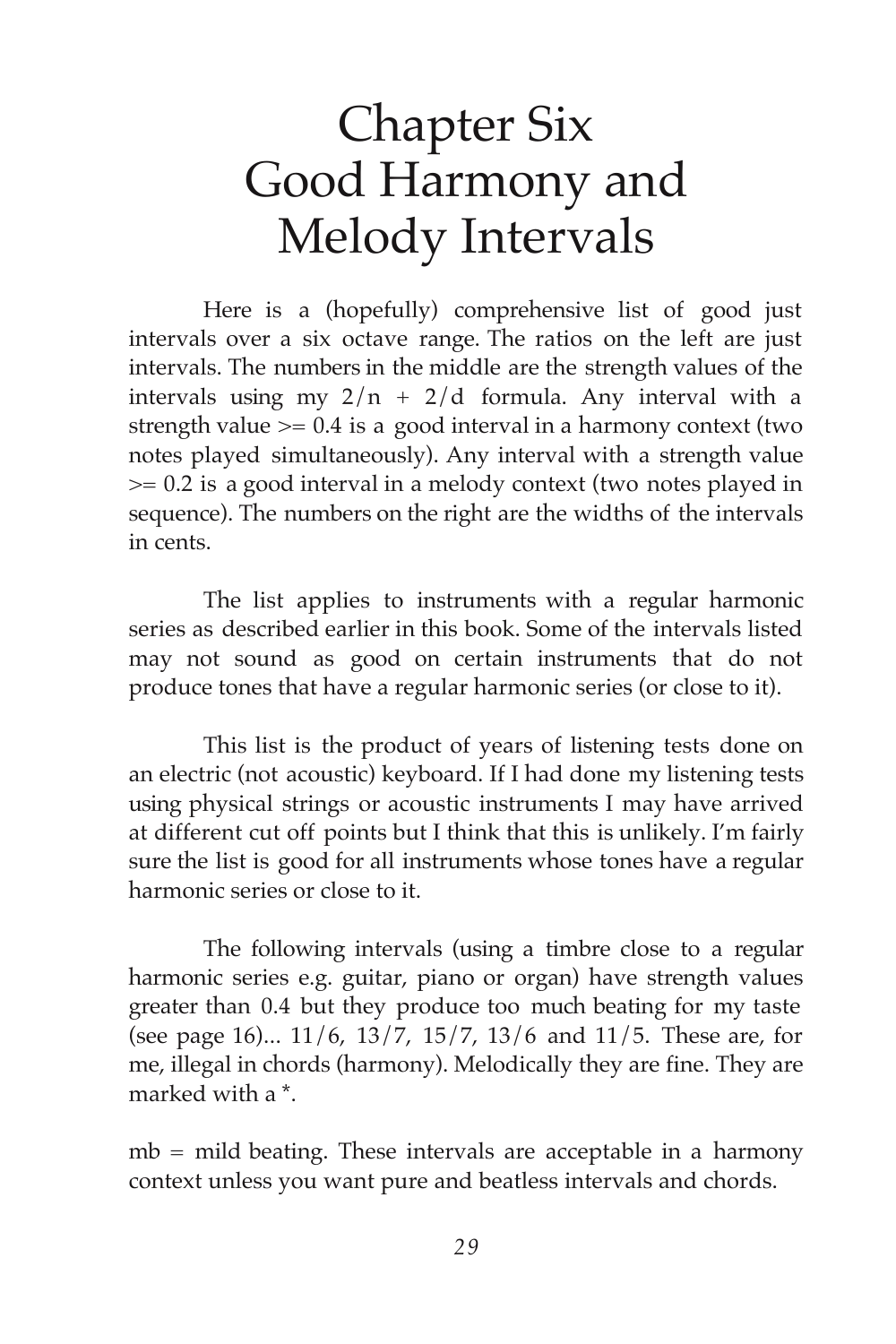# Chapter Six
# Good Harmony and Melody Intervals

Here is a (hopefully) comprehensive list of good just intervals over a six octave range. The ratios on the left are just intervals. The numbers in the middle are the strength values of the intervals using my $2/n + 2/d$ formula. Any interval with a strength value >= 0.4 is a good interval in a harmony context (two notes played simultaneously). Any interval with a strength value >= 0.2 is a good interval in a melody context (two notes played in sequence). The numbers on the right are the widths of the intervals in cents.

The list applies to instruments with a regular harmonic series as described earlier in this book. Some of the intervals listed may not sound as good on certain instruments that do not produce tones that have a regular harmonic series (or close to it).

This list is the product of years of listening tests done on an electric (not acoustic) keyboard. If I had done my listening tests using physical strings or acoustic instruments I may have arrived at different cut off points but I think that this is unlikely. I'm fairly sure the list is good for all instruments whose tones have a regular harmonic series or close to it.

The following intervals (using a timbre close to a regular harmonic series e.g. guitar, piano or organ) have strength values greater than 0.4 but they produce too much beating for my taste (see page 16)... 11/6, 13/7, 15/7, 13/6 and 11/5. These are, for me, illegal in chords (harmony). Melodically they are fine. They are marked with a *.

mb = mild beating. These intervals are acceptable in a harmony context unless you want pure and beatless intervals and chords.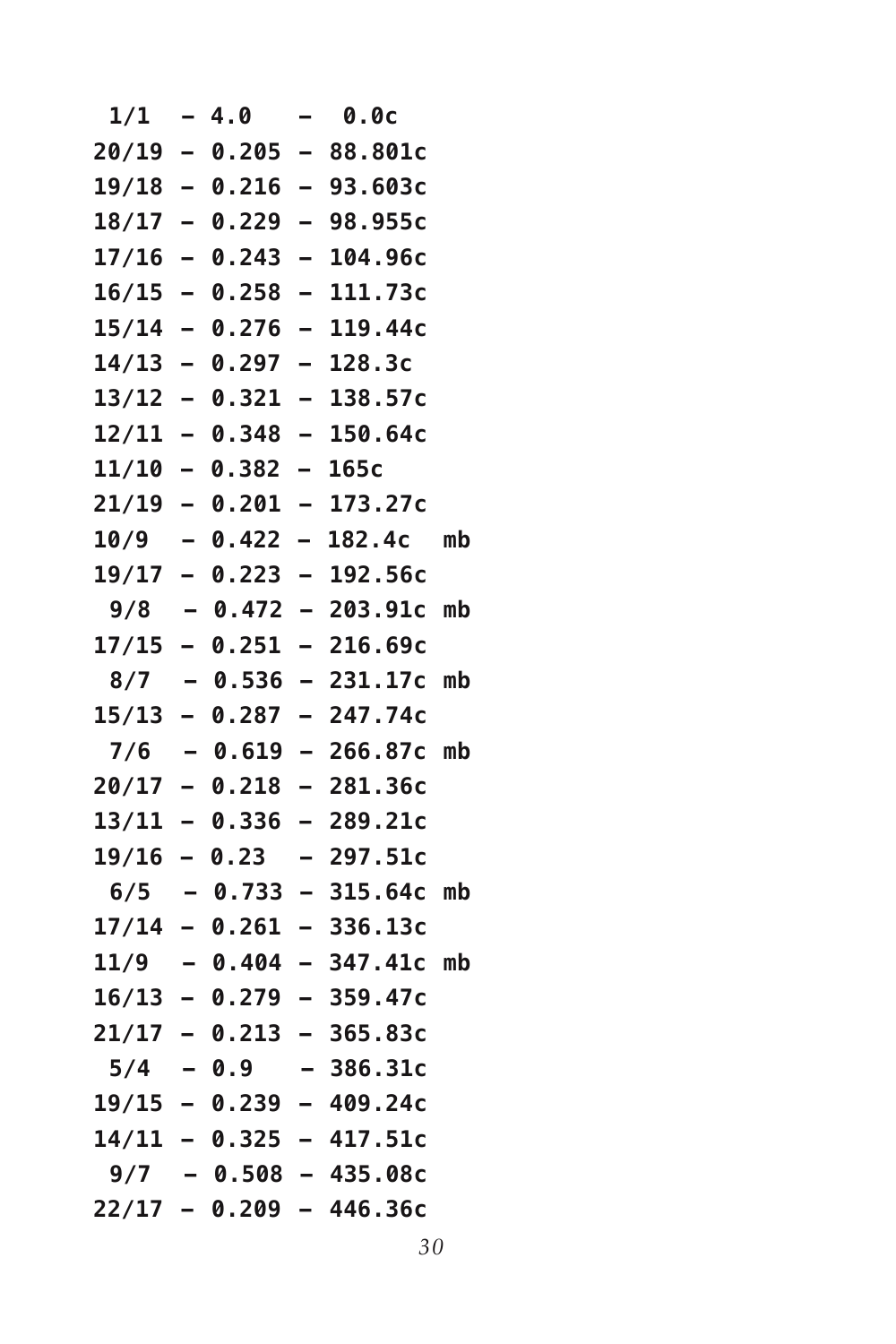```
 1/1  – 4.0   –  0.0c
20/19 – 0.205 – 88.801c
19/18 – 0.216 – 93.603c
18/17 – 0.229 – 98.955c
17/16 – 0.243 – 104.96c
16/15 – 0.258 – 111.73c
15/14 – 0.276 – 119.44c
14/13 – 0.297 – 128.3c
13/12 – 0.321 – 138.57c
12/11 – 0.348 – 150.64c
11/10 – 0.382 – 165c
21/19 – 0.201 – 173.27c
10/9  – 0.422 – 182.4c  mb
19/17 – 0.223 – 192.56c
 9/8  – 0.472 – 203.91c mb
17/15 – 0.251 – 216.69c
 8/7  – 0.536 – 231.17c mb
15/13 – 0.287 – 247.74c
 7/6  – 0.619 – 266.87c mb
20/17 – 0.218 – 281.36c
13/11 – 0.336 – 289.21c
19/16 – 0.23  – 297.51c
 6/5  – 0.733 – 315.64c mb
17/14 – 0.261 – 336.13c
11/9  – 0.404 – 347.41c mb
16/13 – 0.279 – 359.47c
21/17 – 0.213 – 365.83c
 5/4  – 0.9   – 386.31c
19/15 – 0.239 – 409.24c
14/11 – 0.325 – 417.51c
 9/7  – 0.508 – 435.08c
22/17 – 0.209 – 446.36c
```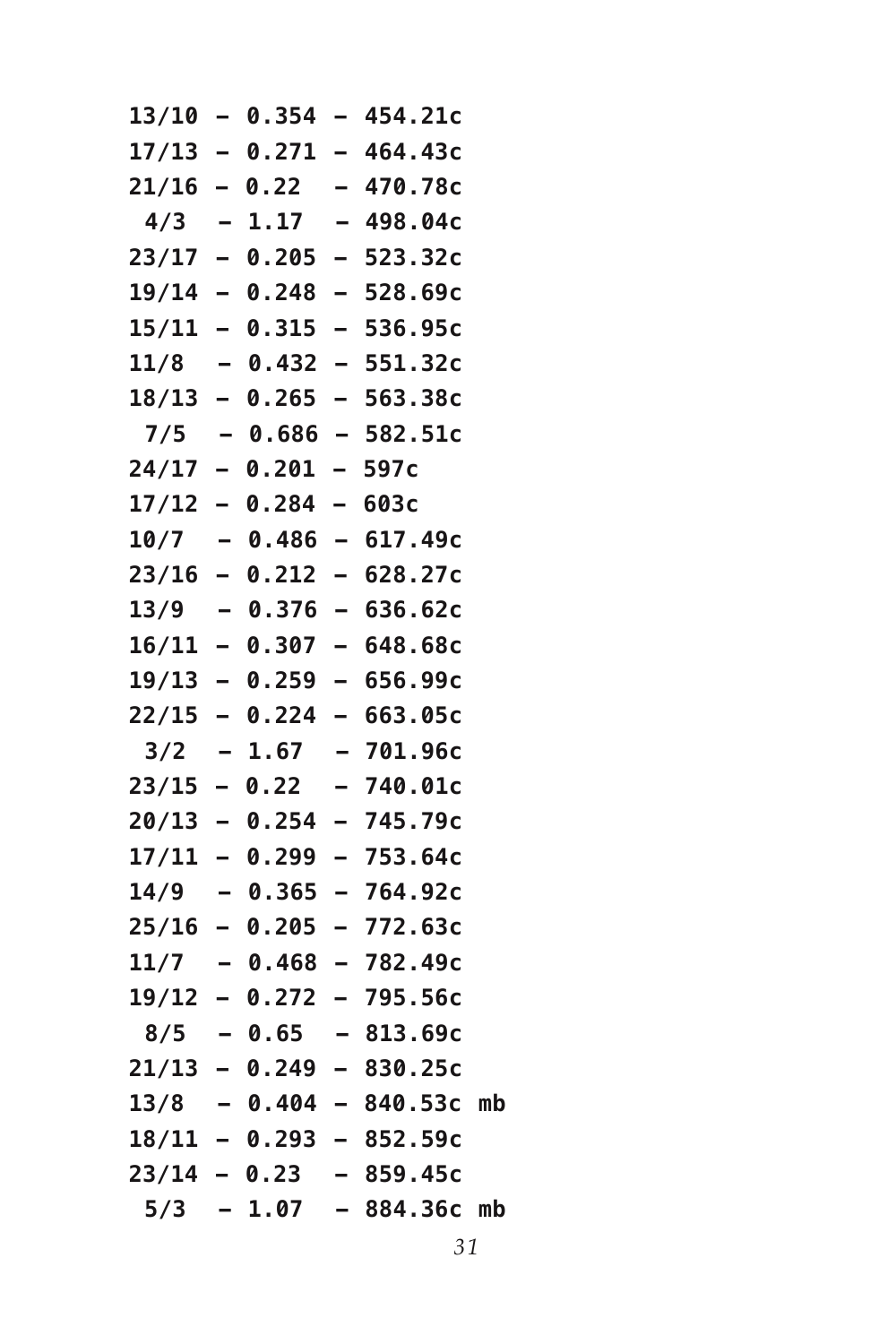```
13/10 – 0.354 – 454.21c
17/13 – 0.271 – 464.43c
21/16 – 0.22  – 470.78c
 4/3  – 1.17  – 498.04c
23/17 – 0.205 – 523.32c
19/14 – 0.248 – 528.69c
15/11 – 0.315 – 536.95c
11/8  – 0.432 – 551.32c
18/13 – 0.265 – 563.38c
 7/5  – 0.686 – 582.51c
24/17 – 0.201 – 597c
17/12 – 0.284 – 603c
10/7  – 0.486 – 617.49c
23/16 – 0.212 – 628.27c
13/9  – 0.376 – 636.62c
16/11 – 0.307 – 648.68c
19/13 – 0.259 – 656.99c
22/15 – 0.224 – 663.05c
 3/2  – 1.67  – 701.96c
23/15 – 0.22  – 740.01c
20/13 – 0.254 – 745.79c
17/11 – 0.299 – 753.64c
14/9  – 0.365 – 764.92c
25/16 – 0.205 – 772.63c
11/7  – 0.468 – 782.49c
19/12 – 0.272 – 795.56c
 8/5  – 0.65  – 813.69c
21/13 – 0.249 – 830.25c
13/8  – 0.404 – 840.53c mb
18/11 – 0.293 – 852.59c
23/14 – 0.23  – 859.45c
 5/3  – 1.07  – 884.36c mb
```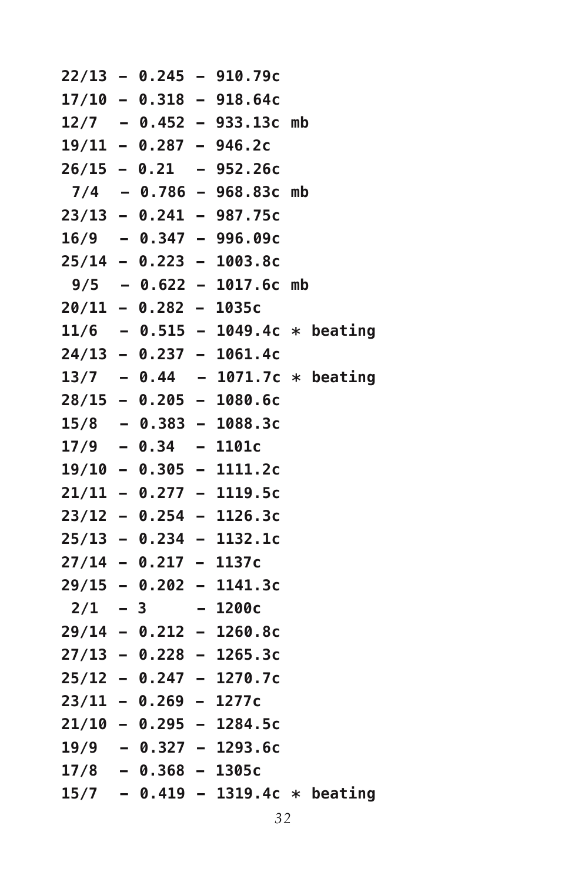```
22/13 – 0.245 – 910.79c
17/10 – 0.318 – 918.64c
12/7  – 0.452 – 933.13c mb
19/11 – 0.287 – 946.2c
26/15 – 0.21  – 952.26c
 7/4  – 0.786 – 968.83c mb
23/13 – 0.241 – 987.75c
16/9  – 0.347 – 996.09c
25/14 – 0.223 – 1003.8c
 9/5  – 0.622 – 1017.6c mb
20/11 – 0.282 – 1035c
11/6  – 0.515 – 1049.4c * beating
24/13 – 0.237 – 1061.4c
13/7  – 0.44  – 1071.7c * beating
28/15 – 0.205 – 1080.6c
15/8  – 0.383 – 1088.3c
17/9  – 0.34  – 1101c
19/10 – 0.305 – 1111.2c
21/11 – 0.277 – 1119.5c
23/12 – 0.254 – 1126.3c
25/13 – 0.234 – 1132.1c
27/14 – 0.217 – 1137c
29/15 – 0.202 – 1141.3c
 2/1  – 3     – 1200c
29/14 – 0.212 – 1260.8c
27/13 – 0.228 – 1265.3c
25/12 – 0.247 – 1270.7c
23/11 – 0.269 – 1277c
21/10 – 0.295 – 1284.5c
19/9  – 0.327 – 1293.6c
17/8  – 0.368 – 1305c
15/7  – 0.419 – 1319.4c * beating
```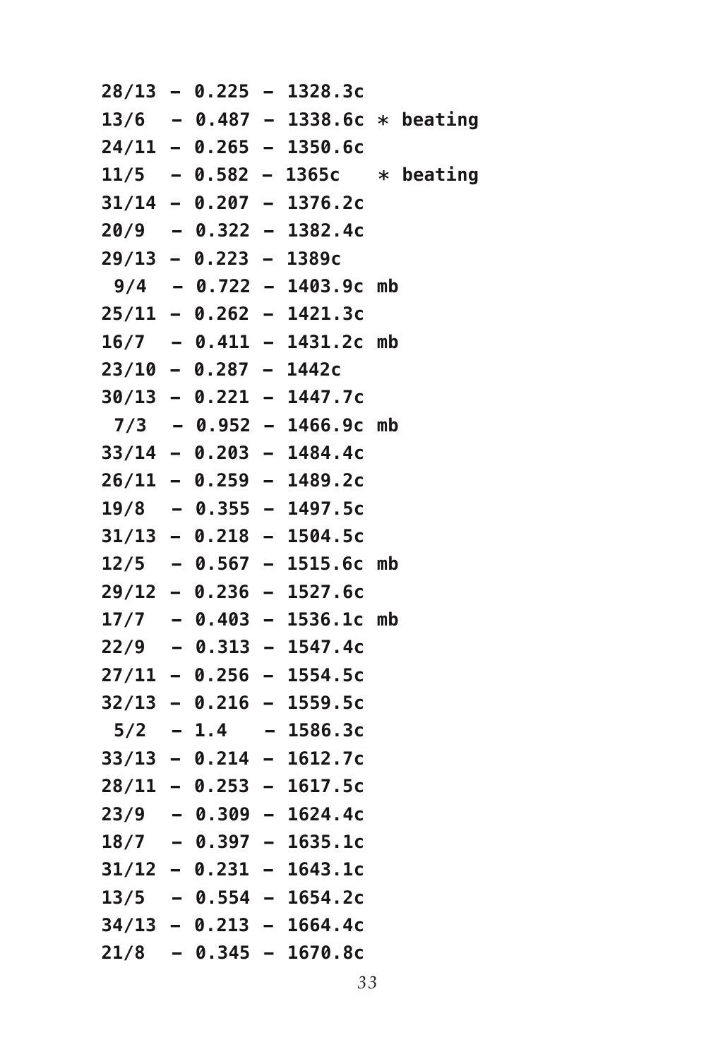```
28/13 – 0.225 – 1328.3c
13/6  – 0.487 – 1338.6c * beating
24/11 – 0.265 – 1350.6c
11/5  – 0.582 – 1365c   * beating
31/14 – 0.207 – 1376.2c
20/9  – 0.322 – 1382.4c
29/13 – 0.223 – 1389c
 9/4  – 0.722 – 1403.9c mb
25/11 – 0.262 – 1421.3c
16/7  – 0.411 – 1431.2c mb
23/10 – 0.287 – 1442c
30/13 – 0.221 – 1447.7c
 7/3  – 0.952 – 1466.9c mb
33/14 – 0.203 – 1484.4c
26/11 – 0.259 – 1489.2c
19/8  – 0.355 – 1497.5c
31/13 – 0.218 – 1504.5c
12/5  – 0.567 – 1515.6c mb
29/12 – 0.236 – 1527.6c
17/7  – 0.403 – 1536.1c mb
22/9  – 0.313 – 1547.4c
27/11 – 0.256 – 1554.5c
32/13 – 0.216 – 1559.5c
 5/2  – 1.4   – 1586.3c
33/13 – 0.214 – 1612.7c
28/11 – 0.253 – 1617.5c
23/9  – 0.309 – 1624.4c
18/7  – 0.397 – 1635.1c
31/12 – 0.231 – 1643.1c
13/5  – 0.554 – 1654.2c
34/13 – 0.213 – 1664.4c
21/8  – 0.345 – 1670.8c
```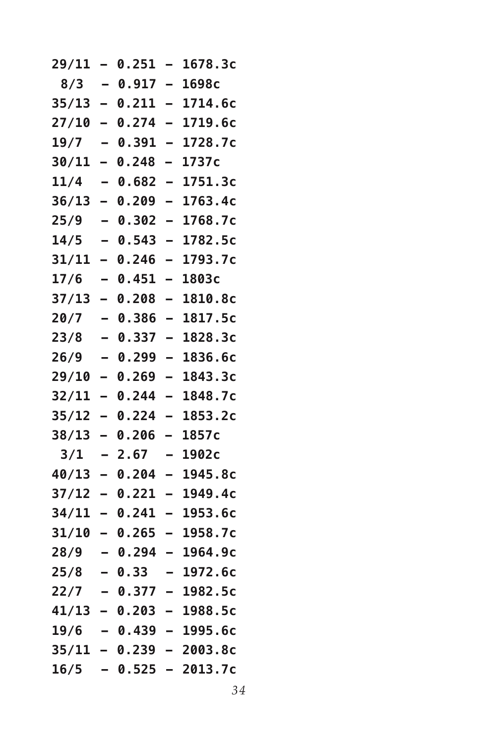```
29/11 – 0.251 – 1678.3c
 8/3  – 0.917 – 1698c
35/13 – 0.211 – 1714.6c
27/10 – 0.274 – 1719.6c
19/7  – 0.391 – 1728.7c
30/11 – 0.248 – 1737c
11/4  – 0.682 – 1751.3c
36/13 – 0.209 – 1763.4c
25/9  – 0.302 – 1768.7c
14/5  – 0.543 – 1782.5c
31/11 – 0.246 – 1793.7c
17/6  – 0.451 – 1803c
37/13 – 0.208 – 1810.8c
20/7  – 0.386 – 1817.5c
23/8  – 0.337 – 1828.3c
26/9  – 0.299 – 1836.6c
29/10 – 0.269 – 1843.3c
32/11 – 0.244 – 1848.7c
35/12 – 0.224 – 1853.2c
38/13 – 0.206 – 1857c
 3/1  – 2.67  – 1902c
40/13 – 0.204 – 1945.8c
37/12 – 0.221 – 1949.4c
34/11 – 0.241 – 1953.6c
31/10 – 0.265 – 1958.7c
28/9  – 0.294 – 1964.9c
25/8  – 0.33  – 1972.6c
22/7  – 0.377 – 1982.5c
41/13 – 0.203 – 1988.5c
19/6  – 0.439 – 1995.6c
35/11 – 0.239 – 2003.8c
16/5  – 0.525 – 2013.7c
```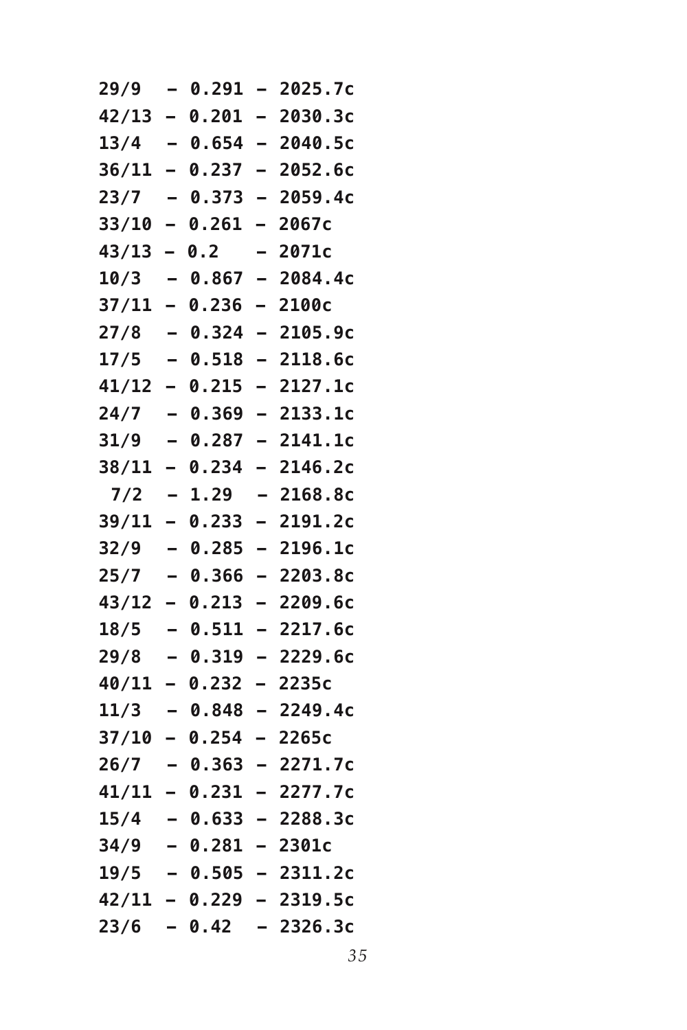```
29/9  – 0.291 – 2025.7c
42/13 – 0.201 – 2030.3c
13/4  – 0.654 – 2040.5c
36/11 – 0.237 – 2052.6c
23/7  – 0.373 – 2059.4c
33/10 – 0.261 – 2067c
43/13 – 0.2   – 2071c
10/3  – 0.867 – 2084.4c
37/11 – 0.236 – 2100c
27/8  – 0.324 – 2105.9c
17/5  – 0.518 – 2118.6c
41/12 – 0.215 – 2127.1c
24/7  – 0.369 – 2133.1c
31/9  – 0.287 – 2141.1c
38/11 – 0.234 – 2146.2c
 7/2  – 1.29  – 2168.8c
39/11 – 0.233 – 2191.2c
32/9  – 0.285 – 2196.1c
25/7  – 0.366 – 2203.8c
43/12 – 0.213 – 2209.6c
18/5  – 0.511 – 2217.6c
29/8  – 0.319 – 2229.6c
40/11 – 0.232 – 2235c
11/3  – 0.848 – 2249.4c
37/10 – 0.254 – 2265c
26/7  – 0.363 – 2271.7c
41/11 – 0.231 – 2277.7c
15/4  – 0.633 – 2288.3c
34/9  – 0.281 – 2301c
19/5  – 0.505 – 2311.2c
42/11 – 0.229 – 2319.5c
23/6  – 0.42  – 2326.3c
```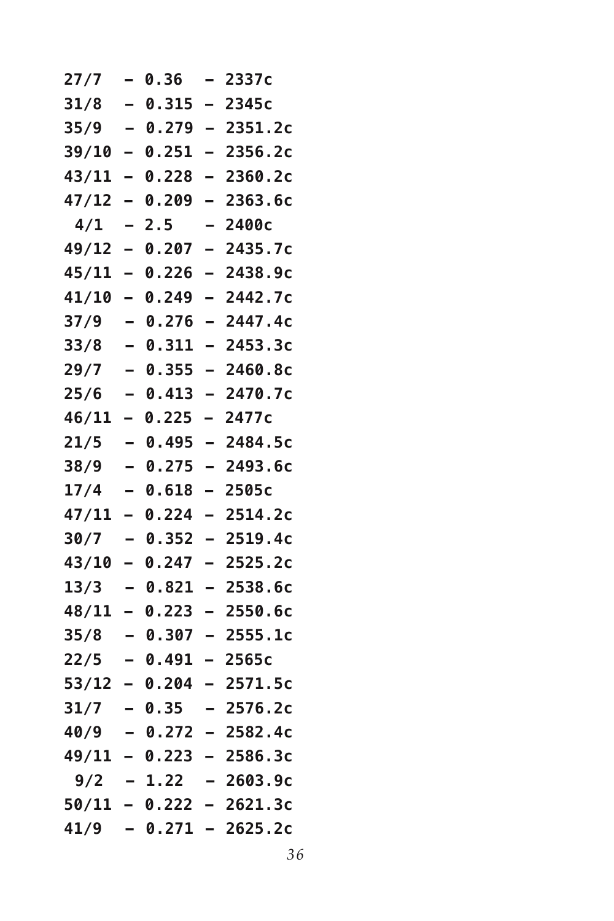```
27/7  – 0.36  – 2337c
31/8  – 0.315 – 2345c
35/9  – 0.279 – 2351.2c
39/10 – 0.251 – 2356.2c
43/11 – 0.228 – 2360.2c
47/12 – 0.209 – 2363.6c
 4/1  – 2.5   – 2400c
49/12 – 0.207 – 2435.7c
45/11 – 0.226 – 2438.9c
41/10 – 0.249 – 2442.7c
37/9  – 0.276 – 2447.4c
33/8  – 0.311 – 2453.3c
29/7  – 0.355 – 2460.8c
25/6  – 0.413 – 2470.7c
46/11 – 0.225 – 2477c
21/5  – 0.495 – 2484.5c
38/9  – 0.275 – 2493.6c
17/4  – 0.618 – 2505c
47/11 – 0.224 – 2514.2c
30/7  – 0.352 – 2519.4c
43/10 – 0.247 – 2525.2c
13/3  – 0.821 – 2538.6c
48/11 – 0.223 – 2550.6c
35/8  – 0.307 – 2555.1c
22/5  – 0.491 – 2565c
53/12 – 0.204 – 2571.5c
31/7  – 0.35  – 2576.2c
40/9  – 0.272 – 2582.4c
49/11 – 0.223 – 2586.3c
 9/2  – 1.22  – 2603.9c
50/11 – 0.222 – 2621.3c
41/9  – 0.271 – 2625.2c
```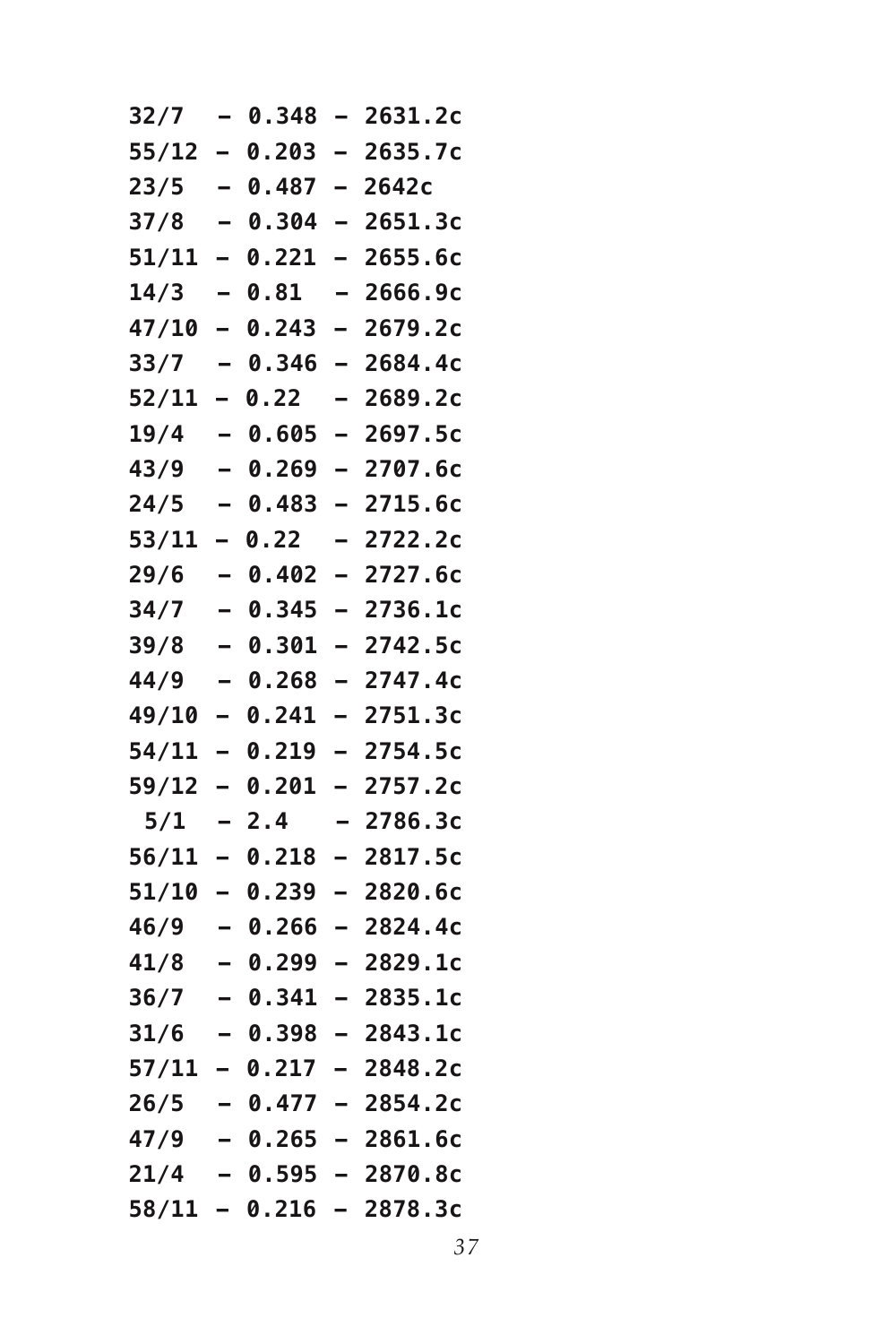```
32/7  – 0.348 – 2631.2c
55/12 – 0.203 – 2635.7c
23/5  – 0.487 – 2642c
37/8  – 0.304 – 2651.3c
51/11 – 0.221 – 2655.6c
14/3  – 0.81  – 2666.9c
47/10 – 0.243 – 2679.2c
33/7  – 0.346 – 2684.4c
52/11 – 0.22  – 2689.2c
19/4  – 0.605 – 2697.5c
43/9  – 0.269 – 2707.6c
24/5  – 0.483 – 2715.6c
53/11 – 0.22  – 2722.2c
29/6  – 0.402 – 2727.6c
34/7  – 0.345 – 2736.1c
39/8  – 0.301 – 2742.5c
44/9  – 0.268 – 2747.4c
49/10 – 0.241 – 2751.3c
54/11 – 0.219 – 2754.5c
59/12 – 0.201 – 2757.2c
 5/1  – 2.4   – 2786.3c
56/11 – 0.218 – 2817.5c
51/10 – 0.239 – 2820.6c
46/9  – 0.266 – 2824.4c
41/8  – 0.299 – 2829.1c
36/7  – 0.341 – 2835.1c
31/6  – 0.398 – 2843.1c
57/11 – 0.217 – 2848.2c
26/5  – 0.477 – 2854.2c
47/9  – 0.265 – 2861.6c
21/4  – 0.595 – 2870.8c
58/11 – 0.216 – 2878.3c
```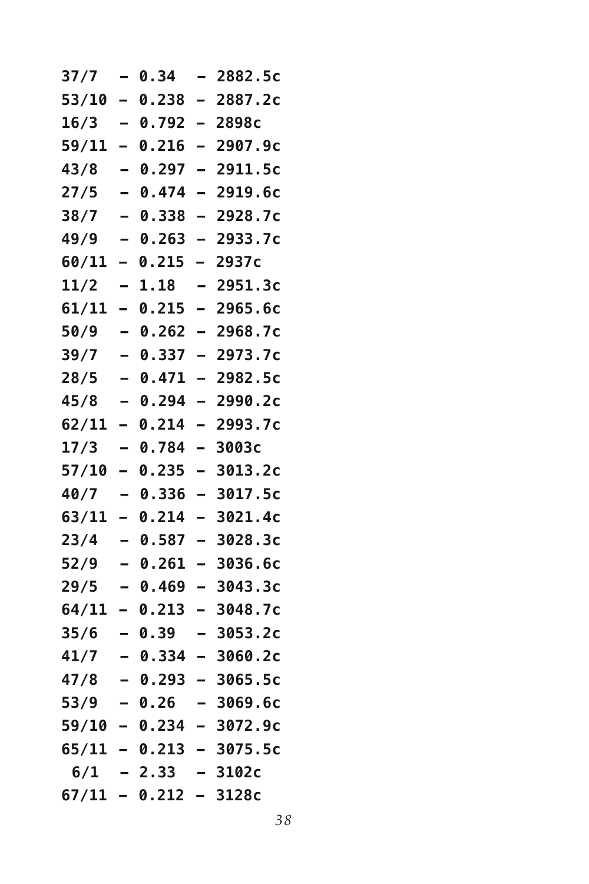```
37/7  – 0.34  – 2882.5c
53/10 – 0.238 – 2887.2c
16/3  – 0.792 – 2898c
59/11 – 0.216 – 2907.9c
43/8  – 0.297 – 2911.5c
27/5  – 0.474 – 2919.6c
38/7  – 0.338 – 2928.7c
49/9  – 0.263 – 2933.7c
60/11 – 0.215 – 2937c
11/2  – 1.18  – 2951.3c
61/11 – 0.215 – 2965.6c
50/9  – 0.262 – 2968.7c
39/7  – 0.337 – 2973.7c
28/5  – 0.471 – 2982.5c
45/8  – 0.294 – 2990.2c
62/11 – 0.214 – 2993.7c
17/3  – 0.784 – 3003c
57/10 – 0.235 – 3013.2c
40/7  – 0.336 – 3017.5c
63/11 – 0.214 – 3021.4c
23/4  – 0.587 – 3028.3c
52/9  – 0.261 – 3036.6c
29/5  – 0.469 – 3043.3c
64/11 – 0.213 – 3048.7c
35/6  – 0.39  – 3053.2c
41/7  – 0.334 – 3060.2c
47/8  – 0.293 – 3065.5c
53/9  – 0.26  – 3069.6c
59/10 – 0.234 – 3072.9c
65/11 – 0.213 – 3075.5c
 6/1  – 2.33  – 3102c
67/11 – 0.212 – 3128c
```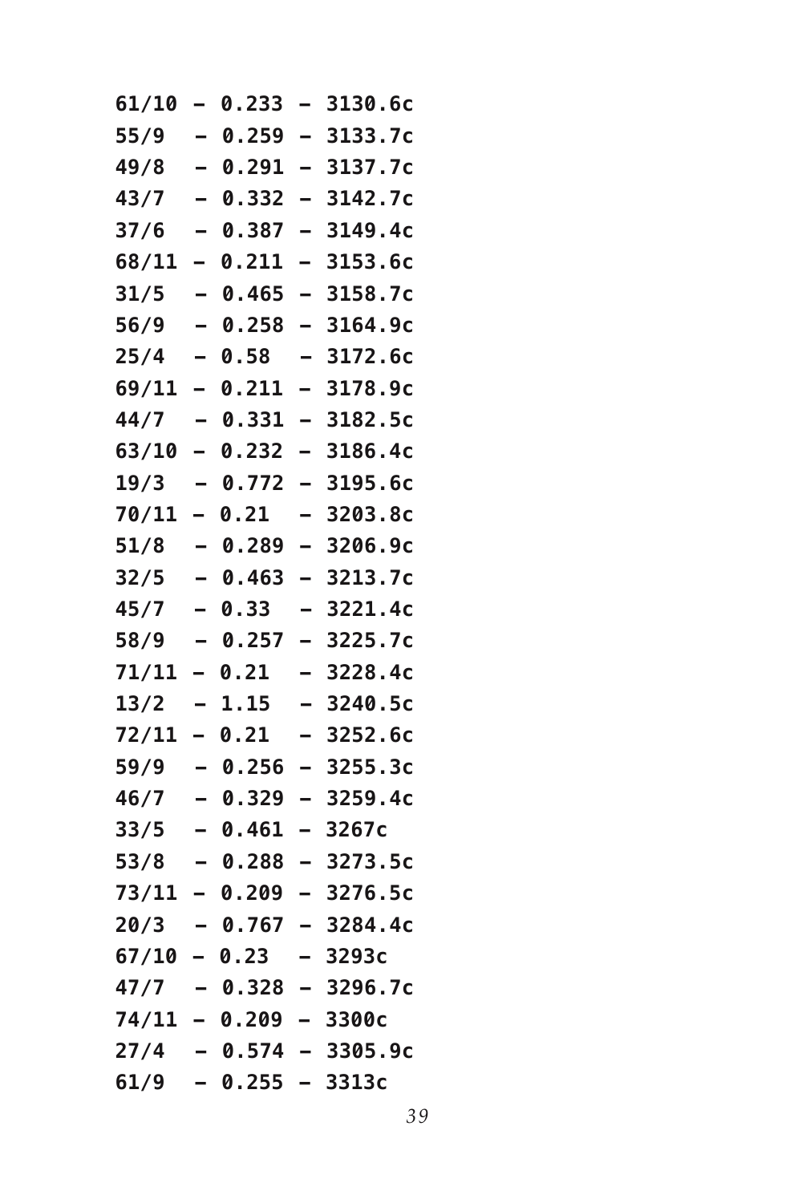```
61/10 – 0.233 – 3130.6c
55/9  – 0.259 – 3133.7c
49/8  – 0.291 – 3137.7c
43/7  – 0.332 – 3142.7c
37/6  – 0.387 – 3149.4c
68/11 – 0.211 – 3153.6c
31/5  – 0.465 – 3158.7c
56/9  – 0.258 – 3164.9c
25/4  – 0.58  – 3172.6c
69/11 – 0.211 – 3178.9c
44/7  – 0.331 – 3182.5c
63/10 – 0.232 – 3186.4c
19/3  – 0.772 – 3195.6c
70/11 – 0.21  – 3203.8c
51/8  – 0.289 – 3206.9c
32/5  – 0.463 – 3213.7c
45/7  – 0.33  – 3221.4c
58/9  – 0.257 – 3225.7c
71/11 – 0.21  – 3228.4c
13/2  – 1.15  – 3240.5c
72/11 – 0.21  – 3252.6c
59/9  – 0.256 – 3255.3c
46/7  – 0.329 – 3259.4c
33/5  – 0.461 – 3267c
53/8  – 0.288 – 3273.5c
73/11 – 0.209 – 3276.5c
20/3  – 0.767 – 3284.4c
67/10 – 0.23  – 3293c
47/7  – 0.328 – 3296.7c
74/11 – 0.209 – 3300c
27/4  – 0.574 – 3305.9c
61/9  – 0.255 – 3313c
```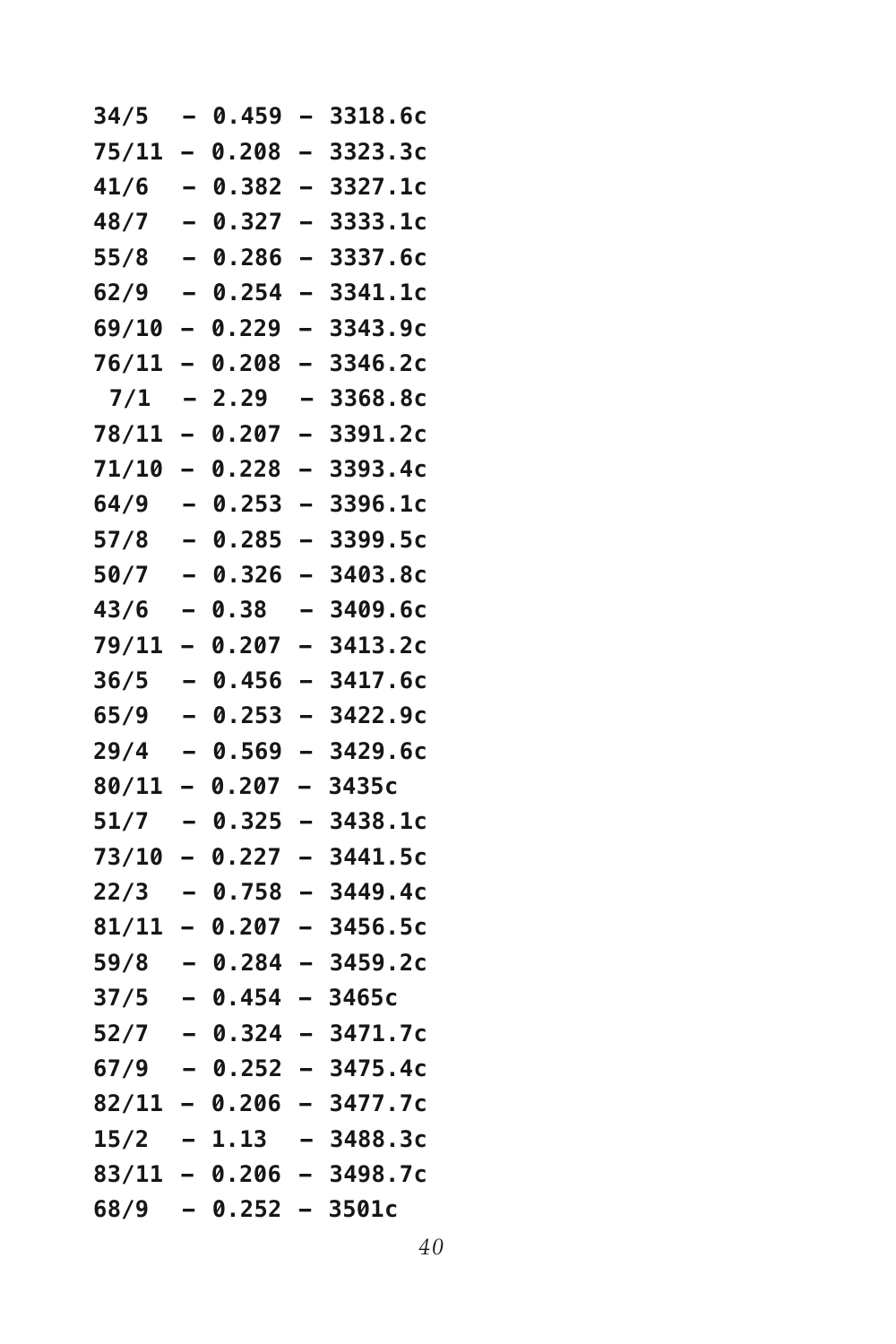```
34/5  – 0.459 – 3318.6c
75/11 – 0.208 – 3323.3c
41/6  – 0.382 – 3327.1c
48/7  – 0.327 – 3333.1c
55/8  – 0.286 – 3337.6c
62/9  – 0.254 – 3341.1c
69/10 – 0.229 – 3343.9c
76/11 – 0.208 – 3346.2c
 7/1  – 2.29  – 3368.8c
78/11 – 0.207 – 3391.2c
71/10 – 0.228 – 3393.4c
64/9  – 0.253 – 3396.1c
57/8  – 0.285 – 3399.5c
50/7  – 0.326 – 3403.8c
43/6  – 0.38  – 3409.6c
79/11 – 0.207 – 3413.2c
36/5  – 0.456 – 3417.6c
65/9  – 0.253 – 3422.9c
29/4  – 0.569 – 3429.6c
80/11 – 0.207 – 3435c
51/7  – 0.325 – 3438.1c
73/10 – 0.227 – 3441.5c
22/3  – 0.758 – 3449.4c
81/11 – 0.207 – 3456.5c
59/8  – 0.284 – 3459.2c
37/5  – 0.454 – 3465c
52/7  – 0.324 – 3471.7c
67/9  – 0.252 – 3475.4c
82/11 – 0.206 – 3477.7c
15/2  – 1.13  – 3488.3c
83/11 – 0.206 – 3498.7c
68/9  – 0.252 – 3501c
```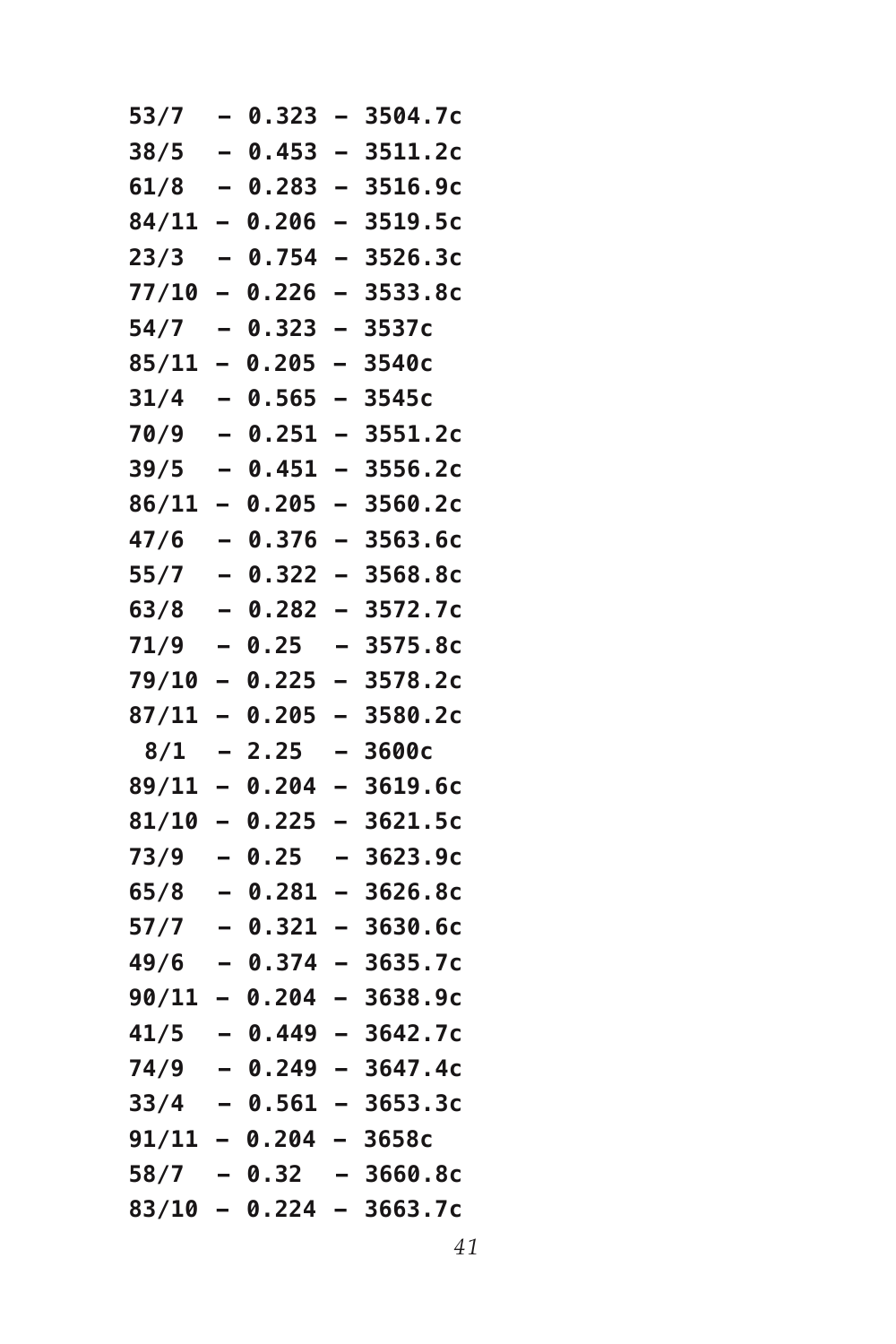```
53/7  – 0.323 – 3504.7c
38/5  – 0.453 – 3511.2c
61/8  – 0.283 – 3516.9c
84/11 – 0.206 – 3519.5c
23/3  – 0.754 – 3526.3c
77/10 – 0.226 – 3533.8c
54/7  – 0.323 – 3537c
85/11 – 0.205 – 3540c
31/4  – 0.565 – 3545c
70/9  – 0.251 – 3551.2c
39/5  – 0.451 – 3556.2c
86/11 – 0.205 – 3560.2c
47/6  – 0.376 – 3563.6c
55/7  – 0.322 – 3568.8c
63/8  – 0.282 – 3572.7c
71/9  – 0.25  – 3575.8c
79/10 – 0.225 – 3578.2c
87/11 – 0.205 – 3580.2c
 8/1  – 2.25  – 3600c
89/11 – 0.204 – 3619.6c
81/10 – 0.225 – 3621.5c
73/9  – 0.25  – 3623.9c
65/8  – 0.281 – 3626.8c
57/7  – 0.321 – 3630.6c
49/6  – 0.374 – 3635.7c
90/11 – 0.204 – 3638.9c
41/5  – 0.449 – 3642.7c
74/9  – 0.249 – 3647.4c
33/4  – 0.561 – 3653.3c
91/11 – 0.204 – 3658c
58/7  – 0.32  – 3660.8c
83/10 – 0.224 – 3663.7c
```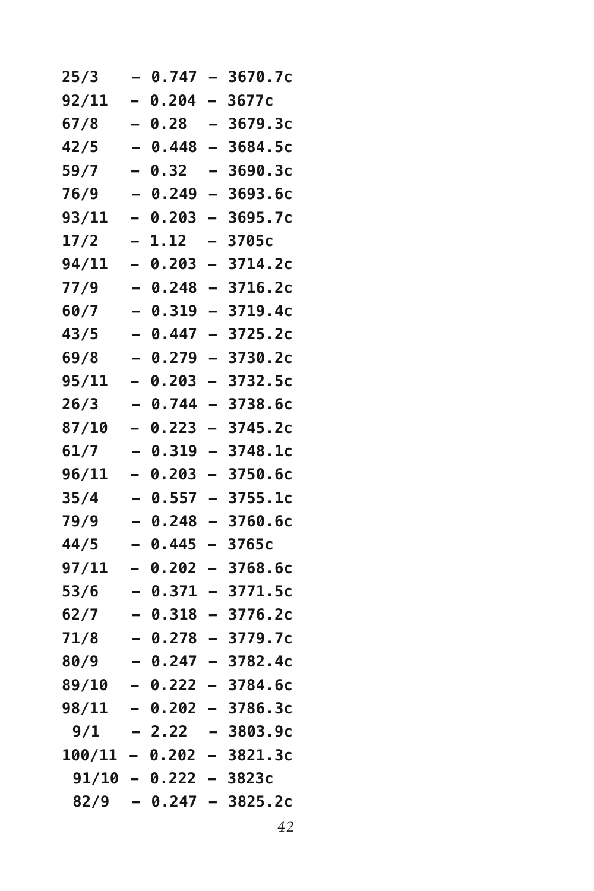```
25/3   – 0.747 – 3670.7c
92/11  – 0.204 – 3677c
67/8   – 0.28  – 3679.3c
42/5   – 0.448 – 3684.5c
59/7   – 0.32  – 3690.3c
76/9   – 0.249 – 3693.6c
93/11  – 0.203 – 3695.7c
17/2   – 1.12  – 3705c
94/11  – 0.203 – 3714.2c
77/9   – 0.248 – 3716.2c
60/7   – 0.319 – 3719.4c
43/5   – 0.447 – 3725.2c
69/8   – 0.279 – 3730.2c
95/11  – 0.203 – 3732.5c
26/3   – 0.744 – 3738.6c
87/10  – 0.223 – 3745.2c
61/7   – 0.319 – 3748.1c
96/11  – 0.203 – 3750.6c
35/4   – 0.557 – 3755.1c
79/9   – 0.248 – 3760.6c
44/5   – 0.445 – 3765c
97/11  – 0.202 – 3768.6c
53/6   – 0.371 – 3771.5c
62/7   – 0.318 – 3776.2c
71/8   – 0.278 – 3779.7c
80/9   – 0.247 – 3782.4c
89/10  – 0.222 – 3784.6c
98/11  – 0.202 – 3786.3c
 9/1   – 2.22  – 3803.9c
100/11 – 0.202 – 3821.3c
 91/10 – 0.222 – 3823c
 82/9  – 0.247 – 3825.2c
```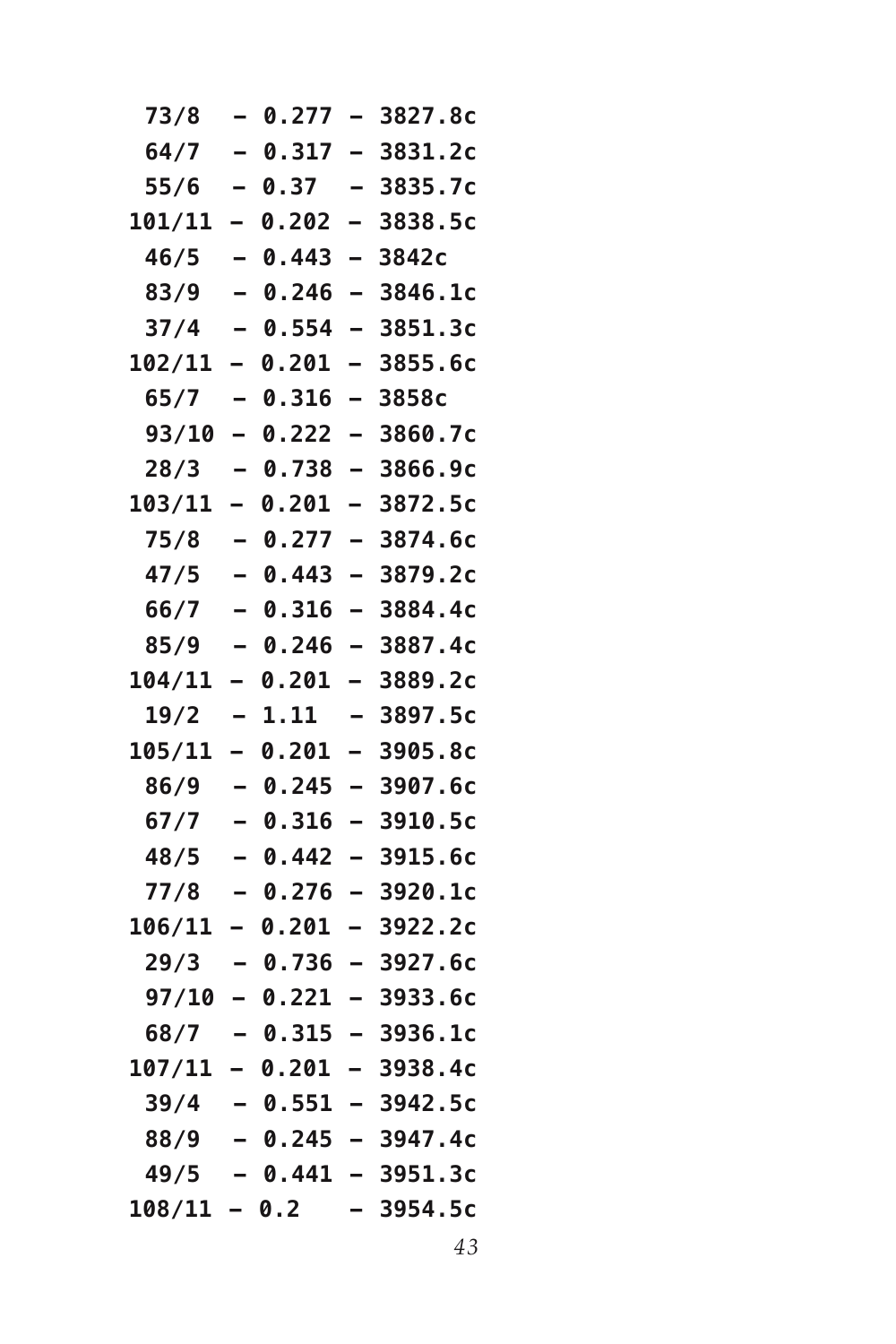```
 73/8   – 0.277 – 3827.8c
 64/7   – 0.317 – 3831.2c
 55/6   – 0.37  – 3835.7c
101/11 – 0.202 – 3838.5c
 46/5   – 0.443 – 3842c
 83/9   – 0.246 – 3846.1c
 37/4   – 0.554 – 3851.3c
102/11 – 0.201 – 3855.6c
 65/7   – 0.316 – 3858c
 93/10 – 0.222 – 3860.7c
 28/3   – 0.738 – 3866.9c
103/11 – 0.201 – 3872.5c
 75/8   – 0.277 – 3874.6c
 47/5   – 0.443 – 3879.2c
 66/7   – 0.316 – 3884.4c
 85/9   – 0.246 – 3887.4c
104/11 – 0.201 – 3889.2c
 19/2   – 1.11  – 3897.5c
105/11 – 0.201 – 3905.8c
 86/9   – 0.245 – 3907.6c
 67/7   – 0.316 – 3910.5c
 48/5   – 0.442 – 3915.6c
 77/8   – 0.276 – 3920.1c
106/11 – 0.201 – 3922.2c
 29/3   – 0.736 – 3927.6c
 97/10 – 0.221 – 3933.6c
 68/7   – 0.315 – 3936.1c
107/11 – 0.201 – 3938.4c
 39/4   – 0.551 – 3942.5c
 88/9   – 0.245 – 3947.4c
 49/5   – 0.441 – 3951.3c
108/11 – 0.2   – 3954.5c
```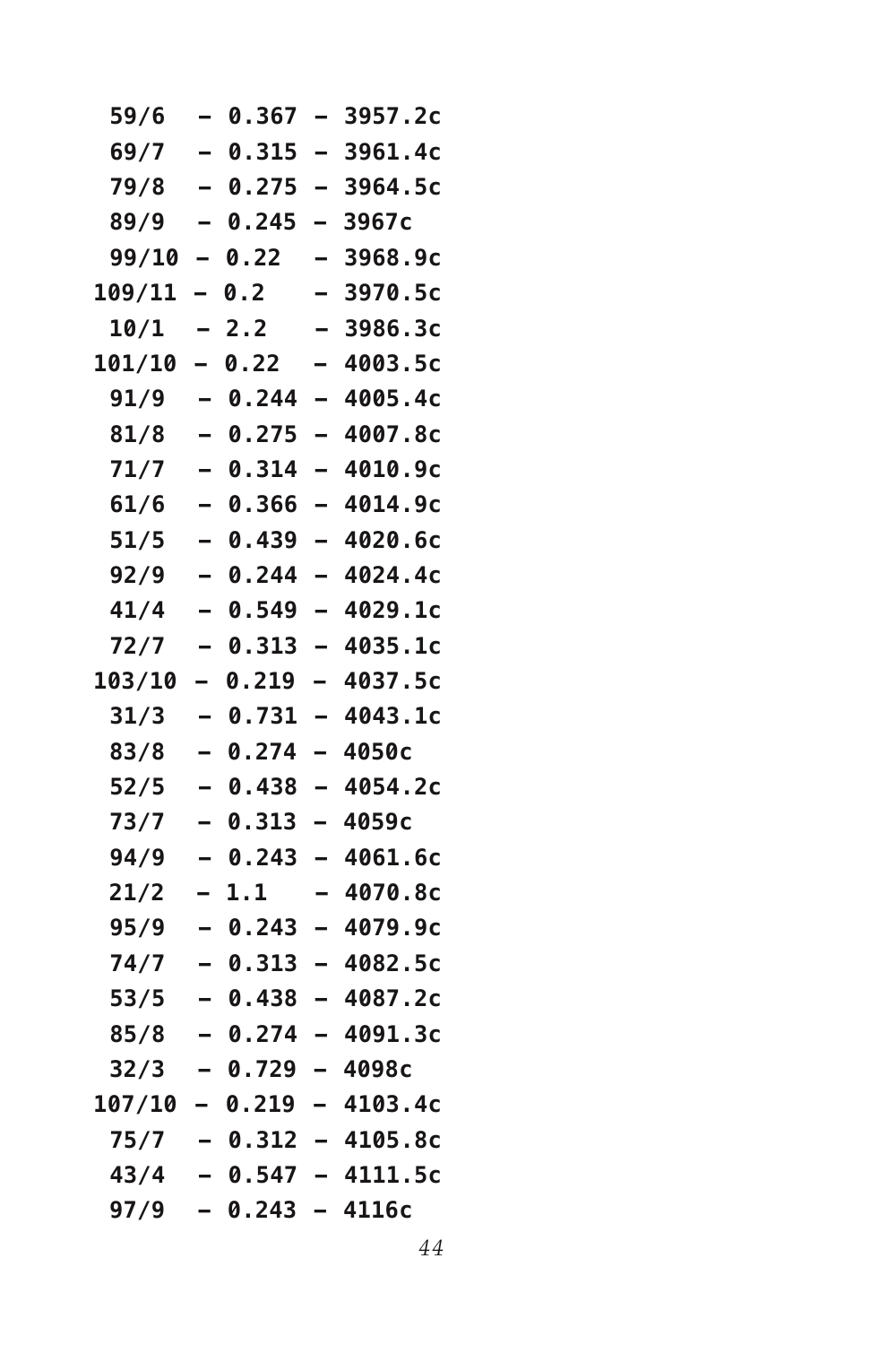```
 59/6  – 0.367 – 3957.2c
 69/7  – 0.315 – 3961.4c
 79/8  – 0.275 – 3964.5c
 89/9  – 0.245 – 3967c
 99/10 – 0.22  – 3968.9c
109/11 – 0.2   – 3970.5c
 10/1  – 2.2   – 3986.3c
101/10 – 0.22  – 4003.5c
 91/9  – 0.244 – 4005.4c
 81/8  – 0.275 – 4007.8c
 71/7  – 0.314 – 4010.9c
 61/6  – 0.366 – 4014.9c
 51/5  – 0.439 – 4020.6c
 92/9  – 0.244 – 4024.4c
 41/4  – 0.549 – 4029.1c
 72/7  – 0.313 – 4035.1c
103/10 – 0.219 – 4037.5c
 31/3  – 0.731 – 4043.1c
 83/8  – 0.274 – 4050c
 52/5  – 0.438 – 4054.2c
 73/7  – 0.313 – 4059c
 94/9  – 0.243 – 4061.6c
 21/2  – 1.1   – 4070.8c
 95/9  – 0.243 – 4079.9c
 74/7  – 0.313 – 4082.5c
 53/5  – 0.438 – 4087.2c
 85/8  – 0.274 – 4091.3c
 32/3  – 0.729 – 4098c
107/10 – 0.219 – 4103.4c
 75/7  – 0.312 – 4105.8c
 43/4  – 0.547 – 4111.5c
 97/9  – 0.243 – 4116c
```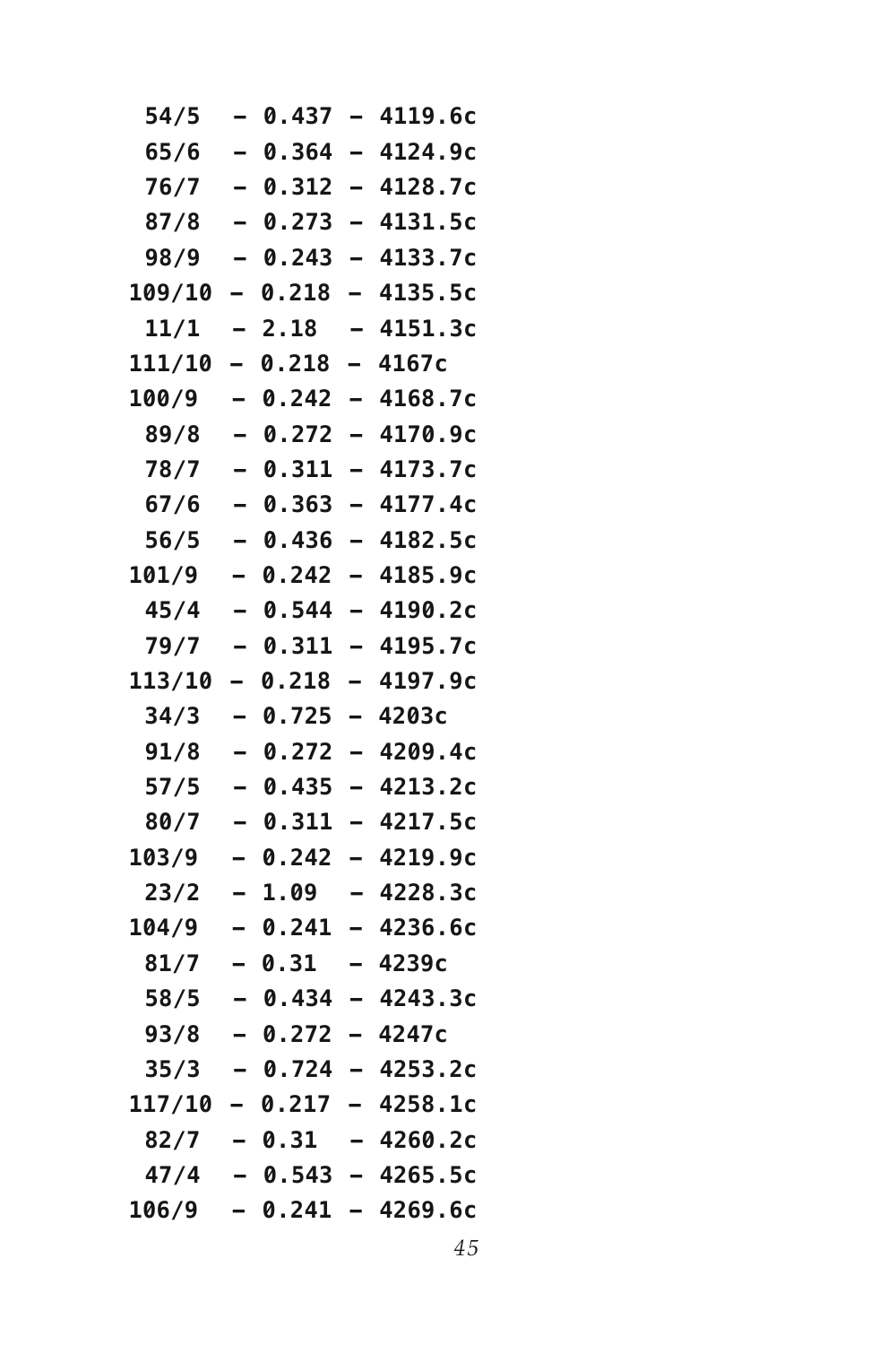```
 54/5   – 0.437 – 4119.6c
 65/6   – 0.364 – 4124.9c
 76/7   – 0.312 – 4128.7c
 87/8   – 0.273 – 4131.5c
 98/9   – 0.243 – 4133.7c
109/10  – 0.218 – 4135.5c
 11/1   – 2.18  – 4151.3c
111/10  – 0.218 – 4167c
100/9   – 0.242 – 4168.7c
 89/8   – 0.272 – 4170.9c
 78/7   – 0.311 – 4173.7c
 67/6   – 0.363 – 4177.4c
 56/5   – 0.436 – 4182.5c
101/9   – 0.242 – 4185.9c
 45/4   – 0.544 – 4190.2c
 79/7   – 0.311 – 4195.7c
113/10  – 0.218 – 4197.9c
 34/3   – 0.725 – 4203c
 91/8   – 0.272 – 4209.4c
 57/5   – 0.435 – 4213.2c
 80/7   – 0.311 – 4217.5c
103/9   – 0.242 – 4219.9c
 23/2   – 1.09  – 4228.3c
104/9   – 0.241 – 4236.6c
 81/7   – 0.31  – 4239c
 58/5   – 0.434 – 4243.3c
 93/8   – 0.272 – 4247c
 35/3   – 0.724 – 4253.2c
117/10  – 0.217 – 4258.1c
 82/7   – 0.31  – 4260.2c
 47/4   – 0.543 – 4265.5c
106/9   – 0.241 – 4269.6c
```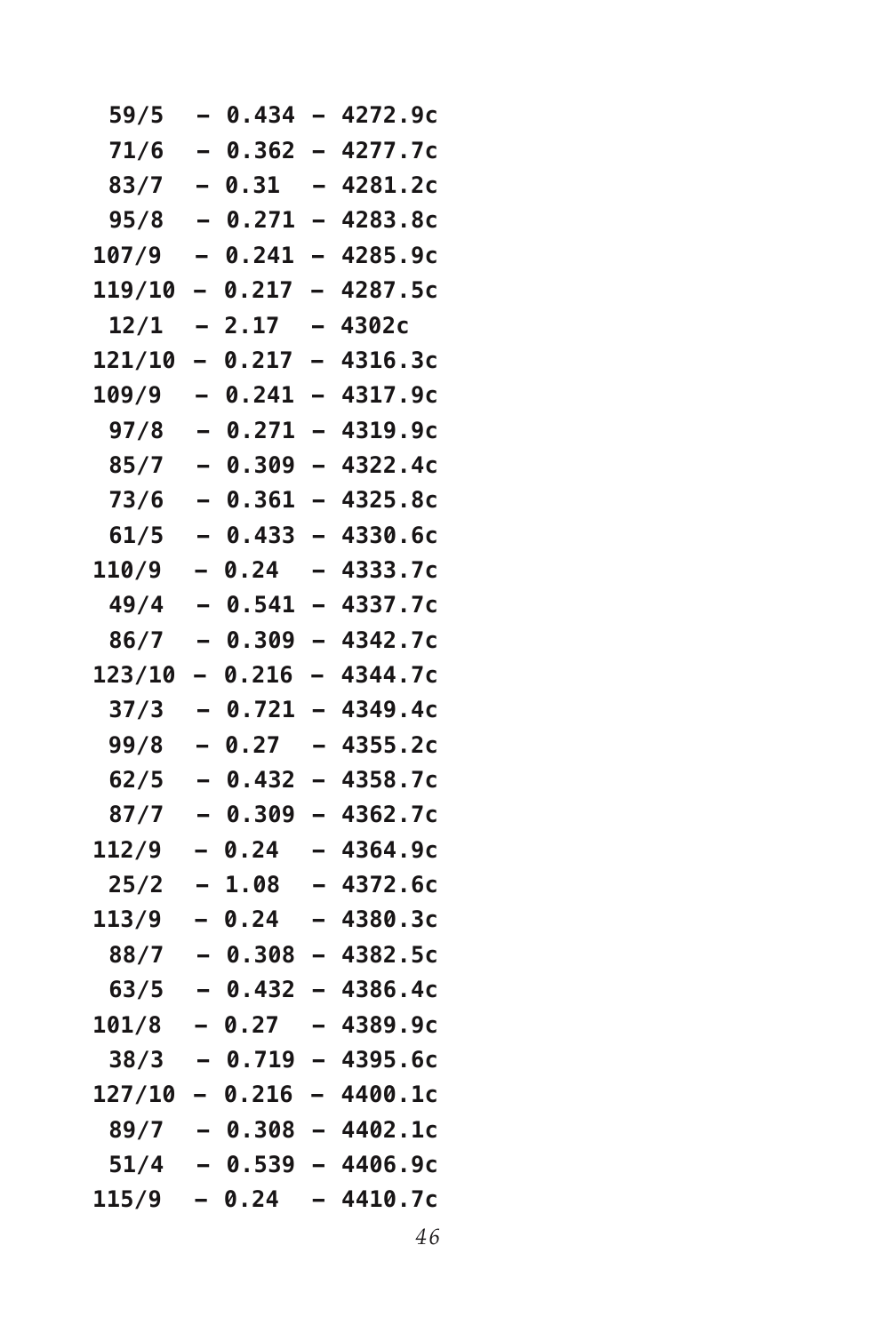```
 59/5   – 0.434 – 4272.9c
 71/6   – 0.362 – 4277.7c
 83/7   – 0.31  – 4281.2c
 95/8   – 0.271 – 4283.8c
107/9   – 0.241 – 4285.9c
119/10  – 0.217 – 4287.5c
 12/1   – 2.17  – 4302c
121/10  – 0.217 – 4316.3c
109/9   – 0.241 – 4317.9c
 97/8   – 0.271 – 4319.9c
 85/7   – 0.309 – 4322.4c
 73/6   – 0.361 – 4325.8c
 61/5   – 0.433 – 4330.6c
110/9   – 0.24  – 4333.7c
 49/4   – 0.541 – 4337.7c
 86/7   – 0.309 – 4342.7c
123/10  – 0.216 – 4344.7c
 37/3   – 0.721 – 4349.4c
 99/8   – 0.27  – 4355.2c
 62/5   – 0.432 – 4358.7c
 87/7   – 0.309 – 4362.7c
112/9   – 0.24  – 4364.9c
 25/2   – 1.08  – 4372.6c
113/9   – 0.24  – 4380.3c
 88/7   – 0.308 – 4382.5c
 63/5   – 0.432 – 4386.4c
101/8   – 0.27  – 4389.9c
 38/3   – 0.719 – 4395.6c
127/10  – 0.216 – 4400.1c
 89/7   – 0.308 – 4402.1c
 51/4   – 0.539 – 4406.9c
115/9   – 0.24  – 4410.7c
```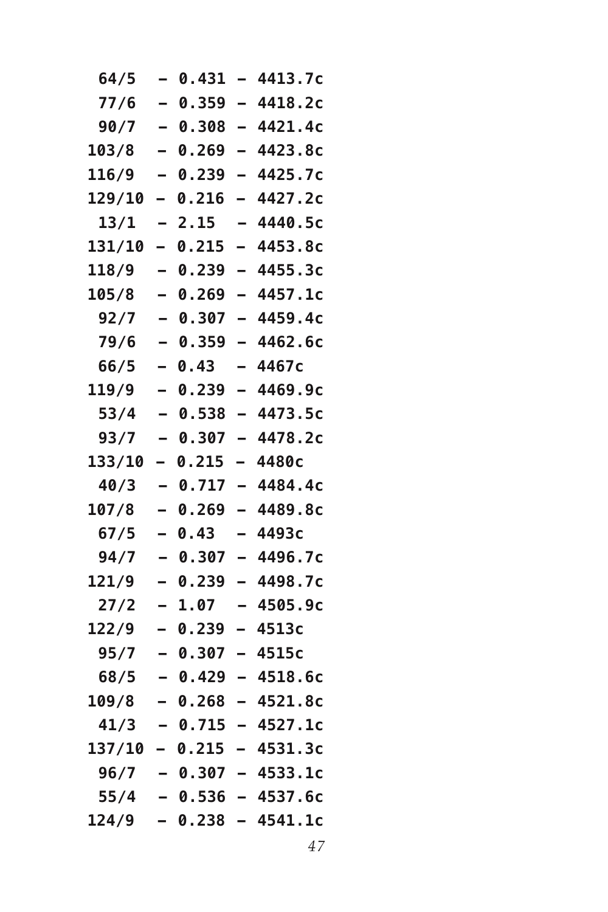```
 64/5   – 0.431 – 4413.7c
 77/6   – 0.359 – 4418.2c
 90/7   – 0.308 – 4421.4c
103/8   – 0.269 – 4423.8c
116/9   – 0.239 – 4425.7c
129/10  – 0.216 – 4427.2c
 13/1   – 2.15  – 4440.5c
131/10  – 0.215 – 4453.8c
118/9   – 0.239 – 4455.3c
105/8   – 0.269 – 4457.1c
 92/7   – 0.307 – 4459.4c
 79/6   – 0.359 – 4462.6c
 66/5   – 0.43  – 4467c
119/9   – 0.239 – 4469.9c
 53/4   – 0.538 – 4473.5c
 93/7   – 0.307 – 4478.2c
133/10  – 0.215 – 4480c
 40/3   – 0.717 – 4484.4c
107/8   – 0.269 – 4489.8c
 67/5   – 0.43  – 4493c
 94/7   – 0.307 – 4496.7c
121/9   – 0.239 – 4498.7c
 27/2   – 1.07  – 4505.9c
122/9   – 0.239 – 4513c
 95/7   – 0.307 – 4515c
 68/5   – 0.429 – 4518.6c
109/8   – 0.268 – 4521.8c
 41/3   – 0.715 – 4527.1c
137/10  – 0.215 – 4531.3c
 96/7   – 0.307 – 4533.1c
 55/4   – 0.536 – 4537.6c
124/9   – 0.238 – 4541.1c
```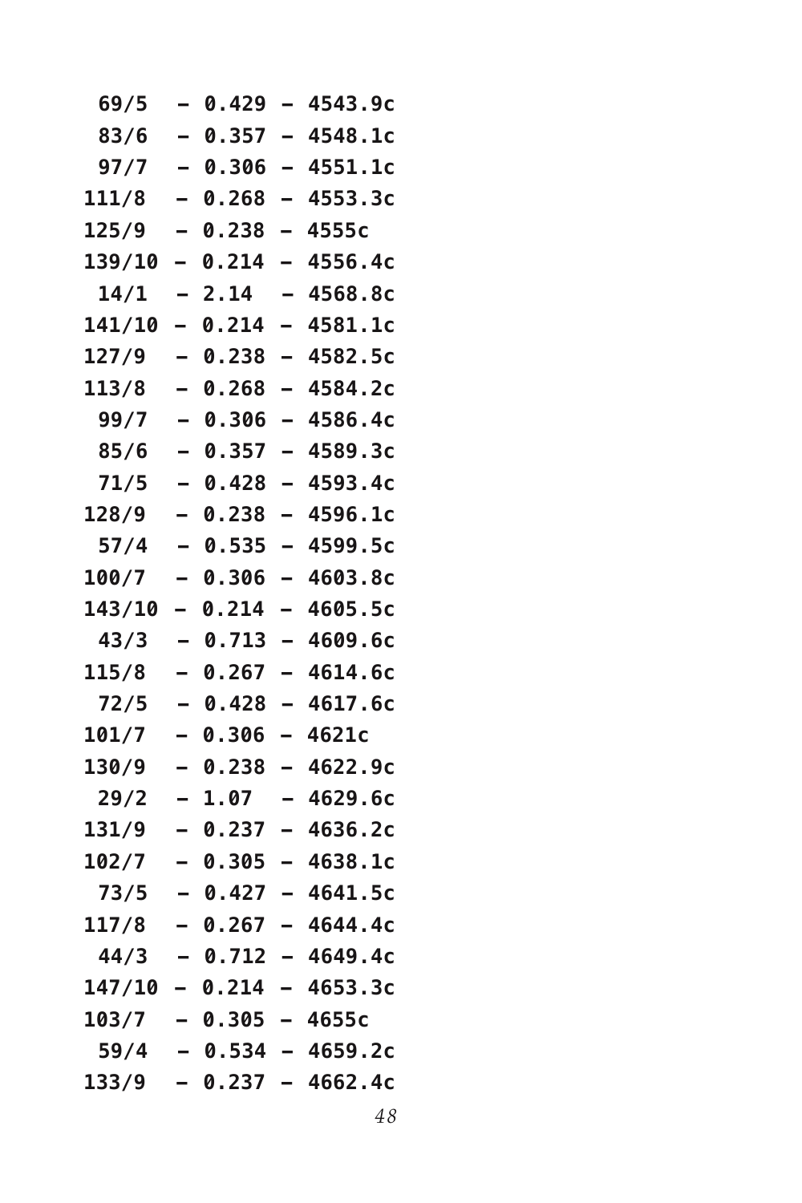```
 69/5   – 0.429 – 4543.9c
 83/6   – 0.357 – 4548.1c
 97/7   – 0.306 – 4551.1c
111/8   – 0.268 – 4553.3c
125/9   – 0.238 – 4555c
139/10  – 0.214 – 4556.4c
 14/1   – 2.14  – 4568.8c
141/10  – 0.214 – 4581.1c
127/9   – 0.238 – 4582.5c
113/8   – 0.268 – 4584.2c
 99/7   – 0.306 – 4586.4c
 85/6   – 0.357 – 4589.3c
 71/5   – 0.428 – 4593.4c
128/9   – 0.238 – 4596.1c
 57/4   – 0.535 – 4599.5c
100/7   – 0.306 – 4603.8c
143/10  – 0.214 – 4605.5c
 43/3   – 0.713 – 4609.6c
115/8   – 0.267 – 4614.6c
 72/5   – 0.428 – 4617.6c
101/7   – 0.306 – 4621c
130/9   – 0.238 – 4622.9c
 29/2   – 1.07  – 4629.6c
131/9   – 0.237 – 4636.2c
102/7   – 0.305 – 4638.1c
 73/5   – 0.427 – 4641.5c
117/8   – 0.267 – 4644.4c
 44/3   – 0.712 – 4649.4c
147/10  – 0.214 – 4653.3c
103/7   – 0.305 – 4655c
 59/4   – 0.534 – 4659.2c
133/9   – 0.237 – 4662.4c
```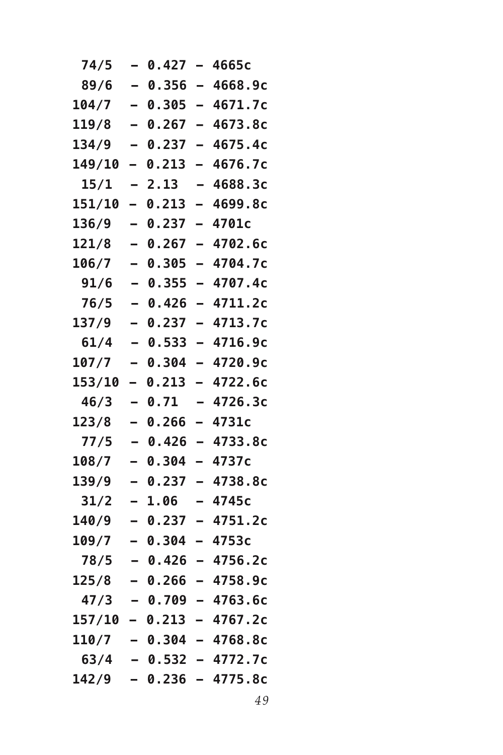```
 74/5   – 0.427 – 4665c
 89/6   – 0.356 – 4668.9c
104/7   – 0.305 – 4671.7c
119/8   – 0.267 – 4673.8c
134/9   – 0.237 – 4675.4c
149/10 – 0.213 – 4676.7c
 15/1   – 2.13  – 4688.3c
151/10 – 0.213 – 4699.8c
136/9   – 0.237 – 4701c
121/8   – 0.267 – 4702.6c
106/7   – 0.305 – 4704.7c
 91/6   – 0.355 – 4707.4c
 76/5   – 0.426 – 4711.2c
137/9   – 0.237 – 4713.7c
 61/4   – 0.533 – 4716.9c
107/7   – 0.304 – 4720.9c
153/10 – 0.213 – 4722.6c
 46/3   – 0.71  – 4726.3c
123/8   – 0.266 – 4731c
 77/5   – 0.426 – 4733.8c
108/7   – 0.304 – 4737c
139/9   – 0.237 – 4738.8c
 31/2   – 1.06  – 4745c
140/9   – 0.237 – 4751.2c
109/7   – 0.304 – 4753c
 78/5   – 0.426 – 4756.2c
125/8   – 0.266 – 4758.9c
 47/3   – 0.709 – 4763.6c
157/10 – 0.213 – 4767.2c
110/7   – 0.304 – 4768.8c
 63/4   – 0.532 – 4772.7c
142/9   – 0.236 – 4775.8c
```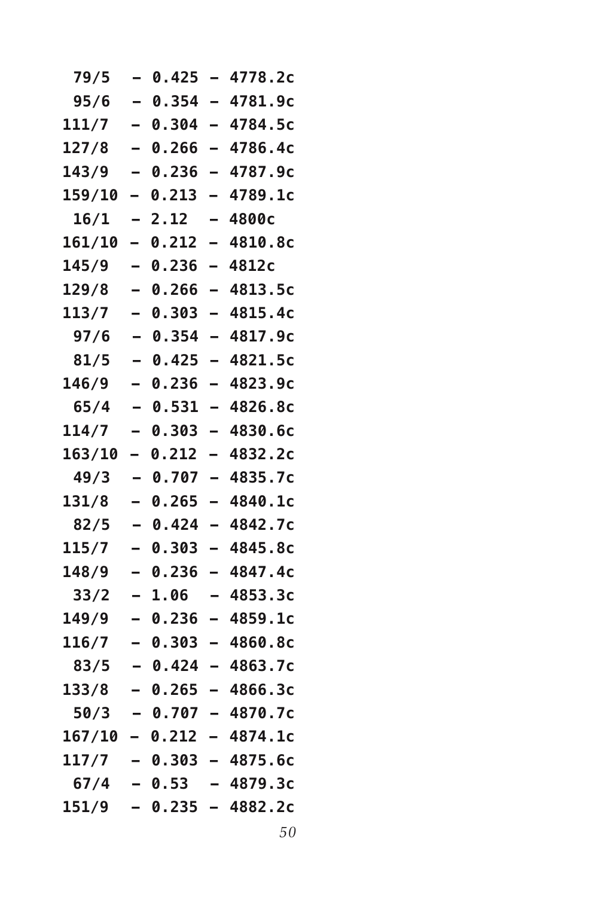```
 79/5   – 0.425 – 4778.2c
 95/6   – 0.354 – 4781.9c
111/7   – 0.304 – 4784.5c
127/8   – 0.266 – 4786.4c
143/9   – 0.236 – 4787.9c
159/10 – 0.213 – 4789.1c
 16/1   – 2.12  – 4800c
161/10 – 0.212 – 4810.8c
145/9   – 0.236 – 4812c
129/8   – 0.266 – 4813.5c
113/7   – 0.303 – 4815.4c
 97/6   – 0.354 – 4817.9c
 81/5   – 0.425 – 4821.5c
146/9   – 0.236 – 4823.9c
 65/4   – 0.531 – 4826.8c
114/7   – 0.303 – 4830.6c
163/10 – 0.212 – 4832.2c
 49/3   – 0.707 – 4835.7c
131/8   – 0.265 – 4840.1c
 82/5   – 0.424 – 4842.7c
115/7   – 0.303 – 4845.8c
148/9   – 0.236 – 4847.4c
 33/2   – 1.06  – 4853.3c
149/9   – 0.236 – 4859.1c
116/7   – 0.303 – 4860.8c
 83/5   – 0.424 – 4863.7c
133/8   – 0.265 – 4866.3c
 50/3   – 0.707 – 4870.7c
167/10 – 0.212 – 4874.1c
117/7   – 0.303 – 4875.6c
 67/4   – 0.53  – 4879.3c
151/9   – 0.235 – 4882.2c
```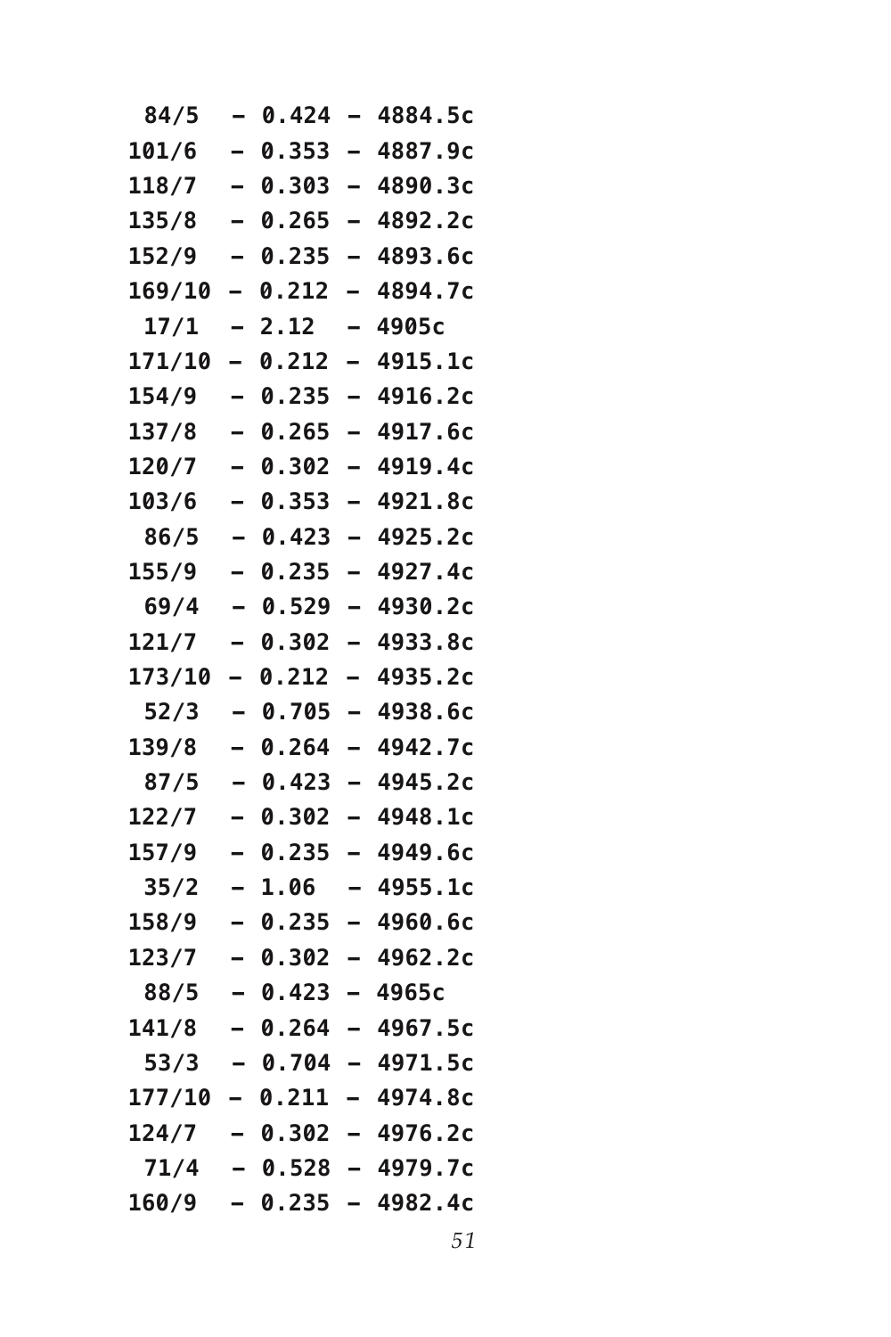```
 84/5   – 0.424 – 4884.5c
101/6   – 0.353 – 4887.9c
118/7   – 0.303 – 4890.3c
135/8   – 0.265 – 4892.2c
152/9   – 0.235 – 4893.6c
169/10  – 0.212 – 4894.7c
 17/1   – 2.12  – 4905c
171/10  – 0.212 – 4915.1c
154/9   – 0.235 – 4916.2c
137/8   – 0.265 – 4917.6c
120/7   – 0.302 – 4919.4c
103/6   – 0.353 – 4921.8c
 86/5   – 0.423 – 4925.2c
155/9   – 0.235 – 4927.4c
 69/4   – 0.529 – 4930.2c
121/7   – 0.302 – 4933.8c
173/10  – 0.212 – 4935.2c
 52/3   – 0.705 – 4938.6c
139/8   – 0.264 – 4942.7c
 87/5   – 0.423 – 4945.2c
122/7   – 0.302 – 4948.1c
157/9   – 0.235 – 4949.6c
 35/2   – 1.06  – 4955.1c
158/9   – 0.235 – 4960.6c
123/7   – 0.302 – 4962.2c
 88/5   – 0.423 – 4965c
141/8   – 0.264 – 4967.5c
 53/3   – 0.704 – 4971.5c
177/10  – 0.211 – 4974.8c
124/7   – 0.302 – 4976.2c
 71/4   – 0.528 – 4979.7c
160/9   – 0.235 – 4982.4c
```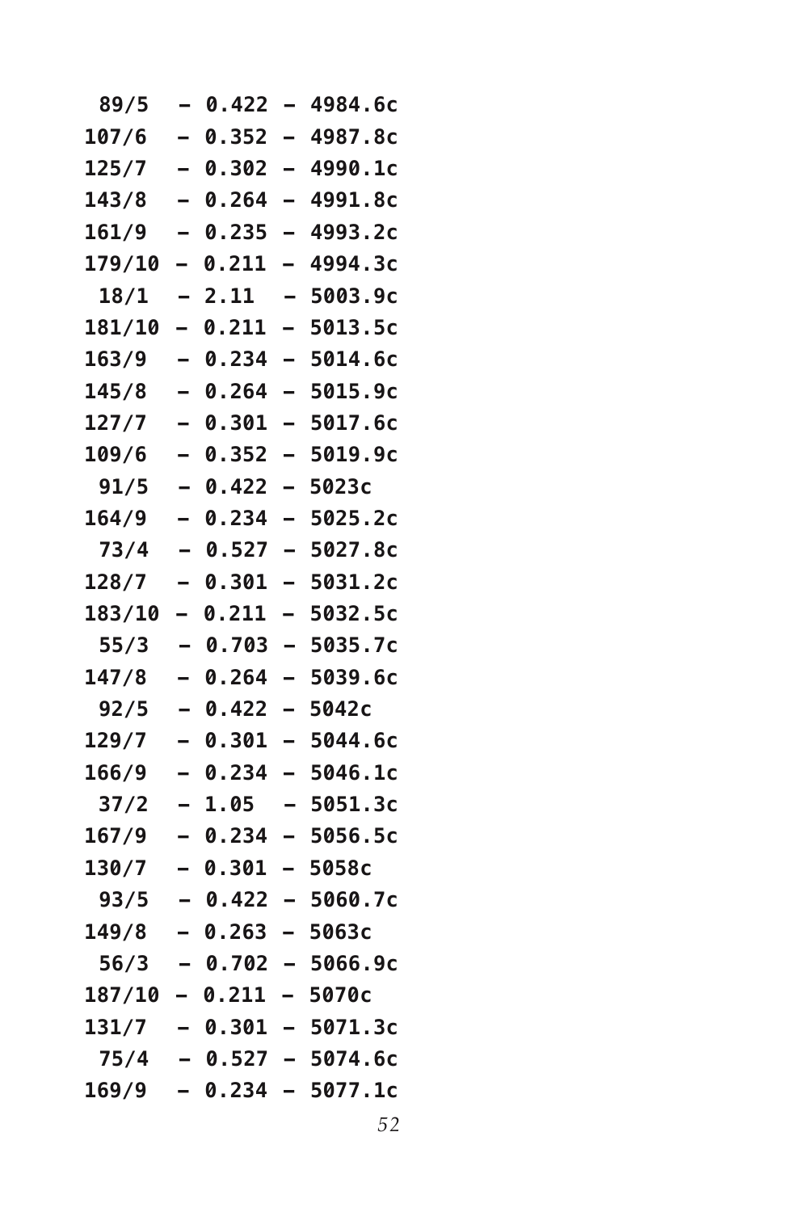```
 89/5   – 0.422 – 4984.6c
107/6   – 0.352 – 4987.8c
125/7   – 0.302 – 4990.1c
143/8   – 0.264 – 4991.8c
161/9   – 0.235 – 4993.2c
179/10  – 0.211 – 4994.3c
 18/1   – 2.11  – 5003.9c
181/10  – 0.211 – 5013.5c
163/9   – 0.234 – 5014.6c
145/8   – 0.264 – 5015.9c
127/7   – 0.301 – 5017.6c
109/6   – 0.352 – 5019.9c
 91/5   – 0.422 – 5023c
164/9   – 0.234 – 5025.2c
 73/4   – 0.527 – 5027.8c
128/7   – 0.301 – 5031.2c
183/10  – 0.211 – 5032.5c
 55/3   – 0.703 – 5035.7c
147/8   – 0.264 – 5039.6c
 92/5   – 0.422 – 5042c
129/7   – 0.301 – 5044.6c
166/9   – 0.234 – 5046.1c
 37/2   – 1.05  – 5051.3c
167/9   – 0.234 – 5056.5c
130/7   – 0.301 – 5058c
 93/5   – 0.422 – 5060.7c
149/8   – 0.263 – 5063c
 56/3   – 0.702 – 5066.9c
187/10  – 0.211 – 5070c
131/7   – 0.301 – 5071.3c
 75/4   – 0.527 – 5074.6c
169/9   – 0.234 – 5077.1c
```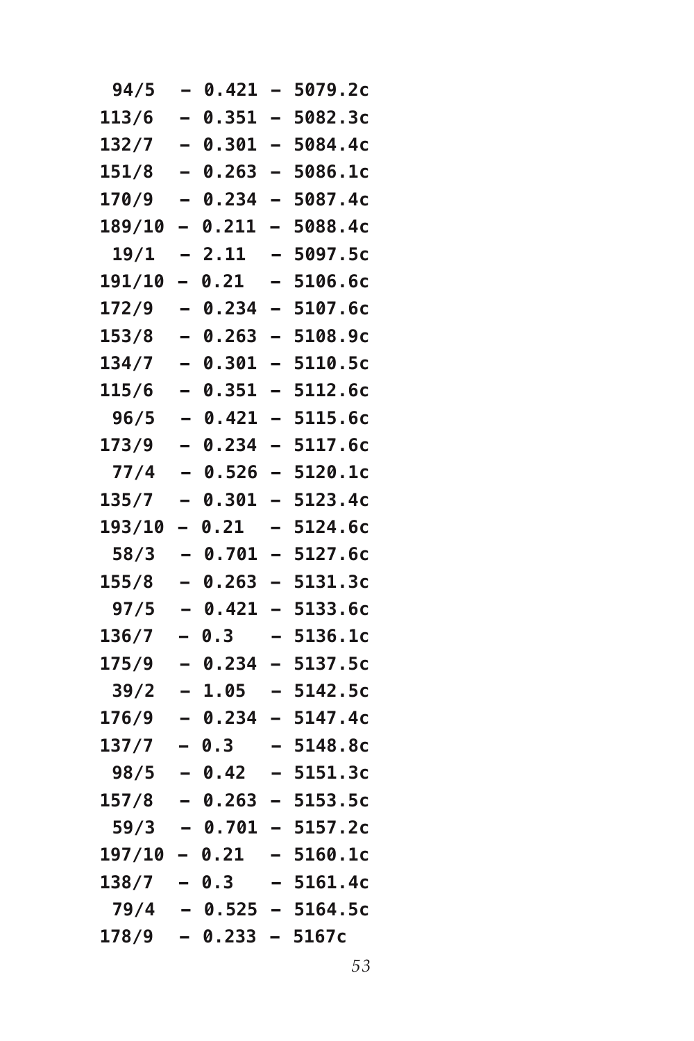```
 94/5   – 0.421 – 5079.2c
113/6   – 0.351 – 5082.3c
132/7   – 0.301 – 5084.4c
151/8   – 0.263 – 5086.1c
170/9   – 0.234 – 5087.4c
189/10 – 0.211 – 5088.4c
 19/1   – 2.11  – 5097.5c
191/10 – 0.21  – 5106.6c
172/9   – 0.234 – 5107.6c
153/8   – 0.263 – 5108.9c
134/7   – 0.301 – 5110.5c
115/6   – 0.351 – 5112.6c
 96/5   – 0.421 – 5115.6c
173/9   – 0.234 – 5117.6c
 77/4   – 0.526 – 5120.1c
135/7   – 0.301 – 5123.4c
193/10 – 0.21  – 5124.6c
 58/3   – 0.701 – 5127.6c
155/8   – 0.263 – 5131.3c
 97/5   – 0.421 – 5133.6c
136/7   – 0.3   – 5136.1c
175/9   – 0.234 – 5137.5c
 39/2   – 1.05  – 5142.5c
176/9   – 0.234 – 5147.4c
137/7   – 0.3   – 5148.8c
 98/5   – 0.42  – 5151.3c
157/8   – 0.263 – 5153.5c
 59/3   – 0.701 – 5157.2c
197/10 – 0.21  – 5160.1c
138/7   – 0.3   – 5161.4c
 79/4   – 0.525 – 5164.5c
178/9   – 0.233 – 5167c
```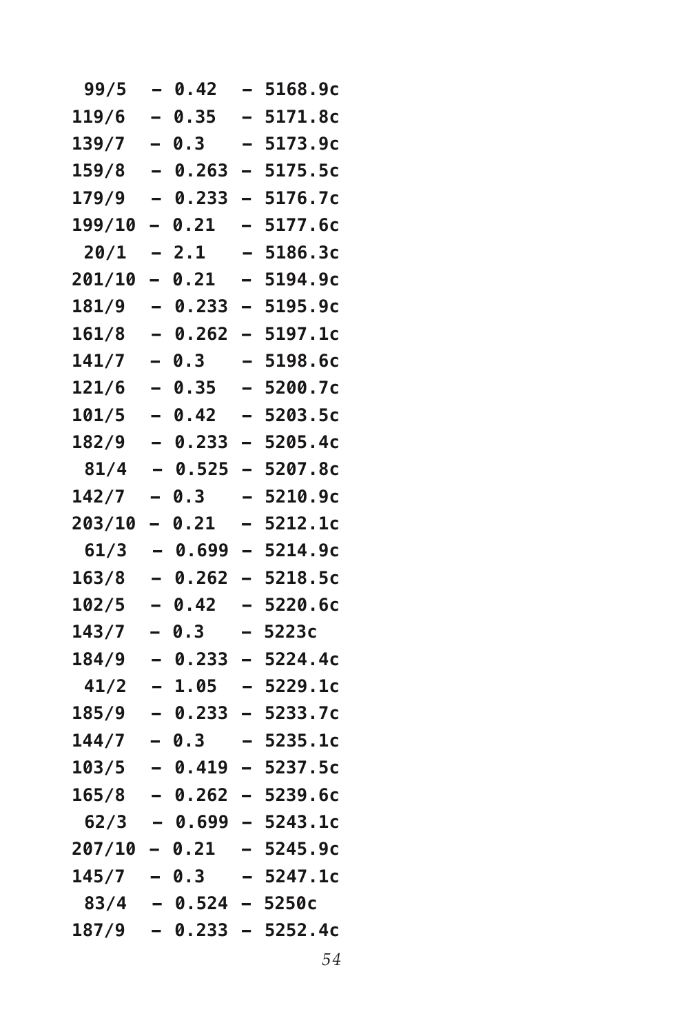```
 99/5   – 0.42   – 5168.9c
119/6   – 0.35   – 5171.8c
139/7   – 0.3    – 5173.9c
159/8   – 0.263 – 5175.5c
179/9   – 0.233 – 5176.7c
199/10 – 0.21   – 5177.6c
 20/1   – 2.1    – 5186.3c
201/10 – 0.21   – 5194.9c
181/9   – 0.233 – 5195.9c
161/8   – 0.262 – 5197.1c
141/7   – 0.3    – 5198.6c
121/6   – 0.35   – 5200.7c
101/5   – 0.42   – 5203.5c
182/9   – 0.233 – 5205.4c
 81/4   – 0.525 – 5207.8c
142/7   – 0.3    – 5210.9c
203/10 – 0.21   – 5212.1c
 61/3   – 0.699 – 5214.9c
163/8   – 0.262 – 5218.5c
102/5   – 0.42   – 5220.6c
143/7   – 0.3    – 5223c
184/9   – 0.233 – 5224.4c
 41/2   – 1.05   – 5229.1c
185/9   – 0.233 – 5233.7c
144/7   – 0.3    – 5235.1c
103/5   – 0.419 – 5237.5c
165/8   – 0.262 – 5239.6c
 62/3   – 0.699 – 5243.1c
207/10 – 0.21   – 5245.9c
145/7   – 0.3    – 5247.1c
 83/4   – 0.524 – 5250c
187/9   – 0.233 – 5252.4c
```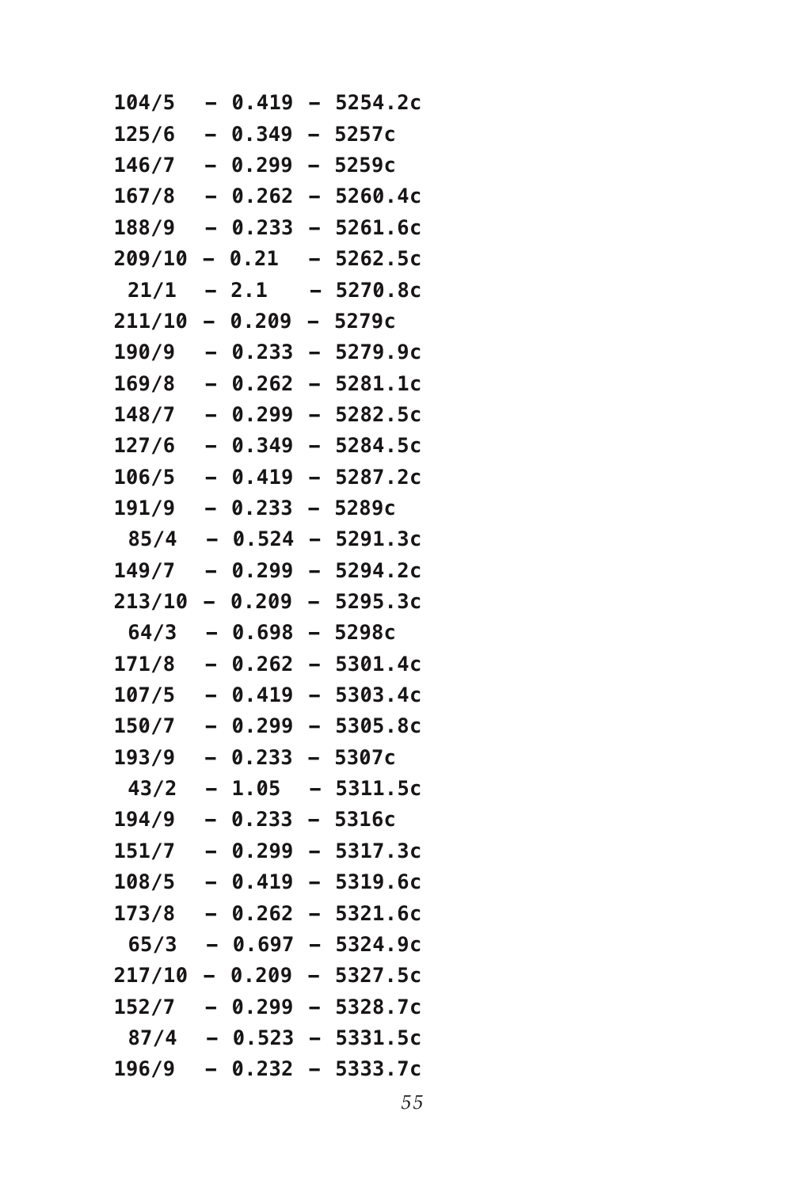```
104/5  – 0.419 – 5254.2c
125/6  – 0.349 – 5257c
146/7  – 0.299 – 5259c
167/8  – 0.262 – 5260.4c
188/9  – 0.233 – 5261.6c
209/10 – 0.21  – 5262.5c
 21/1  – 2.1   – 5270.8c
211/10 – 0.209 – 5279c
190/9  – 0.233 – 5279.9c
169/8  – 0.262 – 5281.1c
148/7  – 0.299 – 5282.5c
127/6  – 0.349 – 5284.5c
106/5  – 0.419 – 5287.2c
191/9  – 0.233 – 5289c
 85/4  – 0.524 – 5291.3c
149/7  – 0.299 – 5294.2c
213/10 – 0.209 – 5295.3c
 64/3  – 0.698 – 5298c
171/8  – 0.262 – 5301.4c
107/5  – 0.419 – 5303.4c
150/7  – 0.299 – 5305.8c
193/9  – 0.233 – 5307c
 43/2  – 1.05  – 5311.5c
194/9  – 0.233 – 5316c
151/7  – 0.299 – 5317.3c
108/5  – 0.419 – 5319.6c
173/8  – 0.262 – 5321.6c
 65/3  – 0.697 – 5324.9c
217/10 – 0.209 – 5327.5c
152/7  – 0.299 – 5328.7c
 87/4  – 0.523 – 5331.5c
196/9  – 0.232 – 5333.7c
```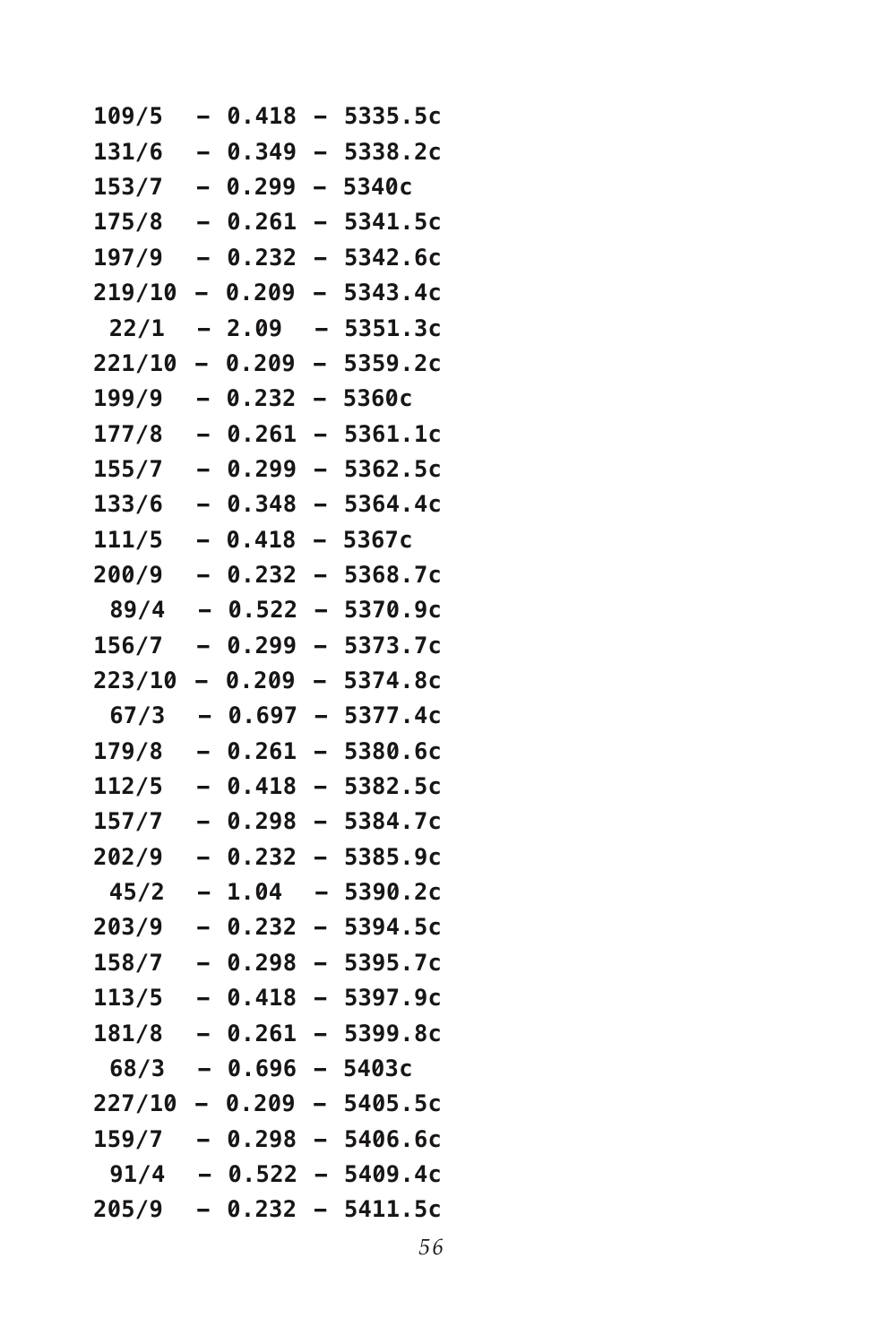```
109/5  – 0.418 – 5335.5c
131/6  – 0.349 – 5338.2c
153/7  – 0.299 – 5340c
175/8  – 0.261 – 5341.5c
197/9  – 0.232 – 5342.6c
219/10 – 0.209 – 5343.4c
 22/1  – 2.09  – 5351.3c
221/10 – 0.209 – 5359.2c
199/9  – 0.232 – 5360c
177/8  – 0.261 – 5361.1c
155/7  – 0.299 – 5362.5c
133/6  – 0.348 – 5364.4c
111/5  – 0.418 – 5367c
200/9  – 0.232 – 5368.7c
 89/4  – 0.522 – 5370.9c
156/7  – 0.299 – 5373.7c
223/10 – 0.209 – 5374.8c
 67/3  – 0.697 – 5377.4c
179/8  – 0.261 – 5380.6c
112/5  – 0.418 – 5382.5c
157/7  – 0.298 – 5384.7c
202/9  – 0.232 – 5385.9c
 45/2  – 1.04  – 5390.2c
203/9  – 0.232 – 5394.5c
158/7  – 0.298 – 5395.7c
113/5  – 0.418 – 5397.9c
181/8  – 0.261 – 5399.8c
 68/3  – 0.696 – 5403c
227/10 – 0.209 – 5405.5c
159/7  – 0.298 – 5406.6c
 91/4  – 0.522 – 5409.4c
205/9  – 0.232 – 5411.5c
```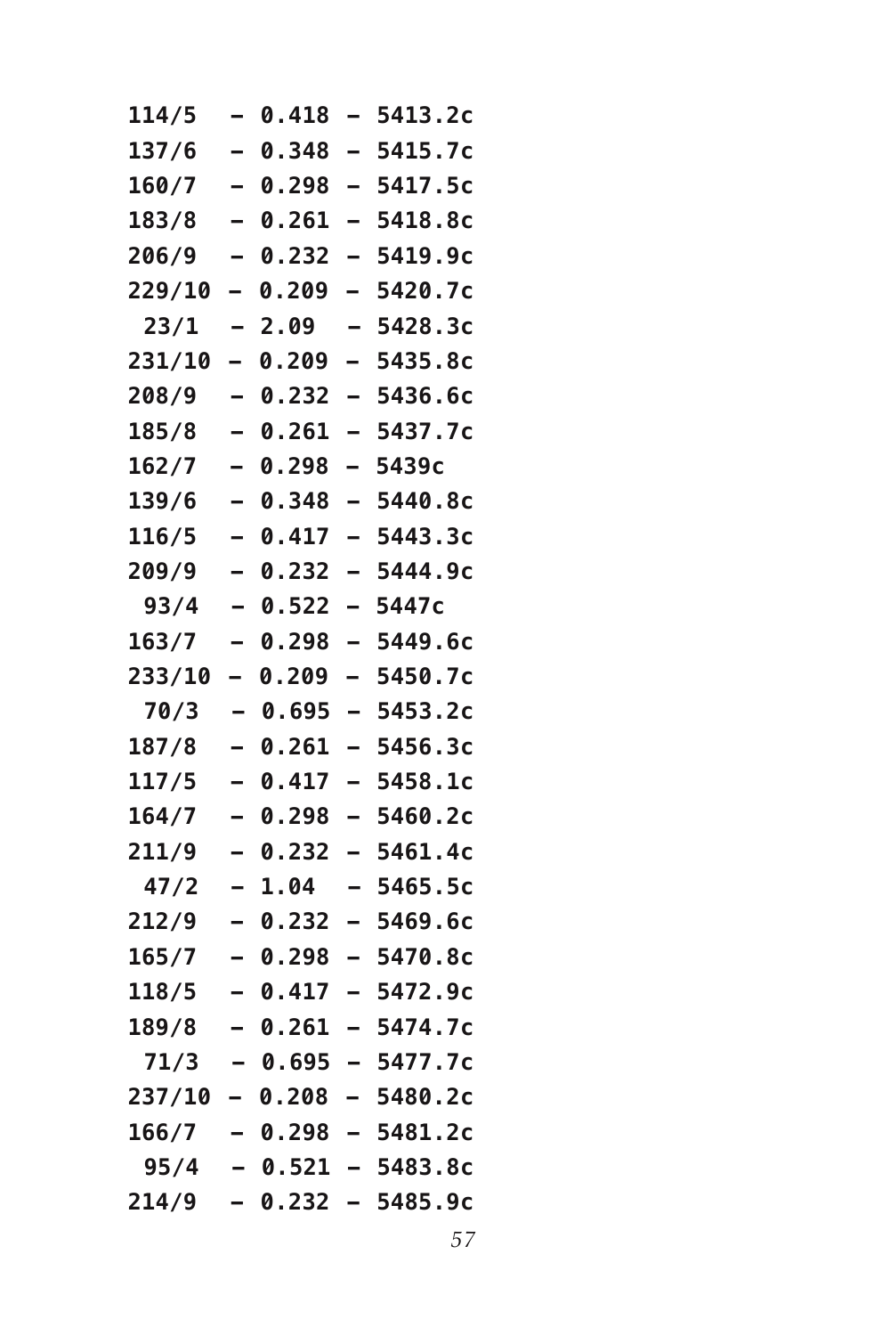```
114/5  – 0.418 – 5413.2c
137/6  – 0.348 – 5415.7c
160/7  – 0.298 – 5417.5c
183/8  – 0.261 – 5418.8c
206/9  – 0.232 – 5419.9c
229/10 – 0.209 – 5420.7c
 23/1  – 2.09  – 5428.3c
231/10 – 0.209 – 5435.8c
208/9  – 0.232 – 5436.6c
185/8  – 0.261 – 5437.7c
162/7  – 0.298 – 5439c
139/6  – 0.348 – 5440.8c
116/5  – 0.417 – 5443.3c
209/9  – 0.232 – 5444.9c
 93/4  – 0.522 – 5447c
163/7  – 0.298 – 5449.6c
233/10 – 0.209 – 5450.7c
 70/3  – 0.695 – 5453.2c
187/8  – 0.261 – 5456.3c
117/5  – 0.417 – 5458.1c
164/7  – 0.298 – 5460.2c
211/9  – 0.232 – 5461.4c
 47/2  – 1.04  – 5465.5c
212/9  – 0.232 – 5469.6c
165/7  – 0.298 – 5470.8c
118/5  – 0.417 – 5472.9c
189/8  – 0.261 – 5474.7c
 71/3  – 0.695 – 5477.7c
237/10 – 0.208 – 5480.2c
166/7  – 0.298 – 5481.2c
 95/4  – 0.521 – 5483.8c
214/9  – 0.232 – 5485.9c
```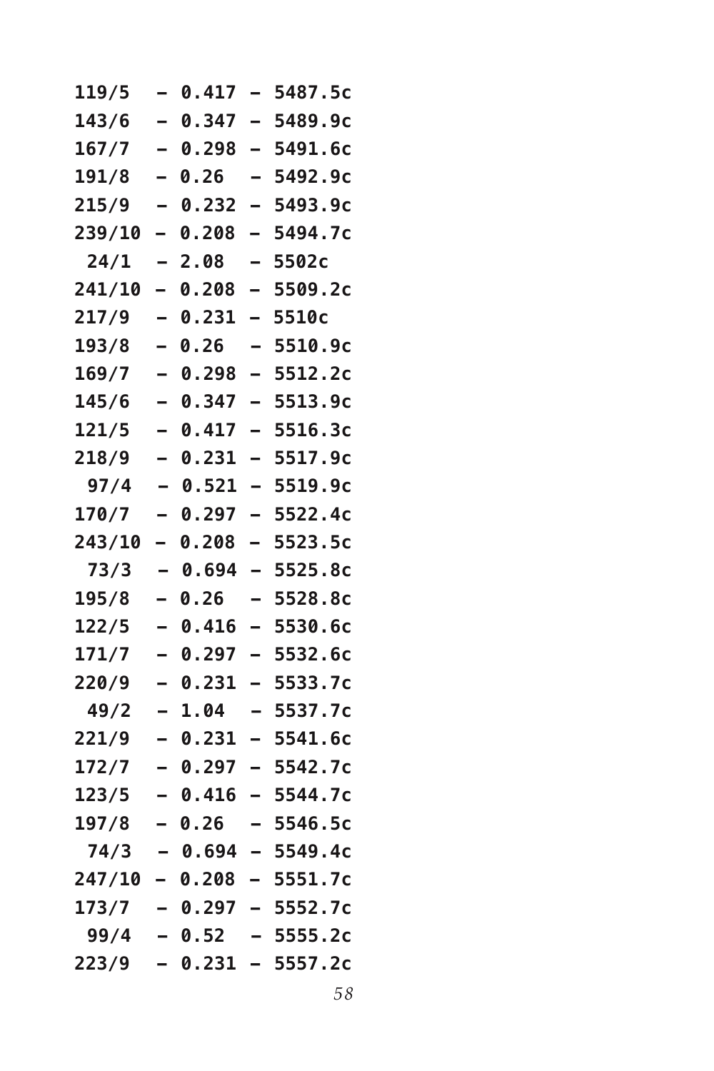```
119/5  – 0.417 – 5487.5c
143/6  – 0.347 – 5489.9c
167/7  – 0.298 – 5491.6c
191/8  – 0.26  – 5492.9c
215/9  – 0.232 – 5493.9c
239/10 – 0.208 – 5494.7c
 24/1  – 2.08  – 5502c
241/10 – 0.208 – 5509.2c
217/9  – 0.231 – 5510c
193/8  – 0.26  – 5510.9c
169/7  – 0.298 – 5512.2c
145/6  – 0.347 – 5513.9c
121/5  – 0.417 – 5516.3c
218/9  – 0.231 – 5517.9c
 97/4  – 0.521 – 5519.9c
170/7  – 0.297 – 5522.4c
243/10 – 0.208 – 5523.5c
 73/3  – 0.694 – 5525.8c
195/8  – 0.26  – 5528.8c
122/5  – 0.416 – 5530.6c
171/7  – 0.297 – 5532.6c
220/9  – 0.231 – 5533.7c
 49/2  – 1.04  – 5537.7c
221/9  – 0.231 – 5541.6c
172/7  – 0.297 – 5542.7c
123/5  – 0.416 – 5544.7c
197/8  – 0.26  – 5546.5c
 74/3  – 0.694 – 5549.4c
247/10 – 0.208 – 5551.7c
173/7  – 0.297 – 5552.7c
 99/4  – 0.52  – 5555.2c
223/9  – 0.231 – 5557.2c
```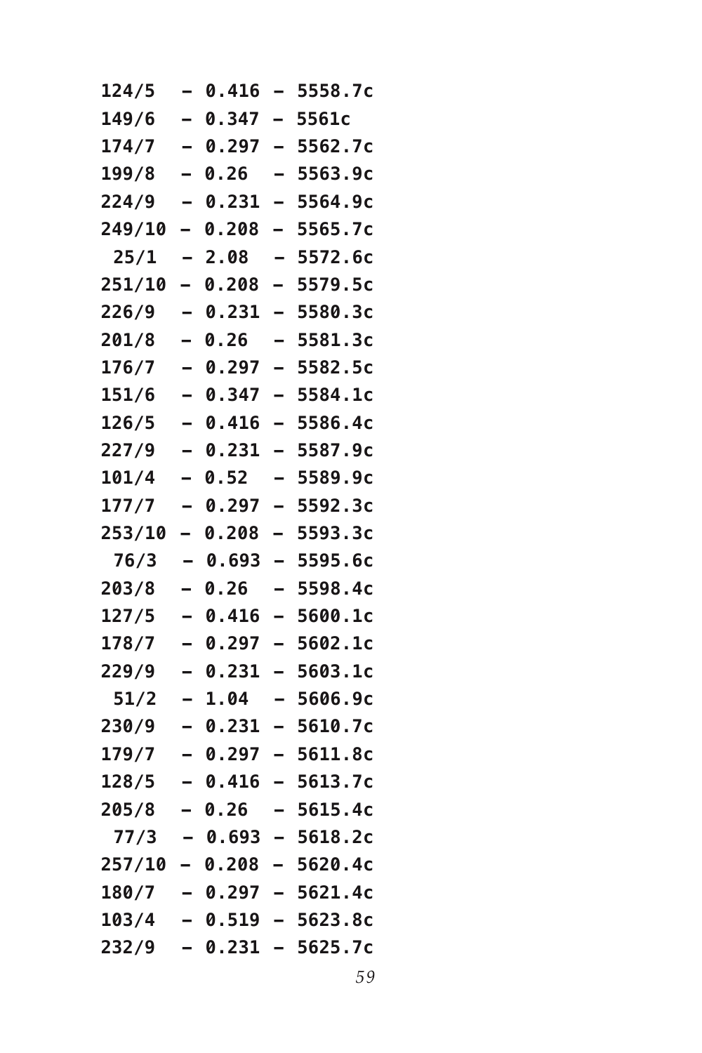```
124/5  – 0.416 – 5558.7c
149/6  – 0.347 – 5561c
174/7  – 0.297 – 5562.7c
199/8  – 0.26  – 5563.9c
224/9  – 0.231 – 5564.9c
249/10 – 0.208 – 5565.7c
 25/1  – 2.08  – 5572.6c
251/10 – 0.208 – 5579.5c
226/9  – 0.231 – 5580.3c
201/8  – 0.26  – 5581.3c
176/7  – 0.297 – 5582.5c
151/6  – 0.347 – 5584.1c
126/5  – 0.416 – 5586.4c
227/9  – 0.231 – 5587.9c
101/4  – 0.52  – 5589.9c
177/7  – 0.297 – 5592.3c
253/10 – 0.208 – 5593.3c
 76/3  – 0.693 – 5595.6c
203/8  – 0.26  – 5598.4c
127/5  – 0.416 – 5600.1c
178/7  – 0.297 – 5602.1c
229/9  – 0.231 – 5603.1c
 51/2  – 1.04  – 5606.9c
230/9  – 0.231 – 5610.7c
179/7  – 0.297 – 5611.8c
128/5  – 0.416 – 5613.7c
205/8  – 0.26  – 5615.4c
 77/3  – 0.693 – 5618.2c
257/10 – 0.208 – 5620.4c
180/7  – 0.297 – 5621.4c
103/4  – 0.519 – 5623.8c
232/9  – 0.231 – 5625.7c
```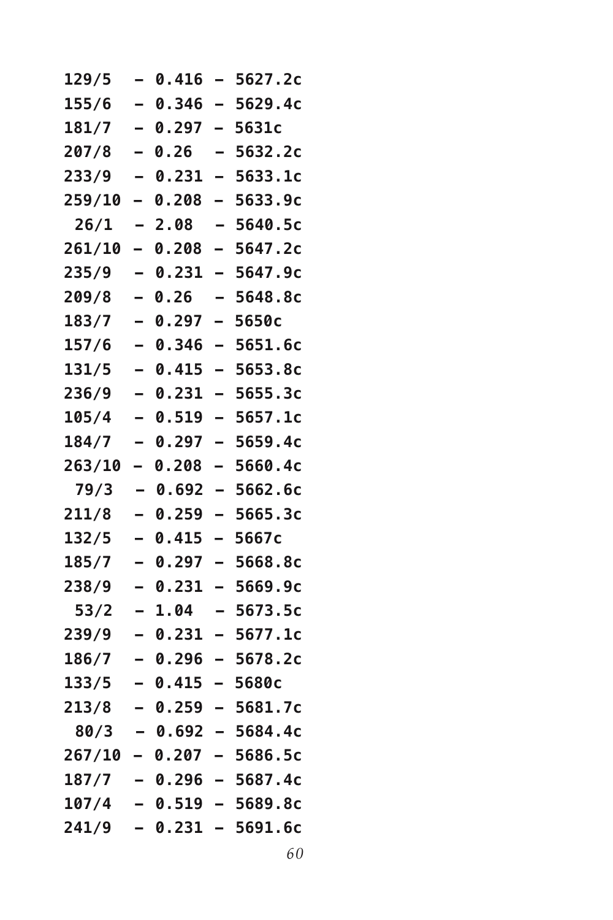```
129/5  – 0.416 – 5627.2c
155/6  – 0.346 – 5629.4c
181/7  – 0.297 – 5631c
207/8  – 0.26  – 5632.2c
233/9  – 0.231 – 5633.1c
259/10 – 0.208 – 5633.9c
 26/1  – 2.08  – 5640.5c
261/10 – 0.208 – 5647.2c
235/9  – 0.231 – 5647.9c
209/8  – 0.26  – 5648.8c
183/7  – 0.297 – 5650c
157/6  – 0.346 – 5651.6c
131/5  – 0.415 – 5653.8c
236/9  – 0.231 – 5655.3c
105/4  – 0.519 – 5657.1c
184/7  – 0.297 – 5659.4c
263/10 – 0.208 – 5660.4c
 79/3  – 0.692 – 5662.6c
211/8  – 0.259 – 5665.3c
132/5  – 0.415 – 5667c
185/7  – 0.297 – 5668.8c
238/9  – 0.231 – 5669.9c
 53/2  – 1.04  – 5673.5c
239/9  – 0.231 – 5677.1c
186/7  – 0.296 – 5678.2c
133/5  – 0.415 – 5680c
213/8  – 0.259 – 5681.7c
 80/3  – 0.692 – 5684.4c
267/10 – 0.207 – 5686.5c
187/7  – 0.296 – 5687.4c
107/4  – 0.519 – 5689.8c
241/9  – 0.231 – 5691.6c
```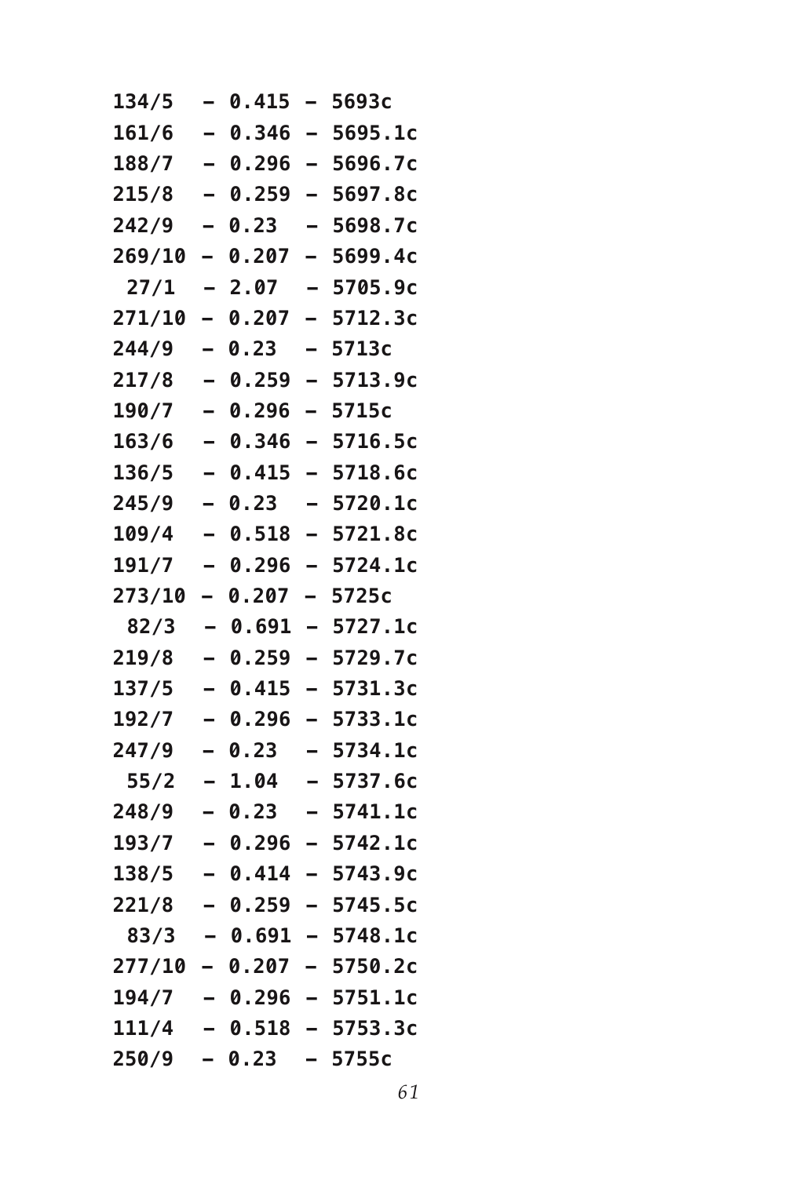```
134/5  – 0.415 – 5693c
161/6  – 0.346 – 5695.1c
188/7  – 0.296 – 5696.7c
215/8  – 0.259 – 5697.8c
242/9  – 0.23  – 5698.7c
269/10 – 0.207 – 5699.4c
 27/1  – 2.07  – 5705.9c
271/10 – 0.207 – 5712.3c
244/9  – 0.23  – 5713c
217/8  – 0.259 – 5713.9c
190/7  – 0.296 – 5715c
163/6  – 0.346 – 5716.5c
136/5  – 0.415 – 5718.6c
245/9  – 0.23  – 5720.1c
109/4  – 0.518 – 5721.8c
191/7  – 0.296 – 5724.1c
273/10 – 0.207 – 5725c
 82/3  – 0.691 – 5727.1c
219/8  – 0.259 – 5729.7c
137/5  – 0.415 – 5731.3c
192/7  – 0.296 – 5733.1c
247/9  – 0.23  – 5734.1c
 55/2  – 1.04  – 5737.6c
248/9  – 0.23  – 5741.1c
193/7  – 0.296 – 5742.1c
138/5  – 0.414 – 5743.9c
221/8  – 0.259 – 5745.5c
 83/3  – 0.691 – 5748.1c
277/10 – 0.207 – 5750.2c
194/7  – 0.296 – 5751.1c
111/4  – 0.518 – 5753.3c
250/9  – 0.23  – 5755c
```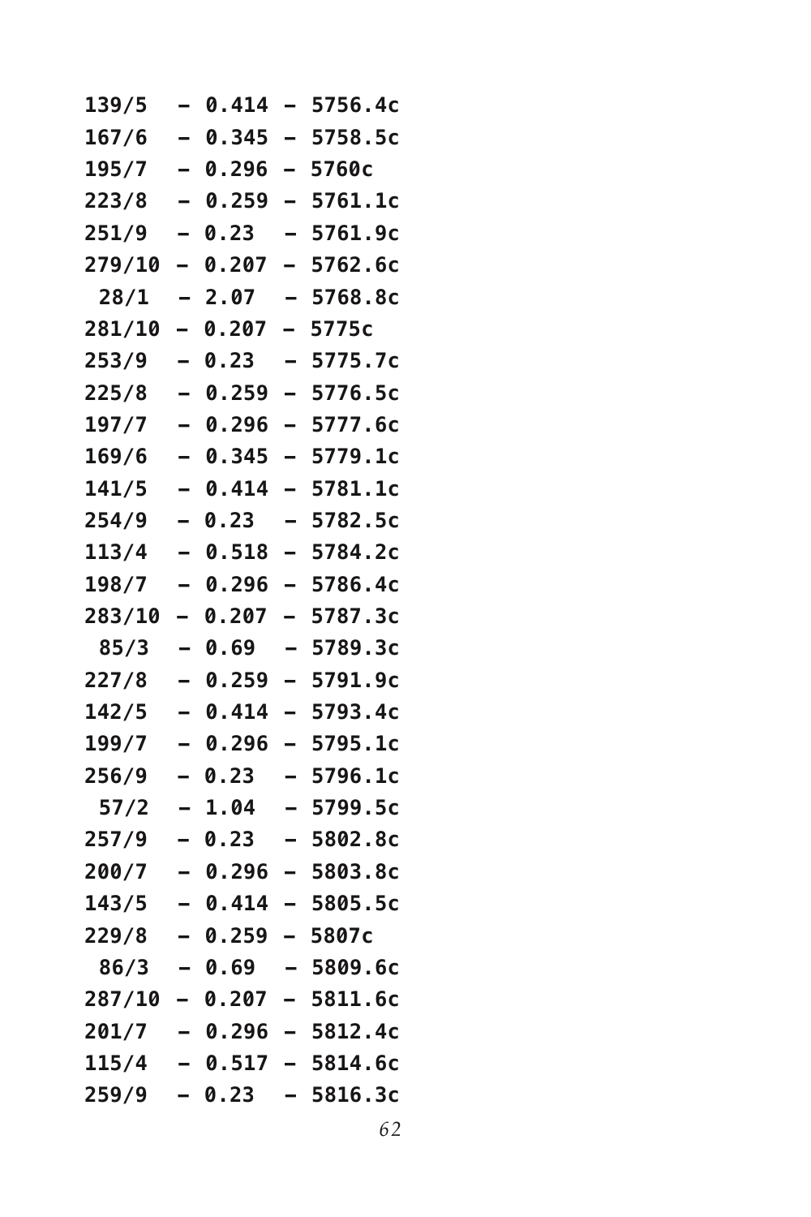```
139/5  – 0.414 – 5756.4c
167/6  – 0.345 – 5758.5c
195/7  – 0.296 – 5760c
223/8  – 0.259 – 5761.1c
251/9  – 0.23  – 5761.9c
279/10 – 0.207 – 5762.6c
 28/1  – 2.07  – 5768.8c
281/10 – 0.207 – 5775c
253/9  – 0.23  – 5775.7c
225/8  – 0.259 – 5776.5c
197/7  – 0.296 – 5777.6c
169/6  – 0.345 – 5779.1c
141/5  – 0.414 – 5781.1c
254/9  – 0.23  – 5782.5c
113/4  – 0.518 – 5784.2c
198/7  – 0.296 – 5786.4c
283/10 – 0.207 – 5787.3c
 85/3  – 0.69  – 5789.3c
227/8  – 0.259 – 5791.9c
142/5  – 0.414 – 5793.4c
199/7  – 0.296 – 5795.1c
256/9  – 0.23  – 5796.1c
 57/2  – 1.04  – 5799.5c
257/9  – 0.23  – 5802.8c
200/7  – 0.296 – 5803.8c
143/5  – 0.414 – 5805.5c
229/8  – 0.259 – 5807c
 86/3  – 0.69  – 5809.6c
287/10 – 0.207 – 5811.6c
201/7  – 0.296 – 5812.4c
115/4  – 0.517 – 5814.6c
259/9  – 0.23  – 5816.3c
```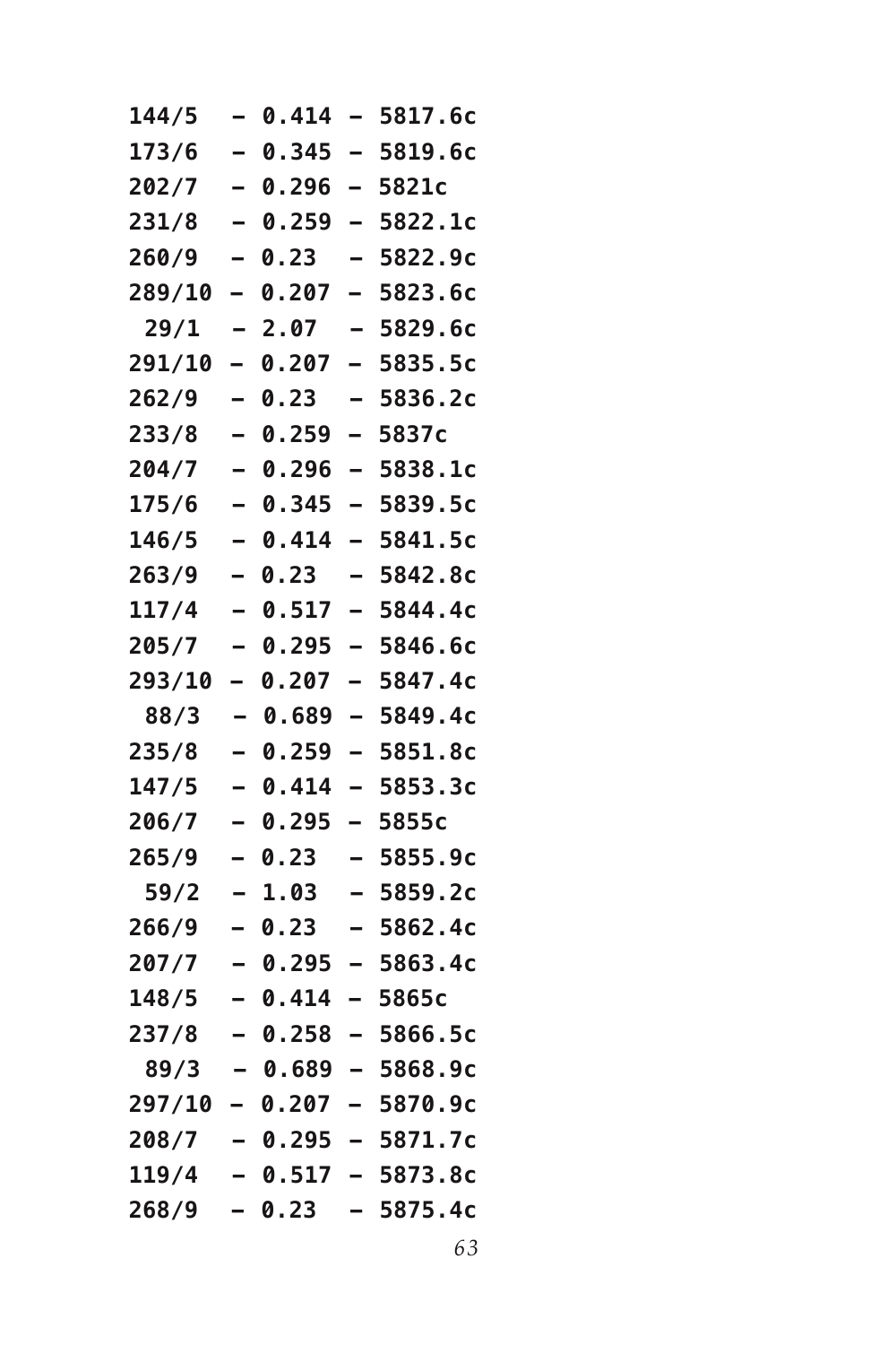```
144/5  – 0.414 – 5817.6c
173/6  – 0.345 – 5819.6c
202/7  – 0.296 – 5821c
231/8  – 0.259 – 5822.1c
260/9  – 0.23  – 5822.9c
289/10 – 0.207 – 5823.6c
 29/1  – 2.07  – 5829.6c
291/10 – 0.207 – 5835.5c
262/9  – 0.23  – 5836.2c
233/8  – 0.259 – 5837c
204/7  – 0.296 – 5838.1c
175/6  – 0.345 – 5839.5c
146/5  – 0.414 – 5841.5c
263/9  – 0.23  – 5842.8c
117/4  – 0.517 – 5844.4c
205/7  – 0.295 – 5846.6c
293/10 – 0.207 – 5847.4c
 88/3  – 0.689 – 5849.4c
235/8  – 0.259 – 5851.8c
147/5  – 0.414 – 5853.3c
206/7  – 0.295 – 5855c
265/9  – 0.23  – 5855.9c
 59/2  – 1.03  – 5859.2c
266/9  – 0.23  – 5862.4c
207/7  – 0.295 – 5863.4c
148/5  – 0.414 – 5865c
237/8  – 0.258 – 5866.5c
 89/3  – 0.689 – 5868.9c
297/10 – 0.207 – 5870.9c
208/7  – 0.295 – 5871.7c
119/4  – 0.517 – 5873.8c
268/9  – 0.23  – 5875.4c
```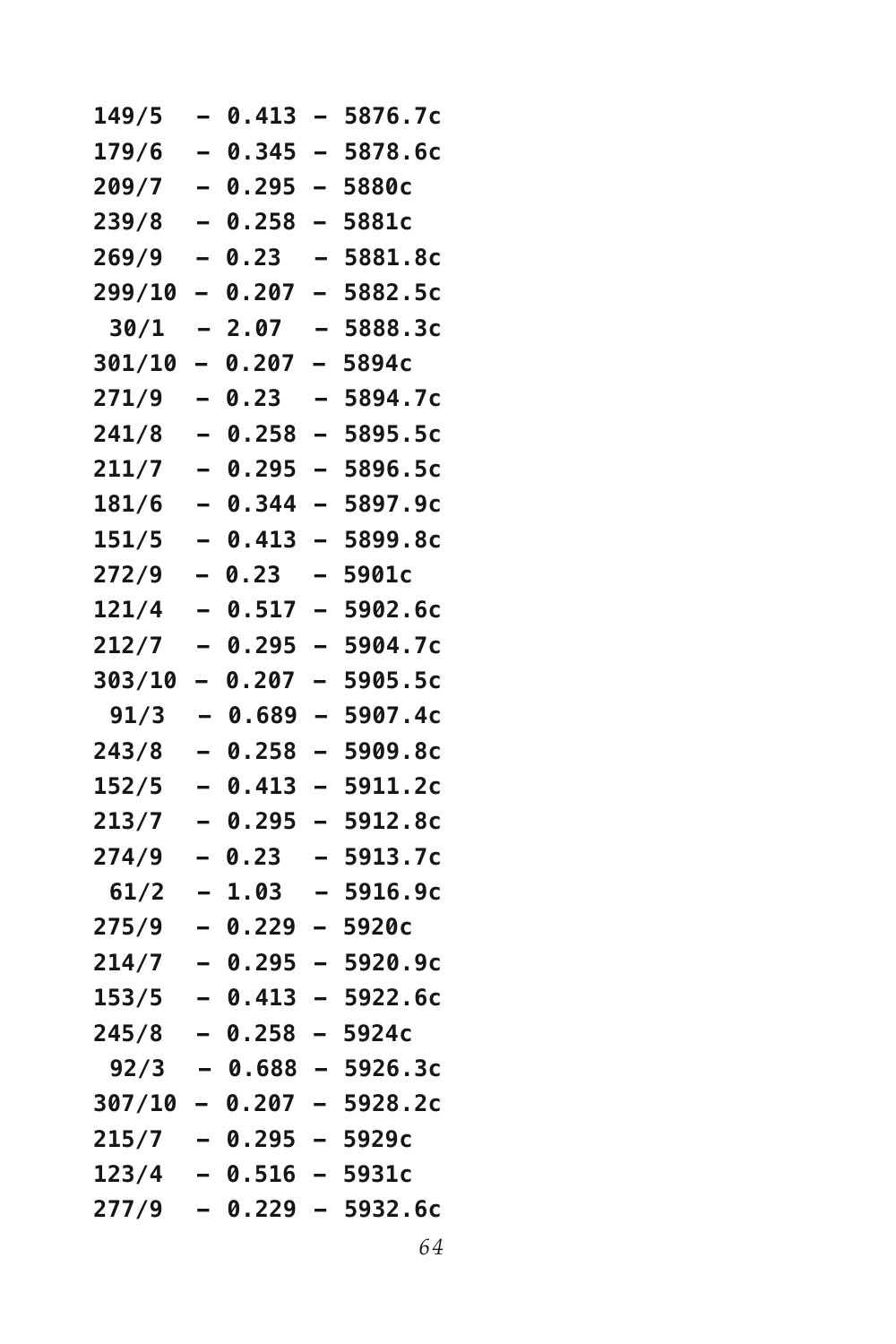```
149/5  – 0.413 – 5876.7c
179/6  – 0.345 – 5878.6c
209/7  – 0.295 – 5880c
239/8  – 0.258 – 5881c
269/9  – 0.23  – 5881.8c
299/10 – 0.207 – 5882.5c
 30/1  – 2.07  – 5888.3c
301/10 – 0.207 – 5894c
271/9  – 0.23  – 5894.7c
241/8  – 0.258 – 5895.5c
211/7  – 0.295 – 5896.5c
181/6  – 0.344 – 5897.9c
151/5  – 0.413 – 5899.8c
272/9  – 0.23  – 5901c
121/4  – 0.517 – 5902.6c
212/7  – 0.295 – 5904.7c
303/10 – 0.207 – 5905.5c
 91/3  – 0.689 – 5907.4c
243/8  – 0.258 – 5909.8c
152/5  – 0.413 – 5911.2c
213/7  – 0.295 – 5912.8c
274/9  – 0.23  – 5913.7c
 61/2  – 1.03  – 5916.9c
275/9  – 0.229 – 5920c
214/7  – 0.295 – 5920.9c
153/5  – 0.413 – 5922.6c
245/8  – 0.258 – 5924c
 92/3  – 0.688 – 5926.3c
307/10 – 0.207 – 5928.2c
215/7  – 0.295 – 5929c
123/4  – 0.516 – 5931c
277/9  – 0.229 – 5932.6c
```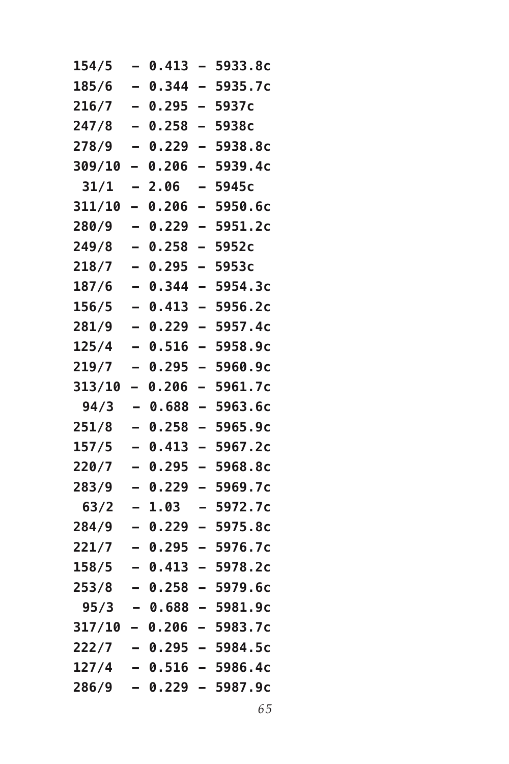```
154/5  – 0.413 – 5933.8c
185/6  – 0.344 – 5935.7c
216/7  – 0.295 – 5937c
247/8  – 0.258 – 5938c
278/9  – 0.229 – 5938.8c
309/10 – 0.206 – 5939.4c
 31/1  – 2.06  – 5945c
311/10 – 0.206 – 5950.6c
280/9  – 0.229 – 5951.2c
249/8  – 0.258 – 5952c
218/7  – 0.295 – 5953c
187/6  – 0.344 – 5954.3c
156/5  – 0.413 – 5956.2c
281/9  – 0.229 – 5957.4c
125/4  – 0.516 – 5958.9c
219/7  – 0.295 – 5960.9c
313/10 – 0.206 – 5961.7c
 94/3  – 0.688 – 5963.6c
251/8  – 0.258 – 5965.9c
157/5  – 0.413 – 5967.2c
220/7  – 0.295 – 5968.8c
283/9  – 0.229 – 5969.7c
 63/2  – 1.03  – 5972.7c
284/9  – 0.229 – 5975.8c
221/7  – 0.295 – 5976.7c
158/5  – 0.413 – 5978.2c
253/8  – 0.258 – 5979.6c
 95/3  – 0.688 – 5981.9c
317/10 – 0.206 – 5983.7c
222/7  – 0.295 – 5984.5c
127/4  – 0.516 – 5986.4c
286/9  – 0.229 – 5987.9c
```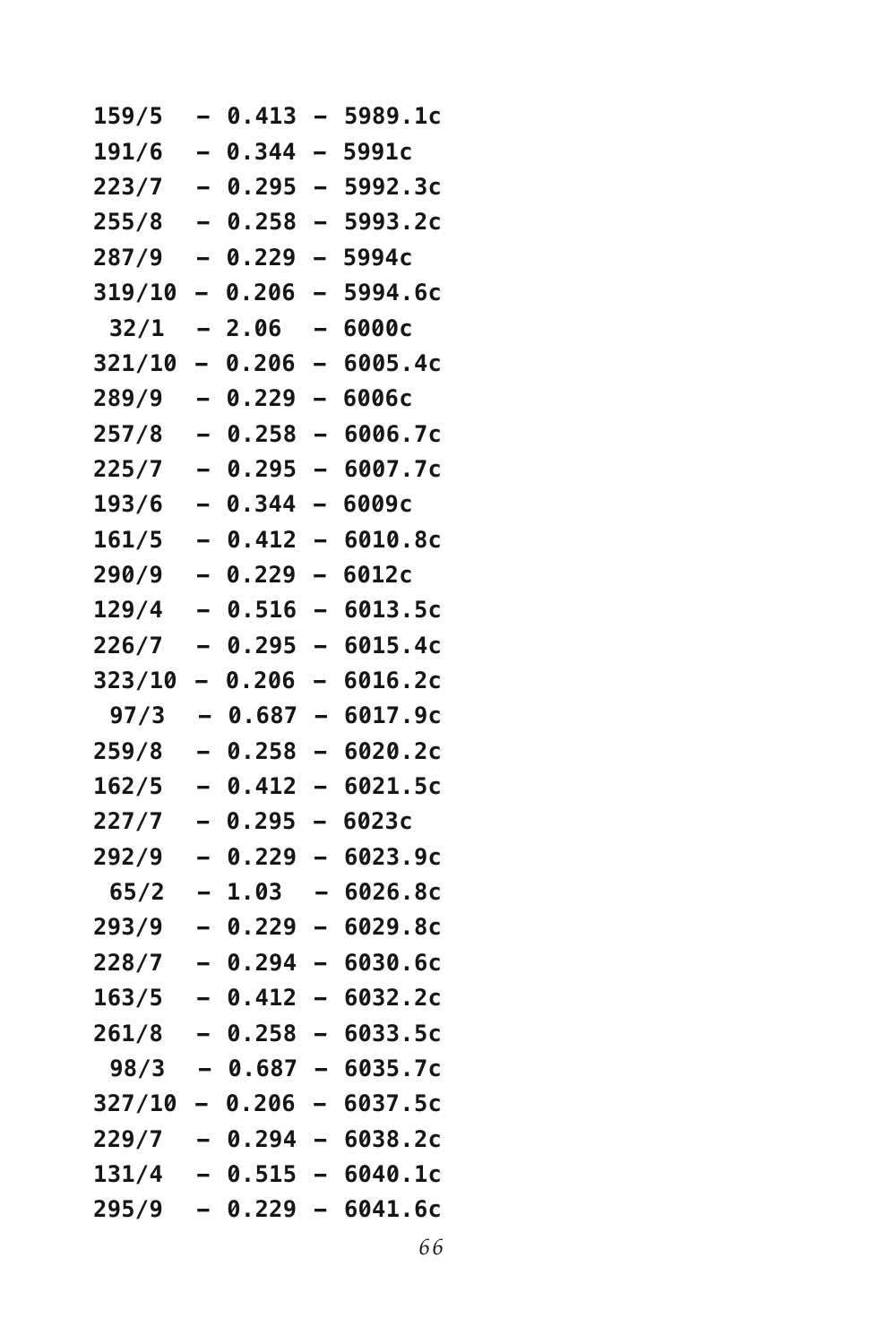```
159/5  – 0.413 – 5989.1c
191/6  – 0.344 – 5991c
223/7  – 0.295 – 5992.3c
255/8  – 0.258 – 5993.2c
287/9  – 0.229 – 5994c
319/10 – 0.206 – 5994.6c
 32/1  – 2.06  – 6000c
321/10 – 0.206 – 6005.4c
289/9  – 0.229 – 6006c
257/8  – 0.258 – 6006.7c
225/7  – 0.295 – 6007.7c
193/6  – 0.344 – 6009c
161/5  – 0.412 – 6010.8c
290/9  – 0.229 – 6012c
129/4  – 0.516 – 6013.5c
226/7  – 0.295 – 6015.4c
323/10 – 0.206 – 6016.2c
 97/3  – 0.687 – 6017.9c
259/8  – 0.258 – 6020.2c
162/5  – 0.412 – 6021.5c
227/7  – 0.295 – 6023c
292/9  – 0.229 – 6023.9c
 65/2  – 1.03  – 6026.8c
293/9  – 0.229 – 6029.8c
228/7  – 0.294 – 6030.6c
163/5  – 0.412 – 6032.2c
261/8  – 0.258 – 6033.5c
 98/3  – 0.687 – 6035.7c
327/10 – 0.206 – 6037.5c
229/7  – 0.294 – 6038.2c
131/4  – 0.515 – 6040.1c
295/9  – 0.229 – 6041.6c
```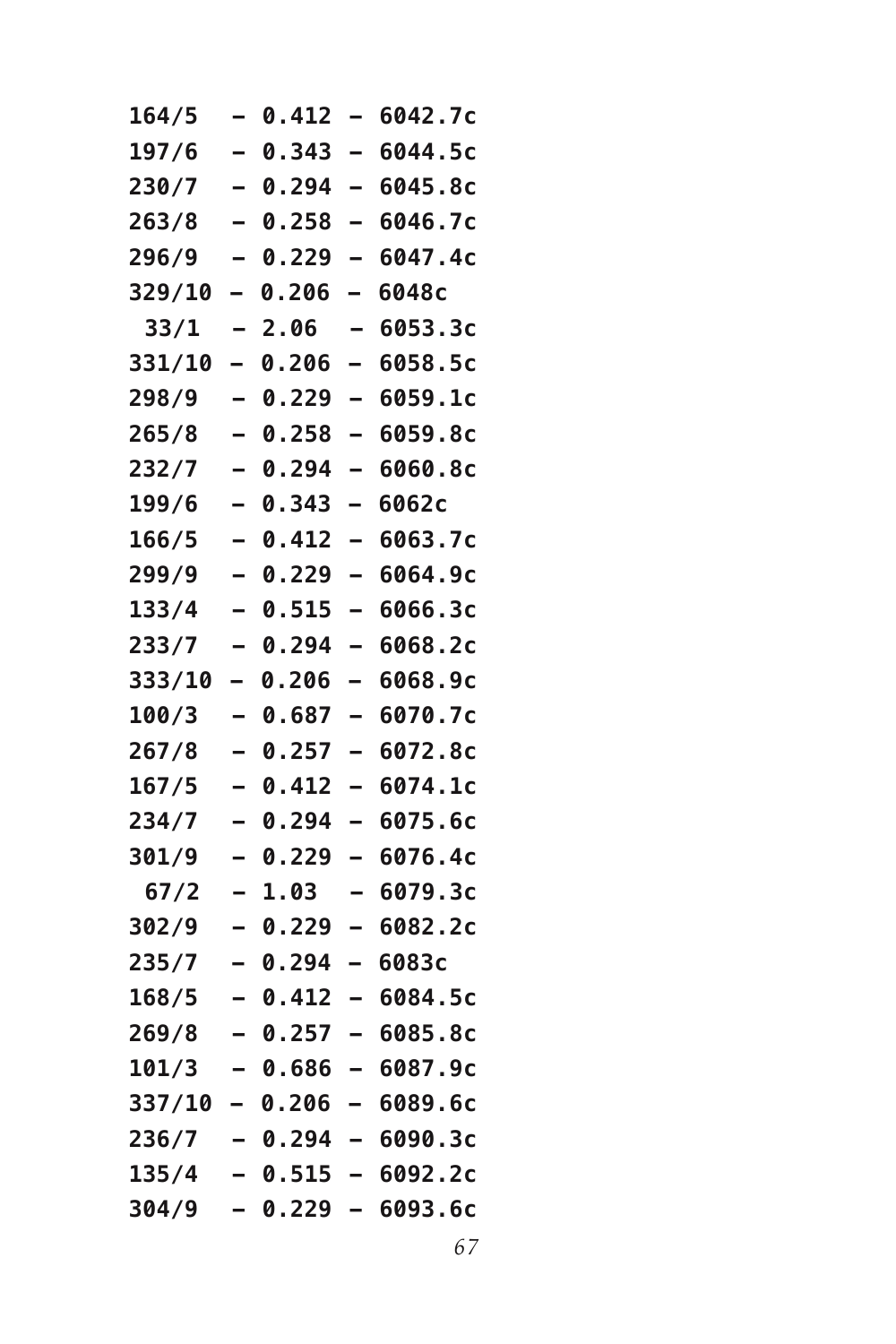```
164/5   – 0.412 – 6042.7c
197/6   – 0.343 – 6044.5c
230/7   – 0.294 – 6045.8c
263/8   – 0.258 – 6046.7c
296/9   – 0.229 – 6047.4c
329/10 – 0.206 – 6048c
 33/1   – 2.06  – 6053.3c
331/10 – 0.206 – 6058.5c
298/9   – 0.229 – 6059.1c
265/8   – 0.258 – 6059.8c
232/7   – 0.294 – 6060.8c
199/6   – 0.343 – 6062c
166/5   – 0.412 – 6063.7c
299/9   – 0.229 – 6064.9c
133/4   – 0.515 – 6066.3c
233/7   – 0.294 – 6068.2c
333/10 – 0.206 – 6068.9c
100/3   – 0.687 – 6070.7c
267/8   – 0.257 – 6072.8c
167/5   – 0.412 – 6074.1c
234/7   – 0.294 – 6075.6c
301/9   – 0.229 – 6076.4c
 67/2   – 1.03  – 6079.3c
302/9   – 0.229 – 6082.2c
235/7   – 0.294 – 6083c
168/5   – 0.412 – 6084.5c
269/8   – 0.257 – 6085.8c
101/3   – 0.686 – 6087.9c
337/10 – 0.206 – 6089.6c
236/7   – 0.294 – 6090.3c
135/4   – 0.515 – 6092.2c
304/9   – 0.229 – 6093.6c
```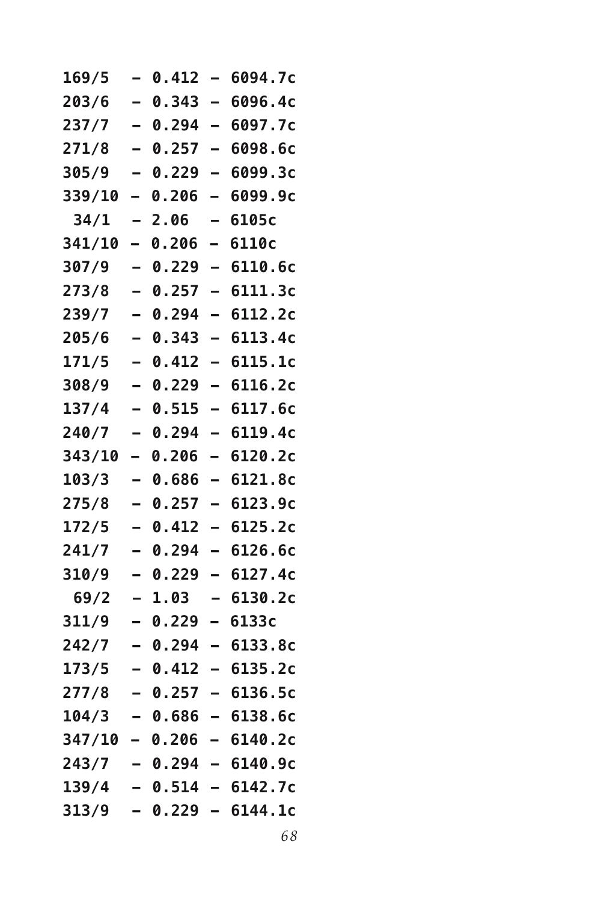```
169/5  – 0.412 – 6094.7c
203/6  – 0.343 – 6096.4c
237/7  – 0.294 – 6097.7c
271/8  – 0.257 – 6098.6c
305/9  – 0.229 – 6099.3c
339/10 – 0.206 – 6099.9c
 34/1  – 2.06  – 6105c
341/10 – 0.206 – 6110c
307/9  – 0.229 – 6110.6c
273/8  – 0.257 – 6111.3c
239/7  – 0.294 – 6112.2c
205/6  – 0.343 – 6113.4c
171/5  – 0.412 – 6115.1c
308/9  – 0.229 – 6116.2c
137/4  – 0.515 – 6117.6c
240/7  – 0.294 – 6119.4c
343/10 – 0.206 – 6120.2c
103/3  – 0.686 – 6121.8c
275/8  – 0.257 – 6123.9c
172/5  – 0.412 – 6125.2c
241/7  – 0.294 – 6126.6c
310/9  – 0.229 – 6127.4c
 69/2  – 1.03  – 6130.2c
311/9  – 0.229 – 6133c
242/7  – 0.294 – 6133.8c
173/5  – 0.412 – 6135.2c
277/8  – 0.257 – 6136.5c
104/3  – 0.686 – 6138.6c
347/10 – 0.206 – 6140.2c
243/7  – 0.294 – 6140.9c
139/4  – 0.514 – 6142.7c
313/9  – 0.229 – 6144.1c
```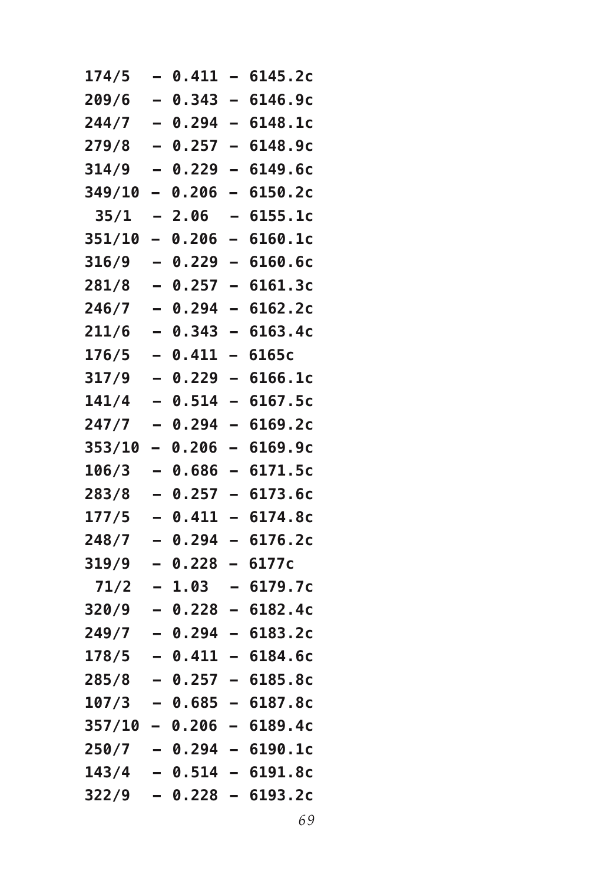```
174/5  – 0.411 – 6145.2c
209/6  – 0.343 – 6146.9c
244/7  – 0.294 – 6148.1c
279/8  – 0.257 – 6148.9c
314/9  – 0.229 – 6149.6c
349/10 – 0.206 – 6150.2c
 35/1  – 2.06  – 6155.1c
351/10 – 0.206 – 6160.1c
316/9  – 0.229 – 6160.6c
281/8  – 0.257 – 6161.3c
246/7  – 0.294 – 6162.2c
211/6  – 0.343 – 6163.4c
176/5  – 0.411 – 6165c
317/9  – 0.229 – 6166.1c
141/4  – 0.514 – 6167.5c
247/7  – 0.294 – 6169.2c
353/10 – 0.206 – 6169.9c
106/3  – 0.686 – 6171.5c
283/8  – 0.257 – 6173.6c
177/5  – 0.411 – 6174.8c
248/7  – 0.294 – 6176.2c
319/9  – 0.228 – 6177c
 71/2  – 1.03  – 6179.7c
320/9  – 0.228 – 6182.4c
249/7  – 0.294 – 6183.2c
178/5  – 0.411 – 6184.6c
285/8  – 0.257 – 6185.8c
107/3  – 0.685 – 6187.8c
357/10 – 0.206 – 6189.4c
250/7  – 0.294 – 6190.1c
143/4  – 0.514 – 6191.8c
322/9  – 0.228 – 6193.2c
```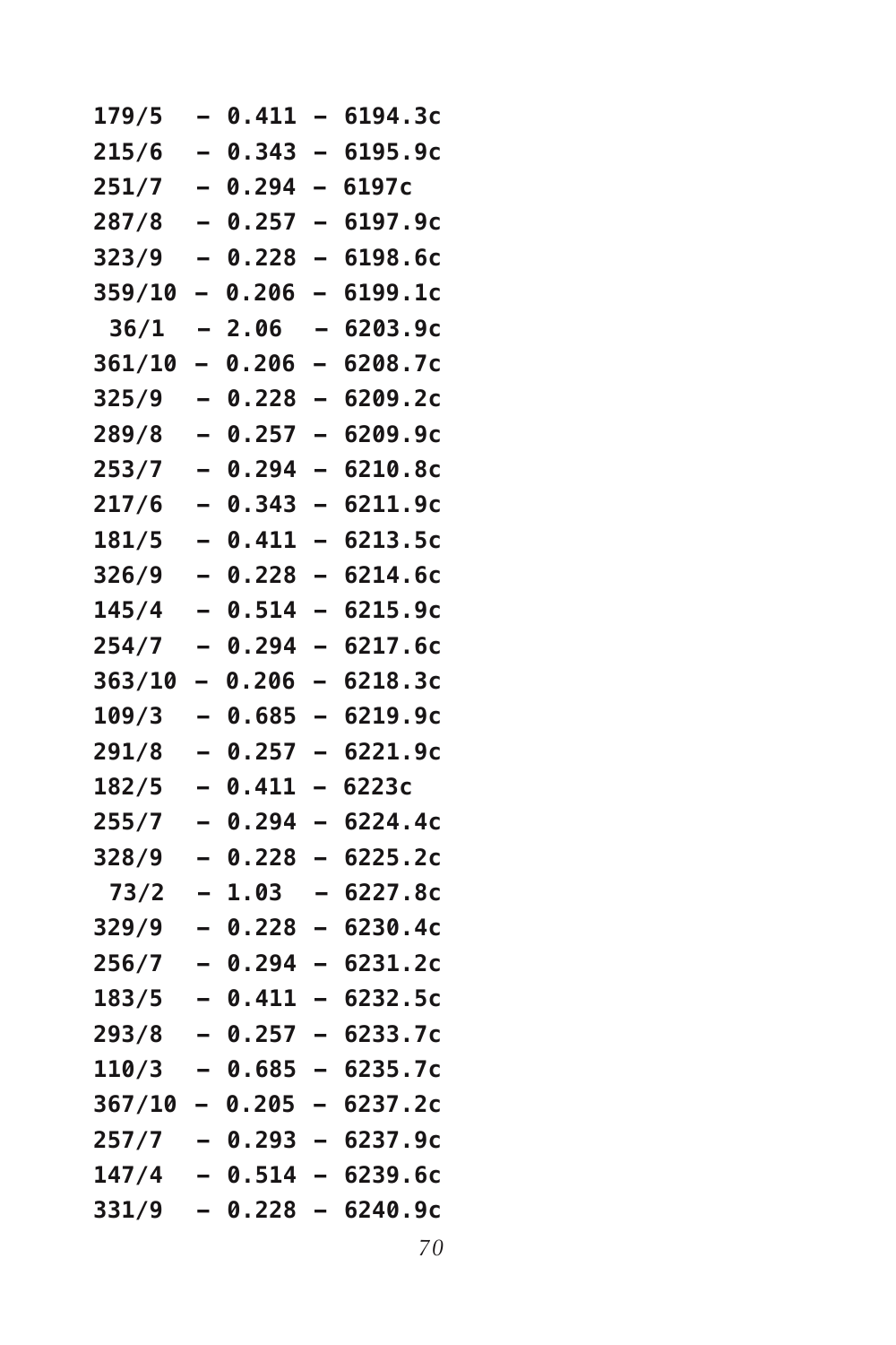```
179/5  – 0.411 – 6194.3c
215/6  – 0.343 – 6195.9c
251/7  – 0.294 – 6197c
287/8  – 0.257 – 6197.9c
323/9  – 0.228 – 6198.6c
359/10 – 0.206 – 6199.1c
 36/1  – 2.06  – 6203.9c
361/10 – 0.206 – 6208.7c
325/9  – 0.228 – 6209.2c
289/8  – 0.257 – 6209.9c
253/7  – 0.294 – 6210.8c
217/6  – 0.343 – 6211.9c
181/5  – 0.411 – 6213.5c
326/9  – 0.228 – 6214.6c
145/4  – 0.514 – 6215.9c
254/7  – 0.294 – 6217.6c
363/10 – 0.206 – 6218.3c
109/3  – 0.685 – 6219.9c
291/8  – 0.257 – 6221.9c
182/5  – 0.411 – 6223c
255/7  – 0.294 – 6224.4c
328/9  – 0.228 – 6225.2c
 73/2  – 1.03  – 6227.8c
329/9  – 0.228 – 6230.4c
256/7  – 0.294 – 6231.2c
183/5  – 0.411 – 6232.5c
293/8  – 0.257 – 6233.7c
110/3  – 0.685 – 6235.7c
367/10 – 0.205 – 6237.2c
257/7  – 0.293 – 6237.9c
147/4  – 0.514 – 6239.6c
331/9  – 0.228 – 6240.9c
```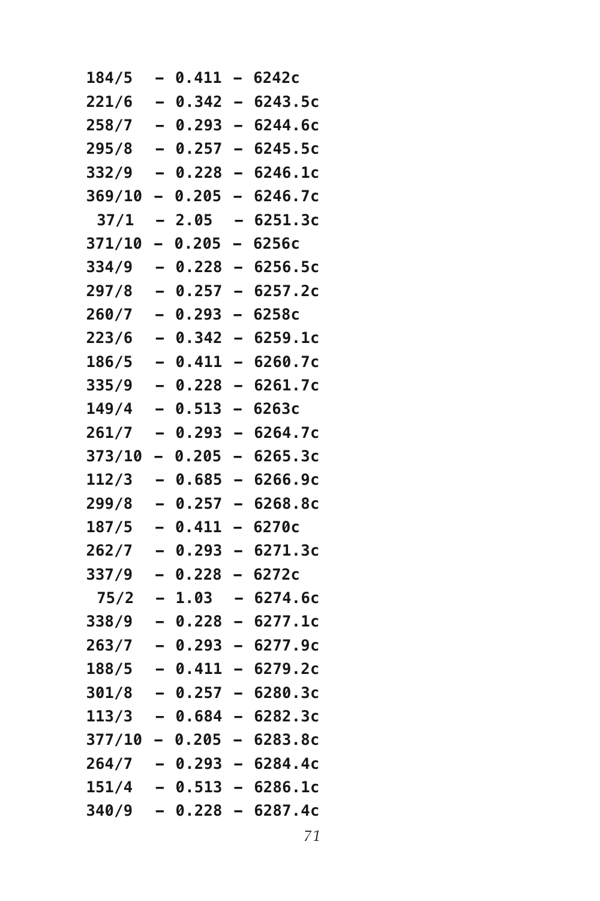```
184/5   – 0.411 – 6242c
221/6   – 0.342 – 6243.5c
258/7   – 0.293 – 6244.6c
295/8   – 0.257 – 6245.5c
332/9   – 0.228 – 6246.1c
369/10  – 0.205 – 6246.7c
 37/1   – 2.05  – 6251.3c
371/10  – 0.205 – 6256c
334/9   – 0.228 – 6256.5c
297/8   – 0.257 – 6257.2c
260/7   – 0.293 – 6258c
223/6   – 0.342 – 6259.1c
186/5   – 0.411 – 6260.7c
335/9   – 0.228 – 6261.7c
149/4   – 0.513 – 6263c
261/7   – 0.293 – 6264.7c
373/10  – 0.205 – 6265.3c
112/3   – 0.685 – 6266.9c
299/8   – 0.257 – 6268.8c
187/5   – 0.411 – 6270c
262/7   – 0.293 – 6271.3c
337/9   – 0.228 – 6272c
 75/2   – 1.03  – 6274.6c
338/9   – 0.228 – 6277.1c
263/7   – 0.293 – 6277.9c
188/5   – 0.411 – 6279.2c
301/8   – 0.257 – 6280.3c
113/3   – 0.684 – 6282.3c
377/10  – 0.205 – 6283.8c
264/7   – 0.293 – 6284.4c
151/4   – 0.513 – 6286.1c
340/9   – 0.228 – 6287.4c
```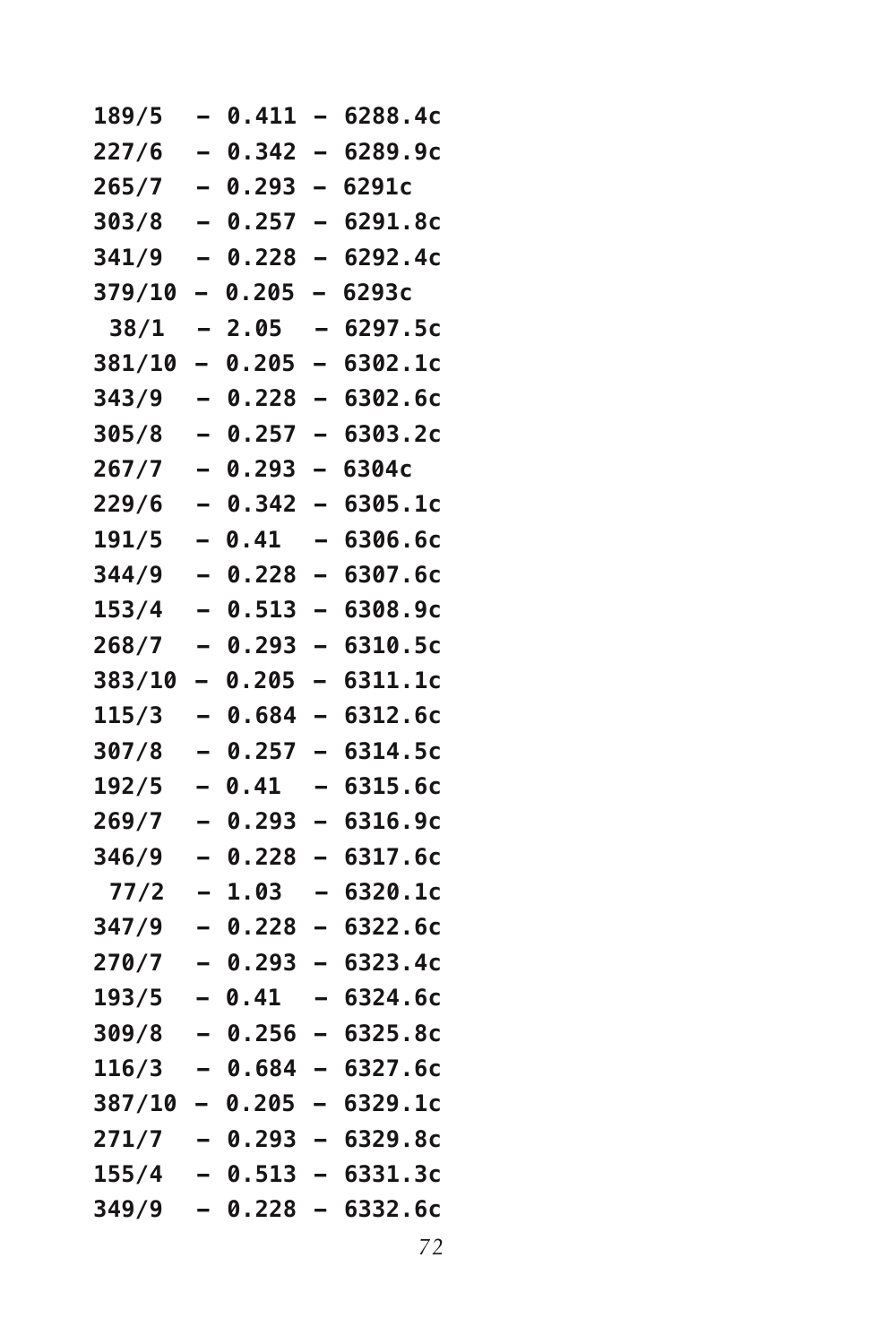```
189/5  – 0.411 – 6288.4c
227/6  – 0.342 – 6289.9c
265/7  – 0.293 – 6291c
303/8  – 0.257 – 6291.8c
341/9  – 0.228 – 6292.4c
379/10 – 0.205 – 6293c
 38/1  – 2.05  – 6297.5c
381/10 – 0.205 – 6302.1c
343/9  – 0.228 – 6302.6c
305/8  – 0.257 – 6303.2c
267/7  – 0.293 – 6304c
229/6  – 0.342 – 6305.1c
191/5  – 0.41  – 6306.6c
344/9  – 0.228 – 6307.6c
153/4  – 0.513 – 6308.9c
268/7  – 0.293 – 6310.5c
383/10 – 0.205 – 6311.1c
115/3  – 0.684 – 6312.6c
307/8  – 0.257 – 6314.5c
192/5  – 0.41  – 6315.6c
269/7  – 0.293 – 6316.9c
346/9  – 0.228 – 6317.6c
 77/2  – 1.03  – 6320.1c
347/9  – 0.228 – 6322.6c
270/7  – 0.293 – 6323.4c
193/5  – 0.41  – 6324.6c
309/8  – 0.256 – 6325.8c
116/3  – 0.684 – 6327.6c
387/10 – 0.205 – 6329.1c
271/7  – 0.293 – 6329.8c
155/4  – 0.513 – 6331.3c
349/9  – 0.228 – 6332.6c
```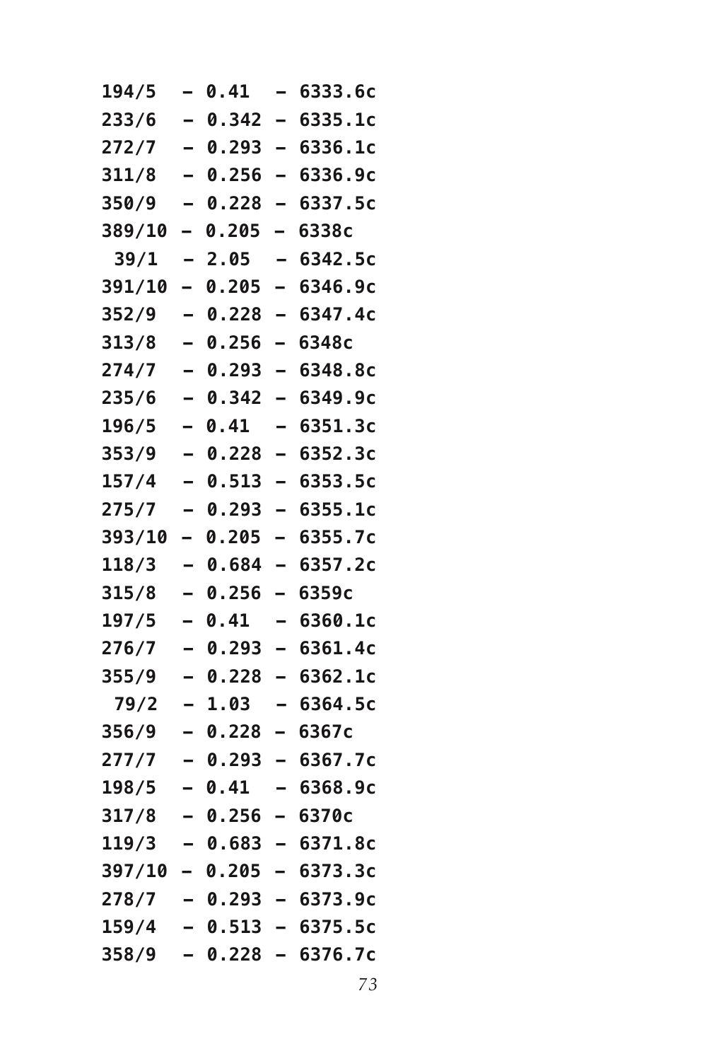```
194/5  – 0.41  – 6333.6c
233/6  – 0.342 – 6335.1c
272/7  – 0.293 – 6336.1c
311/8  – 0.256 – 6336.9c
350/9  – 0.228 – 6337.5c
389/10 – 0.205 – 6338c
 39/1  – 2.05  – 6342.5c
391/10 – 0.205 – 6346.9c
352/9  – 0.228 – 6347.4c
313/8  – 0.256 – 6348c
274/7  – 0.293 – 6348.8c
235/6  – 0.342 – 6349.9c
196/5  – 0.41  – 6351.3c
353/9  – 0.228 – 6352.3c
157/4  – 0.513 – 6353.5c
275/7  – 0.293 – 6355.1c
393/10 – 0.205 – 6355.7c
118/3  – 0.684 – 6357.2c
315/8  – 0.256 – 6359c
197/5  – 0.41  – 6360.1c
276/7  – 0.293 – 6361.4c
355/9  – 0.228 – 6362.1c
 79/2  – 1.03  – 6364.5c
356/9  – 0.228 – 6367c
277/7  – 0.293 – 6367.7c
198/5  – 0.41  – 6368.9c
317/8  – 0.256 – 6370c
119/3  – 0.683 – 6371.8c
397/10 – 0.205 – 6373.3c
278/7  – 0.293 – 6373.9c
159/4  – 0.513 – 6375.5c
358/9  – 0.228 – 6376.7c
```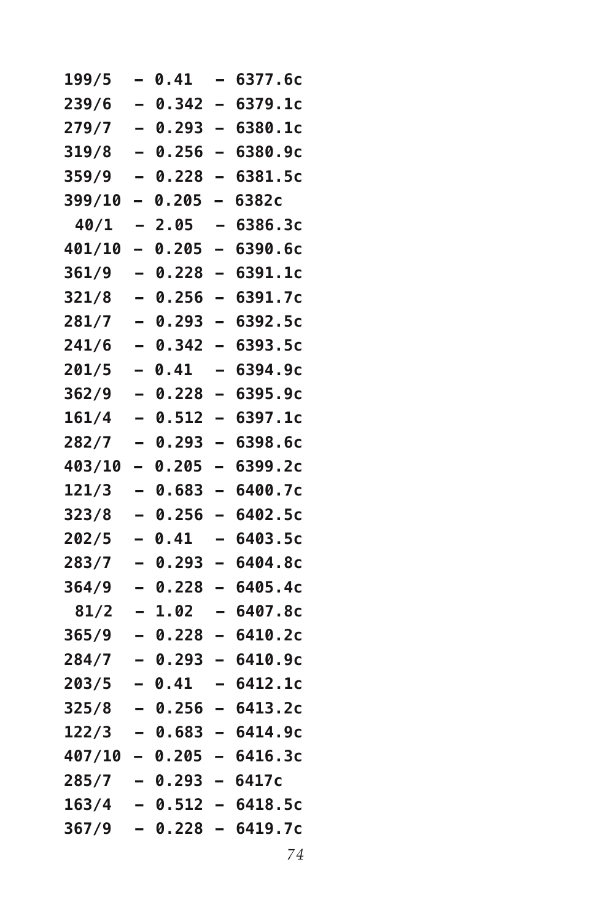```
199/5  – 0.41  – 6377.6c
239/6  – 0.342 – 6379.1c
279/7  – 0.293 – 6380.1c
319/8  – 0.256 – 6380.9c
359/9  – 0.228 – 6381.5c
399/10 – 0.205 – 6382c
 40/1  – 2.05  – 6386.3c
401/10 – 0.205 – 6390.6c
361/9  – 0.228 – 6391.1c
321/8  – 0.256 – 6391.7c
281/7  – 0.293 – 6392.5c
241/6  – 0.342 – 6393.5c
201/5  – 0.41  – 6394.9c
362/9  – 0.228 – 6395.9c
161/4  – 0.512 – 6397.1c
282/7  – 0.293 – 6398.6c
403/10 – 0.205 – 6399.2c
121/3  – 0.683 – 6400.7c
323/8  – 0.256 – 6402.5c
202/5  – 0.41  – 6403.5c
283/7  – 0.293 – 6404.8c
364/9  – 0.228 – 6405.4c
 81/2  – 1.02  – 6407.8c
365/9  – 0.228 – 6410.2c
284/7  – 0.293 – 6410.9c
203/5  – 0.41  – 6412.1c
325/8  – 0.256 – 6413.2c
122/3  – 0.683 – 6414.9c
407/10 – 0.205 – 6416.3c
285/7  – 0.293 – 6417c
163/4  – 0.512 – 6418.5c
367/9  – 0.228 – 6419.7c
```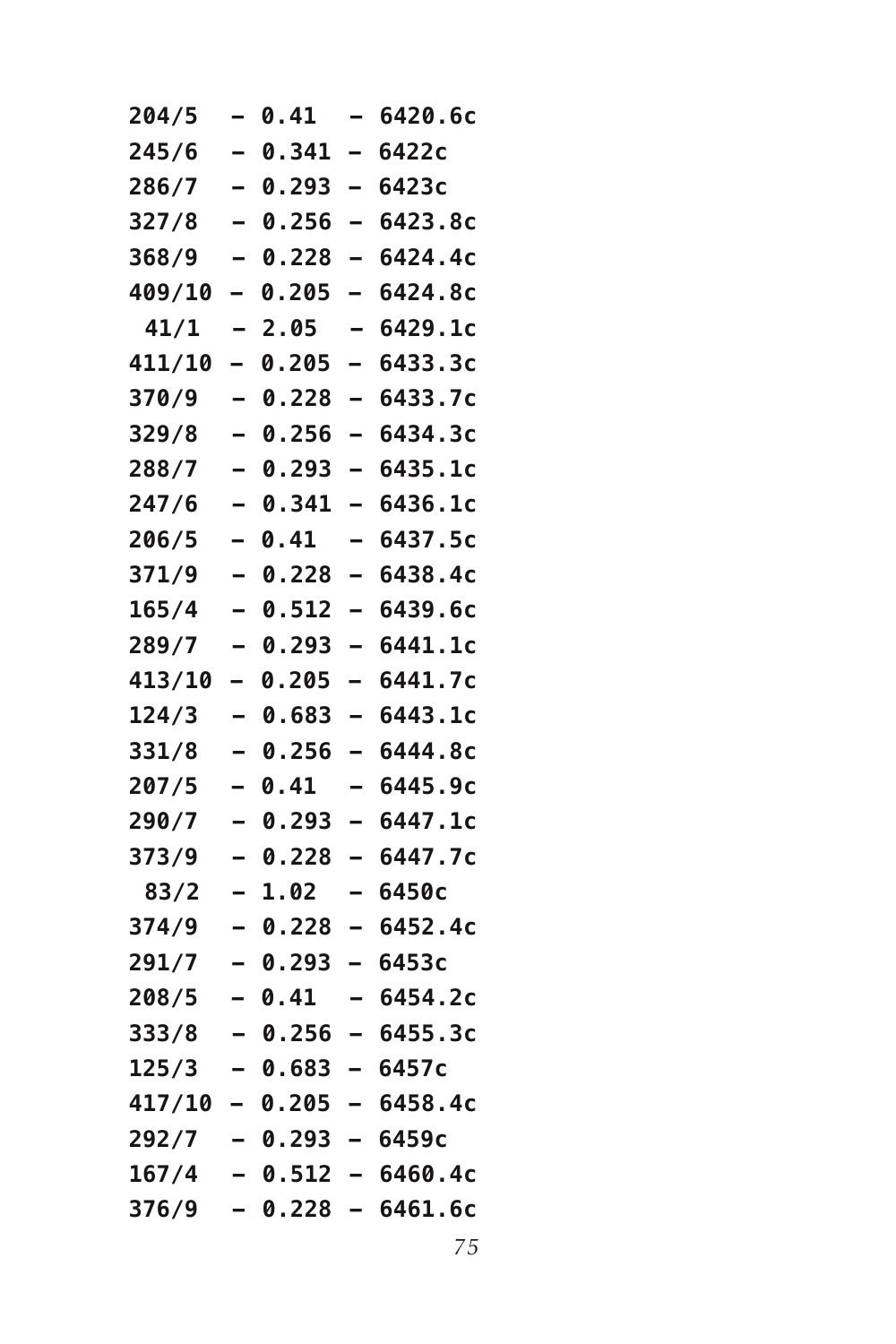```
204/5  – 0.41  – 6420.6c
245/6  – 0.341 – 6422c
286/7  – 0.293 – 6423c
327/8  – 0.256 – 6423.8c
368/9  – 0.228 – 6424.4c
409/10 – 0.205 – 6424.8c
 41/1  – 2.05  – 6429.1c
411/10 – 0.205 – 6433.3c
370/9  – 0.228 – 6433.7c
329/8  – 0.256 – 6434.3c
288/7  – 0.293 – 6435.1c
247/6  – 0.341 – 6436.1c
206/5  – 0.41  – 6437.5c
371/9  – 0.228 – 6438.4c
165/4  – 0.512 – 6439.6c
289/7  – 0.293 – 6441.1c
413/10 – 0.205 – 6441.7c
124/3  – 0.683 – 6443.1c
331/8  – 0.256 – 6444.8c
207/5  – 0.41  – 6445.9c
290/7  – 0.293 – 6447.1c
373/9  – 0.228 – 6447.7c
 83/2  – 1.02  – 6450c
374/9  – 0.228 – 6452.4c
291/7  – 0.293 – 6453c
208/5  – 0.41  – 6454.2c
333/8  – 0.256 – 6455.3c
125/3  – 0.683 – 6457c
417/10 – 0.205 – 6458.4c
292/7  – 0.293 – 6459c
167/4  – 0.512 – 6460.4c
376/9  – 0.228 – 6461.6c
```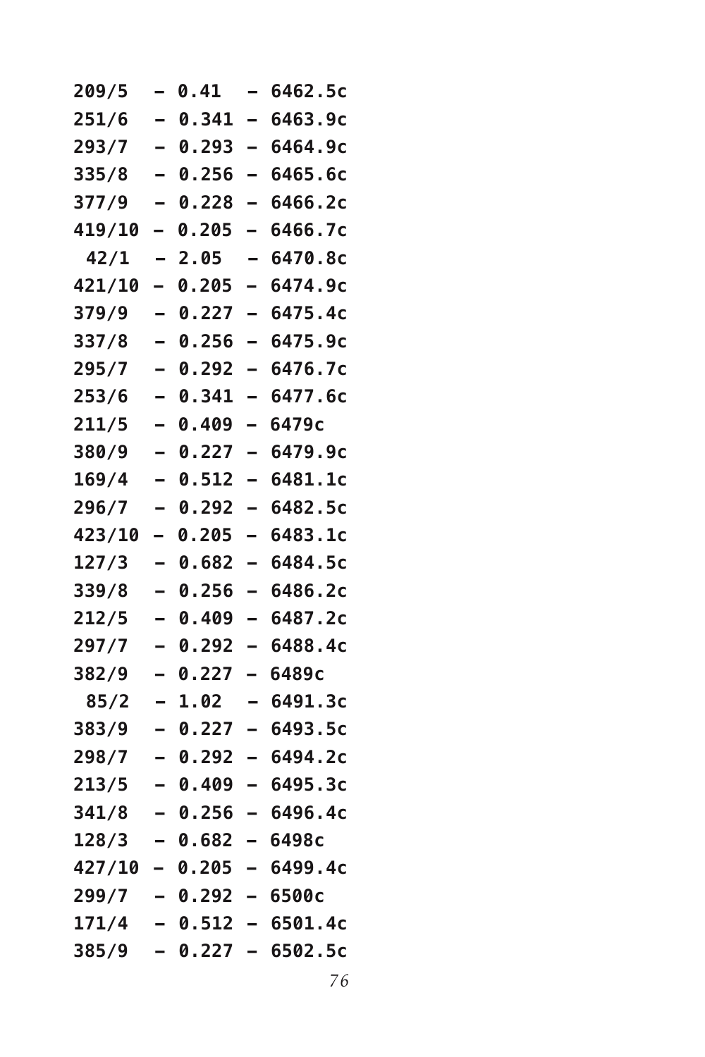```
209/5  – 0.41  – 6462.5c
251/6  – 0.341 – 6463.9c
293/7  – 0.293 – 6464.9c
335/8  – 0.256 – 6465.6c
377/9  – 0.228 – 6466.2c
419/10 – 0.205 – 6466.7c
 42/1  – 2.05  – 6470.8c
421/10 – 0.205 – 6474.9c
379/9  – 0.227 – 6475.4c
337/8  – 0.256 – 6475.9c
295/7  – 0.292 – 6476.7c
253/6  – 0.341 – 6477.6c
211/5  – 0.409 – 6479c
380/9  – 0.227 – 6479.9c
169/4  – 0.512 – 6481.1c
296/7  – 0.292 – 6482.5c
423/10 – 0.205 – 6483.1c
127/3  – 0.682 – 6484.5c
339/8  – 0.256 – 6486.2c
212/5  – 0.409 – 6487.2c
297/7  – 0.292 – 6488.4c
382/9  – 0.227 – 6489c
 85/2  – 1.02  – 6491.3c
383/9  – 0.227 – 6493.5c
298/7  – 0.292 – 6494.2c
213/5  – 0.409 – 6495.3c
341/8  – 0.256 – 6496.4c
128/3  – 0.682 – 6498c
427/10 – 0.205 – 6499.4c
299/7  – 0.292 – 6500c
171/4  – 0.512 – 6501.4c
385/9  – 0.227 – 6502.5c
```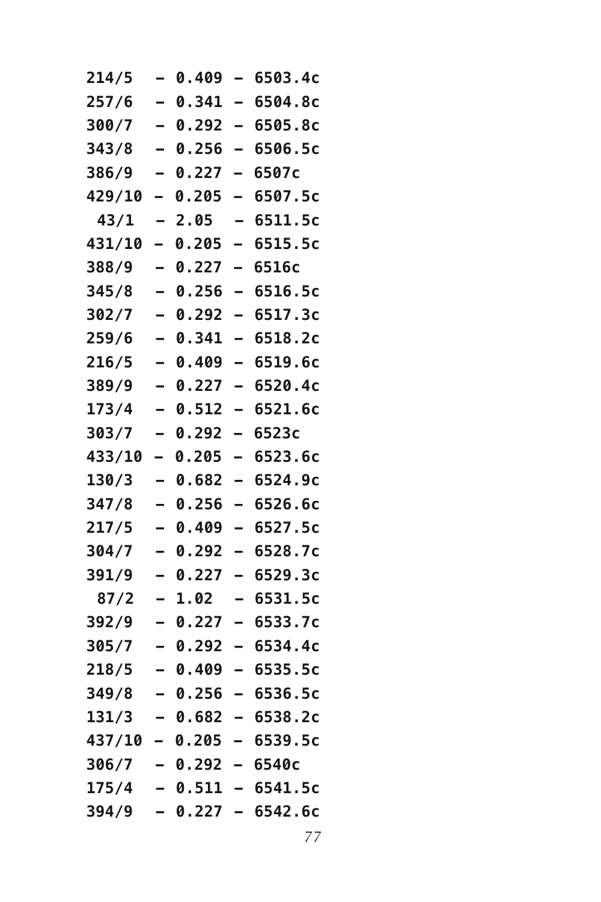```
214/5  – 0.409 – 6503.4c
257/6  – 0.341 – 6504.8c
300/7  – 0.292 – 6505.8c
343/8  – 0.256 – 6506.5c
386/9  – 0.227 – 6507c
429/10 – 0.205 – 6507.5c
 43/1  – 2.05  – 6511.5c
431/10 – 0.205 – 6515.5c
388/9  – 0.227 – 6516c
345/8  – 0.256 – 6516.5c
302/7  – 0.292 – 6517.3c
259/6  – 0.341 – 6518.2c
216/5  – 0.409 – 6519.6c
389/9  – 0.227 – 6520.4c
173/4  – 0.512 – 6521.6c
303/7  – 0.292 – 6523c
433/10 – 0.205 – 6523.6c
130/3  – 0.682 – 6524.9c
347/8  – 0.256 – 6526.6c
217/5  – 0.409 – 6527.5c
304/7  – 0.292 – 6528.7c
391/9  – 0.227 – 6529.3c
 87/2  – 1.02  – 6531.5c
392/9  – 0.227 – 6533.7c
305/7  – 0.292 – 6534.4c
218/5  – 0.409 – 6535.5c
349/8  – 0.256 – 6536.5c
131/3  – 0.682 – 6538.2c
437/10 – 0.205 – 6539.5c
306/7  – 0.292 – 6540c
175/4  – 0.511 – 6541.5c
394/9  – 0.227 – 6542.6c
```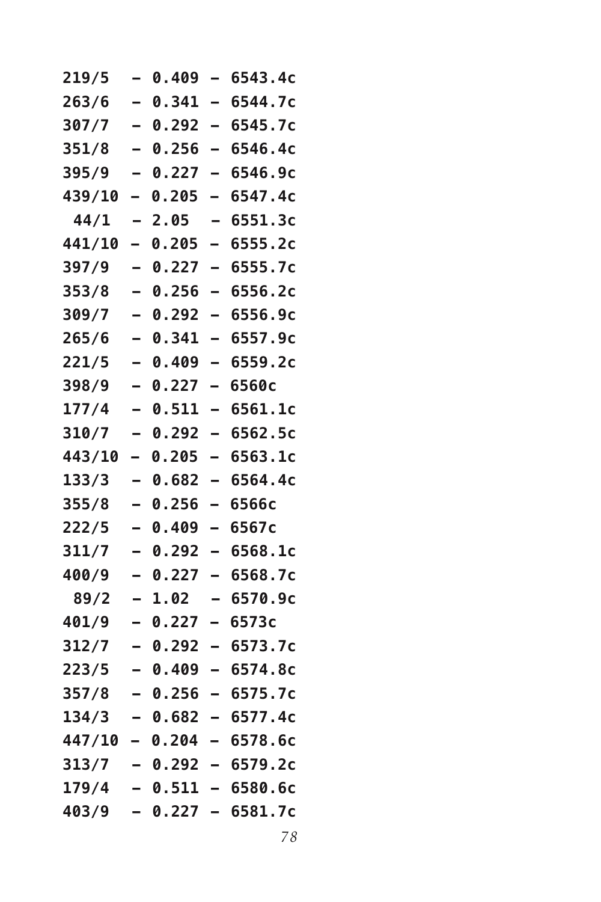```
219/5  – 0.409 – 6543.4c
263/6  – 0.341 – 6544.7c
307/7  – 0.292 – 6545.7c
351/8  – 0.256 – 6546.4c
395/9  – 0.227 – 6546.9c
439/10 – 0.205 – 6547.4c
 44/1  – 2.05  – 6551.3c
441/10 – 0.205 – 6555.2c
397/9  – 0.227 – 6555.7c
353/8  – 0.256 – 6556.2c
309/7  – 0.292 – 6556.9c
265/6  – 0.341 – 6557.9c
221/5  – 0.409 – 6559.2c
398/9  – 0.227 – 6560c
177/4  – 0.511 – 6561.1c
310/7  – 0.292 – 6562.5c
443/10 – 0.205 – 6563.1c
133/3  – 0.682 – 6564.4c
355/8  – 0.256 – 6566c
222/5  – 0.409 – 6567c
311/7  – 0.292 – 6568.1c
400/9  – 0.227 – 6568.7c
 89/2  – 1.02  – 6570.9c
401/9  – 0.227 – 6573c
312/7  – 0.292 – 6573.7c
223/5  – 0.409 – 6574.8c
357/8  – 0.256 – 6575.7c
134/3  – 0.682 – 6577.4c
447/10 – 0.204 – 6578.6c
313/7  – 0.292 – 6579.2c
179/4  – 0.511 – 6580.6c
403/9  – 0.227 – 6581.7c
```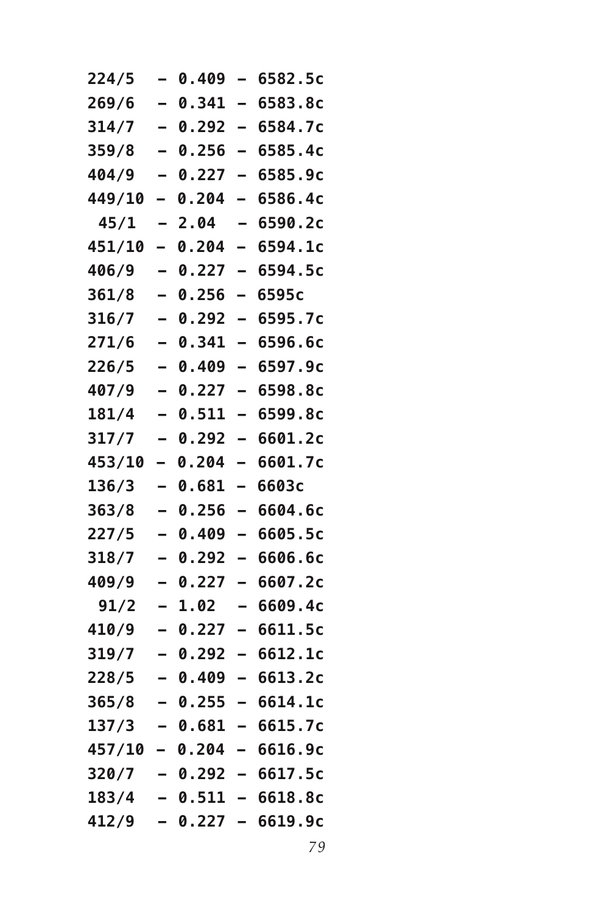```
224/5  – 0.409 – 6582.5c
269/6  – 0.341 – 6583.8c
314/7  – 0.292 – 6584.7c
359/8  – 0.256 – 6585.4c
404/9  – 0.227 – 6585.9c
449/10 – 0.204 – 6586.4c
 45/1  – 2.04  – 6590.2c
451/10 – 0.204 – 6594.1c
406/9  – 0.227 – 6594.5c
361/8  – 0.256 – 6595c
316/7  – 0.292 – 6595.7c
271/6  – 0.341 – 6596.6c
226/5  – 0.409 – 6597.9c
407/9  – 0.227 – 6598.8c
181/4  – 0.511 – 6599.8c
317/7  – 0.292 – 6601.2c
453/10 – 0.204 – 6601.7c
136/3  – 0.681 – 6603c
363/8  – 0.256 – 6604.6c
227/5  – 0.409 – 6605.5c
318/7  – 0.292 – 6606.6c
409/9  – 0.227 – 6607.2c
 91/2  – 1.02  – 6609.4c
410/9  – 0.227 – 6611.5c
319/7  – 0.292 – 6612.1c
228/5  – 0.409 – 6613.2c
365/8  – 0.255 – 6614.1c
137/3  – 0.681 – 6615.7c
457/10 – 0.204 – 6616.9c
320/7  – 0.292 – 6617.5c
183/4  – 0.511 – 6618.8c
412/9  – 0.227 – 6619.9c
```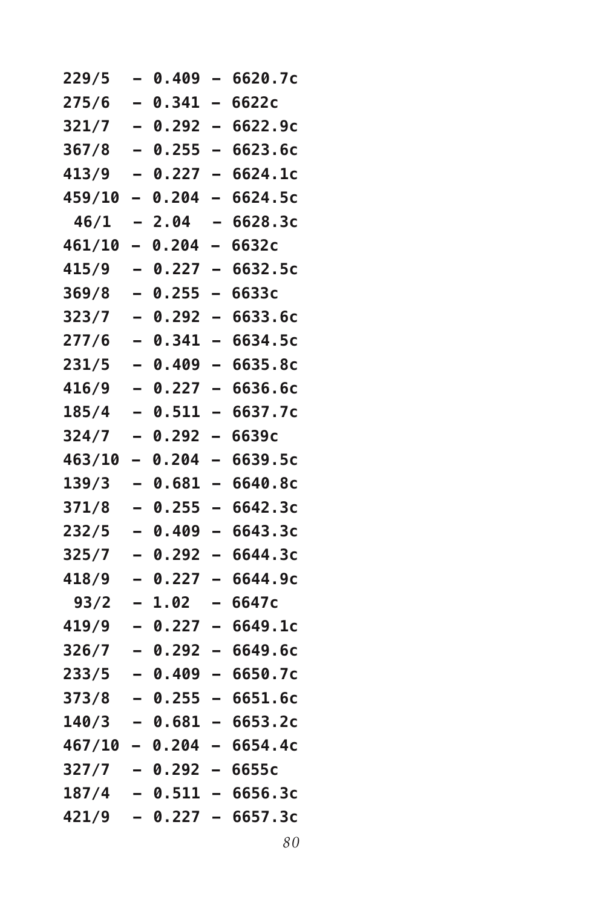```
229/5  – 0.409 – 6620.7c
275/6  – 0.341 – 6622c
321/7  – 0.292 – 6622.9c
367/8  – 0.255 – 6623.6c
413/9  – 0.227 – 6624.1c
459/10 – 0.204 – 6624.5c
 46/1  – 2.04  – 6628.3c
461/10 – 0.204 – 6632c
415/9  – 0.227 – 6632.5c
369/8  – 0.255 – 6633c
323/7  – 0.292 – 6633.6c
277/6  – 0.341 – 6634.5c
231/5  – 0.409 – 6635.8c
416/9  – 0.227 – 6636.6c
185/4  – 0.511 – 6637.7c
324/7  – 0.292 – 6639c
463/10 – 0.204 – 6639.5c
139/3  – 0.681 – 6640.8c
371/8  – 0.255 – 6642.3c
232/5  – 0.409 – 6643.3c
325/7  – 0.292 – 6644.3c
418/9  – 0.227 – 6644.9c
 93/2  – 1.02  – 6647c
419/9  – 0.227 – 6649.1c
326/7  – 0.292 – 6649.6c
233/5  – 0.409 – 6650.7c
373/8  – 0.255 – 6651.6c
140/3  – 0.681 – 6653.2c
467/10 – 0.204 – 6654.4c
327/7  – 0.292 – 6655c
187/4  – 0.511 – 6656.3c
421/9  – 0.227 – 6657.3c
```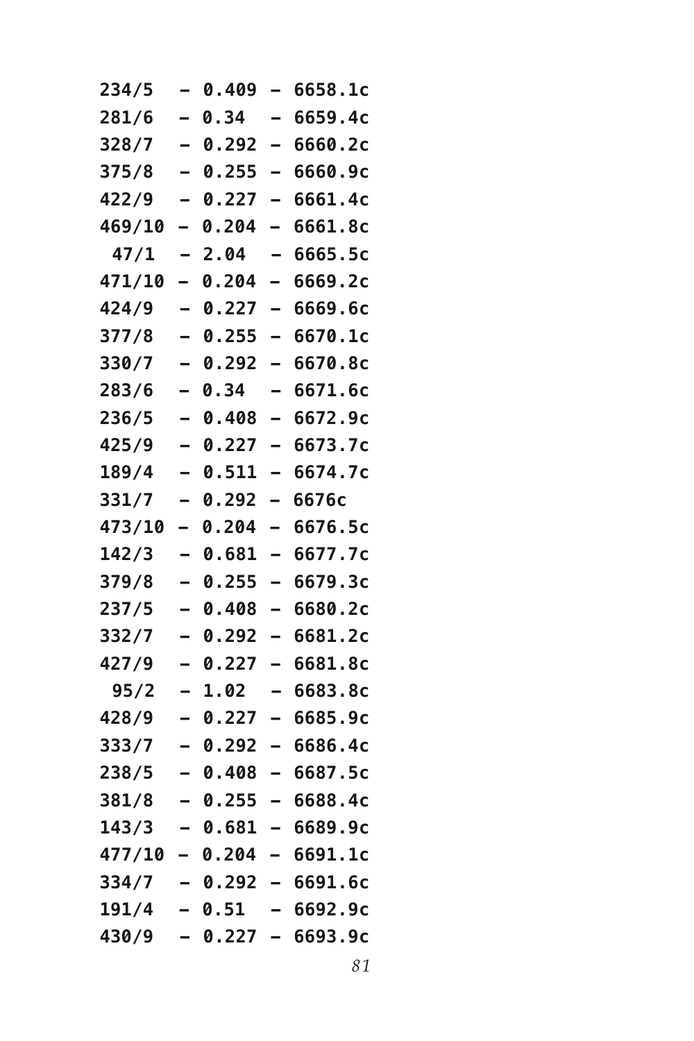```
234/5  – 0.409 – 6658.1c
281/6  – 0.34  – 6659.4c
328/7  – 0.292 – 6660.2c
375/8  – 0.255 – 6660.9c
422/9  – 0.227 – 6661.4c
469/10 – 0.204 – 6661.8c
 47/1  – 2.04  – 6665.5c
471/10 – 0.204 – 6669.2c
424/9  – 0.227 – 6669.6c
377/8  – 0.255 – 6670.1c
330/7  – 0.292 – 6670.8c
283/6  – 0.34  – 6671.6c
236/5  – 0.408 – 6672.9c
425/9  – 0.227 – 6673.7c
189/4  – 0.511 – 6674.7c
331/7  – 0.292 – 6676c
473/10 – 0.204 – 6676.5c
142/3  – 0.681 – 6677.7c
379/8  – 0.255 – 6679.3c
237/5  – 0.408 – 6680.2c
332/7  – 0.292 – 6681.2c
427/9  – 0.227 – 6681.8c
 95/2  – 1.02  – 6683.8c
428/9  – 0.227 – 6685.9c
333/7  – 0.292 – 6686.4c
238/5  – 0.408 – 6687.5c
381/8  – 0.255 – 6688.4c
143/3  – 0.681 – 6689.9c
477/10 – 0.204 – 6691.1c
334/7  – 0.292 – 6691.6c
191/4  – 0.51  – 6692.9c
430/9  – 0.227 – 6693.9c
```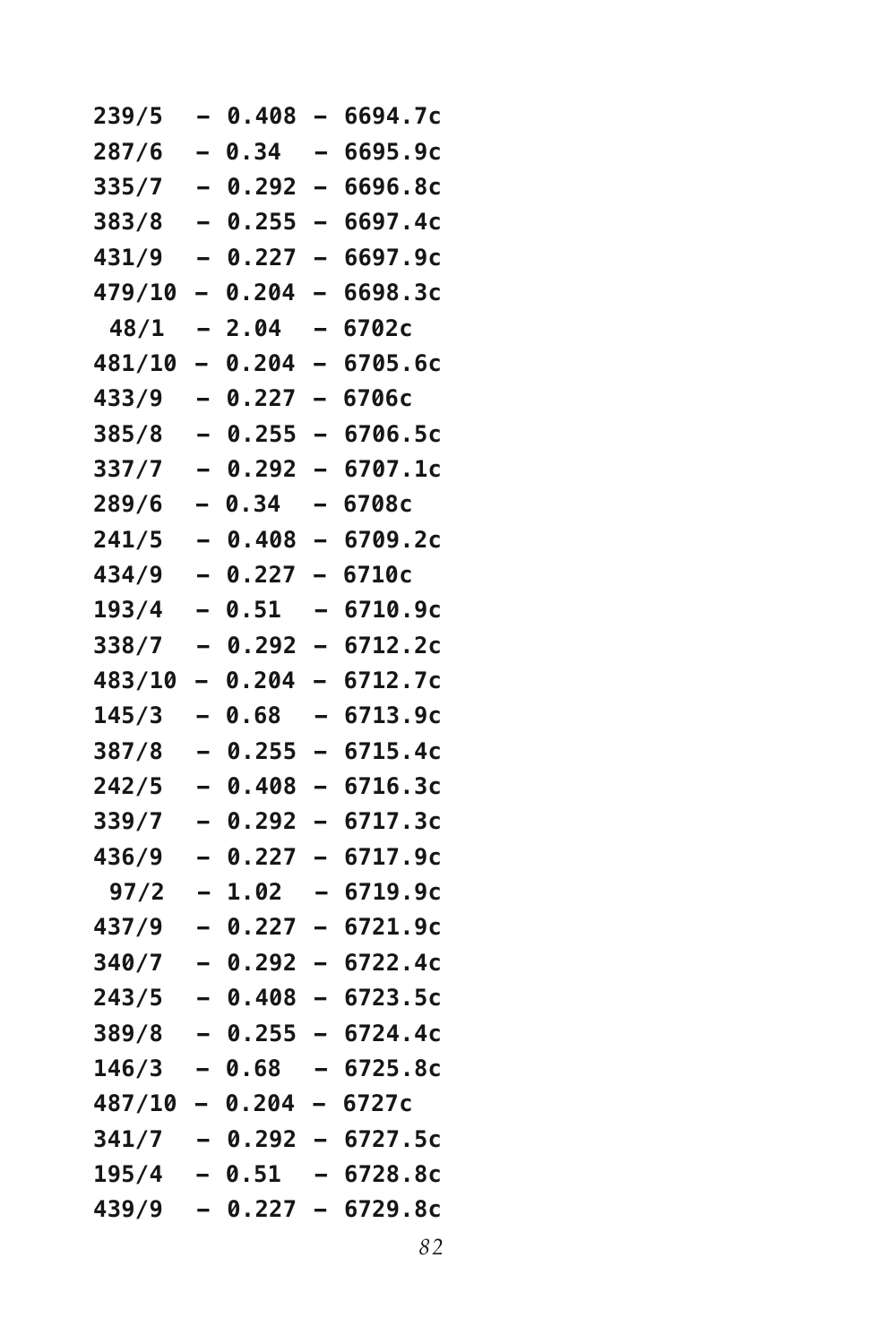```
239/5  – 0.408 – 6694.7c
287/6  – 0.34  – 6695.9c
335/7  – 0.292 – 6696.8c
383/8  – 0.255 – 6697.4c
431/9  – 0.227 – 6697.9c
479/10 – 0.204 – 6698.3c
 48/1  – 2.04  – 6702c
481/10 – 0.204 – 6705.6c
433/9  – 0.227 – 6706c
385/8  – 0.255 – 6706.5c
337/7  – 0.292 – 6707.1c
289/6  – 0.34  – 6708c
241/5  – 0.408 – 6709.2c
434/9  – 0.227 – 6710c
193/4  – 0.51  – 6710.9c
338/7  – 0.292 – 6712.2c
483/10 – 0.204 – 6712.7c
145/3  – 0.68  – 6713.9c
387/8  – 0.255 – 6715.4c
242/5  – 0.408 – 6716.3c
339/7  – 0.292 – 6717.3c
436/9  – 0.227 – 6717.9c
 97/2  – 1.02  – 6719.9c
437/9  – 0.227 – 6721.9c
340/7  – 0.292 – 6722.4c
243/5  – 0.408 – 6723.5c
389/8  – 0.255 – 6724.4c
146/3  – 0.68  – 6725.8c
487/10 – 0.204 – 6727c
341/7  – 0.292 – 6727.5c
195/4  – 0.51  – 6728.8c
439/9  – 0.227 – 6729.8c
```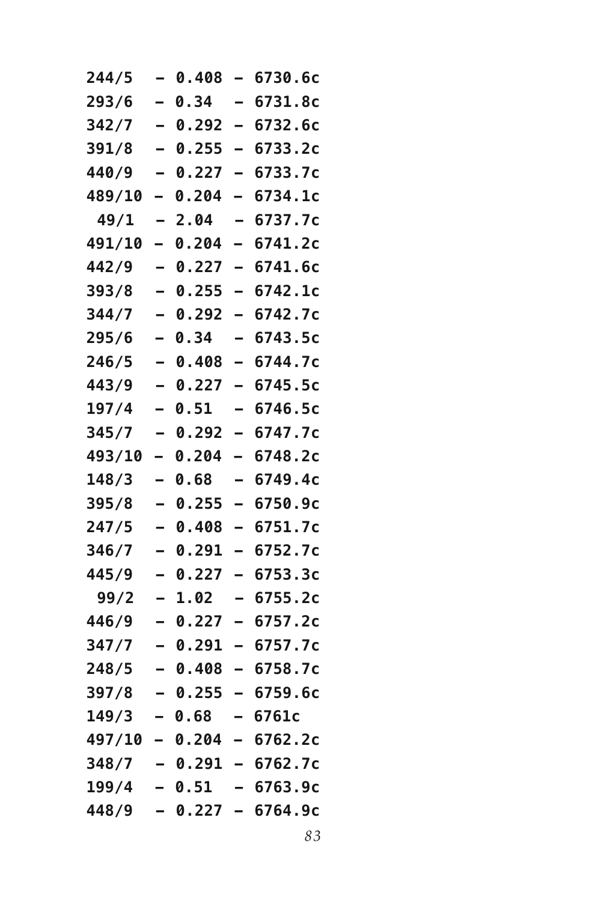```
244/5   – 0.408 – 6730.6c
293/6   – 0.34  – 6731.8c
342/7   – 0.292 – 6732.6c
391/8   – 0.255 – 6733.2c
440/9   – 0.227 – 6733.7c
489/10  – 0.204 – 6734.1c
 49/1   – 2.04  – 6737.7c
491/10  – 0.204 – 6741.2c
442/9   – 0.227 – 6741.6c
393/8   – 0.255 – 6742.1c
344/7   – 0.292 – 6742.7c
295/6   – 0.34  – 6743.5c
246/5   – 0.408 – 6744.7c
443/9   – 0.227 – 6745.5c
197/4   – 0.51  – 6746.5c
345/7   – 0.292 – 6747.7c
493/10  – 0.204 – 6748.2c
148/3   – 0.68  – 6749.4c
395/8   – 0.255 – 6750.9c
247/5   – 0.408 – 6751.7c
346/7   – 0.291 – 6752.7c
445/9   – 0.227 – 6753.3c
 99/2   – 1.02  – 6755.2c
446/9   – 0.227 – 6757.2c
347/7   – 0.291 – 6757.7c
248/5   – 0.408 – 6758.7c
397/8   – 0.255 – 6759.6c
149/3   – 0.68  – 6761c
497/10  – 0.204 – 6762.2c
348/7   – 0.291 – 6762.7c
199/4   – 0.51  – 6763.9c
448/9   – 0.227 – 6764.9c
```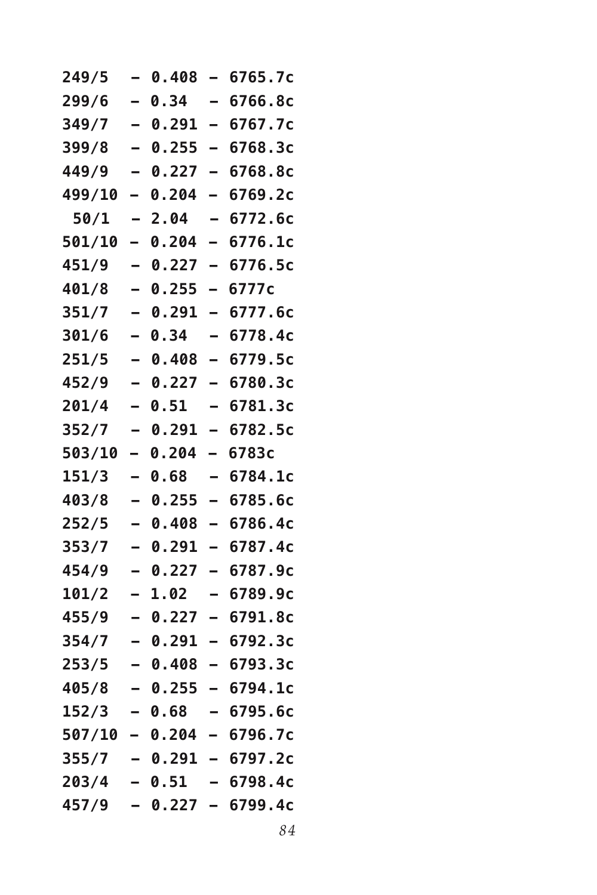```
249/5  – 0.408 – 6765.7c
299/6  – 0.34  – 6766.8c
349/7  – 0.291 – 6767.7c
399/8  – 0.255 – 6768.3c
449/9  – 0.227 – 6768.8c
499/10 – 0.204 – 6769.2c
 50/1  – 2.04  – 6772.6c
501/10 – 0.204 – 6776.1c
451/9  – 0.227 – 6776.5c
401/8  – 0.255 – 6777c
351/7  – 0.291 – 6777.6c
301/6  – 0.34  – 6778.4c
251/5  – 0.408 – 6779.5c
452/9  – 0.227 – 6780.3c
201/4  – 0.51  – 6781.3c
352/7  – 0.291 – 6782.5c
503/10 – 0.204 – 6783c
151/3  – 0.68  – 6784.1c
403/8  – 0.255 – 6785.6c
252/5  – 0.408 – 6786.4c
353/7  – 0.291 – 6787.4c
454/9  – 0.227 – 6787.9c
101/2  – 1.02  – 6789.9c
455/9  – 0.227 – 6791.8c
354/7  – 0.291 – 6792.3c
253/5  – 0.408 – 6793.3c
405/8  – 0.255 – 6794.1c
152/3  – 0.68  – 6795.6c
507/10 – 0.204 – 6796.7c
355/7  – 0.291 – 6797.2c
203/4  – 0.51  – 6798.4c
457/9  – 0.227 – 6799.4c
```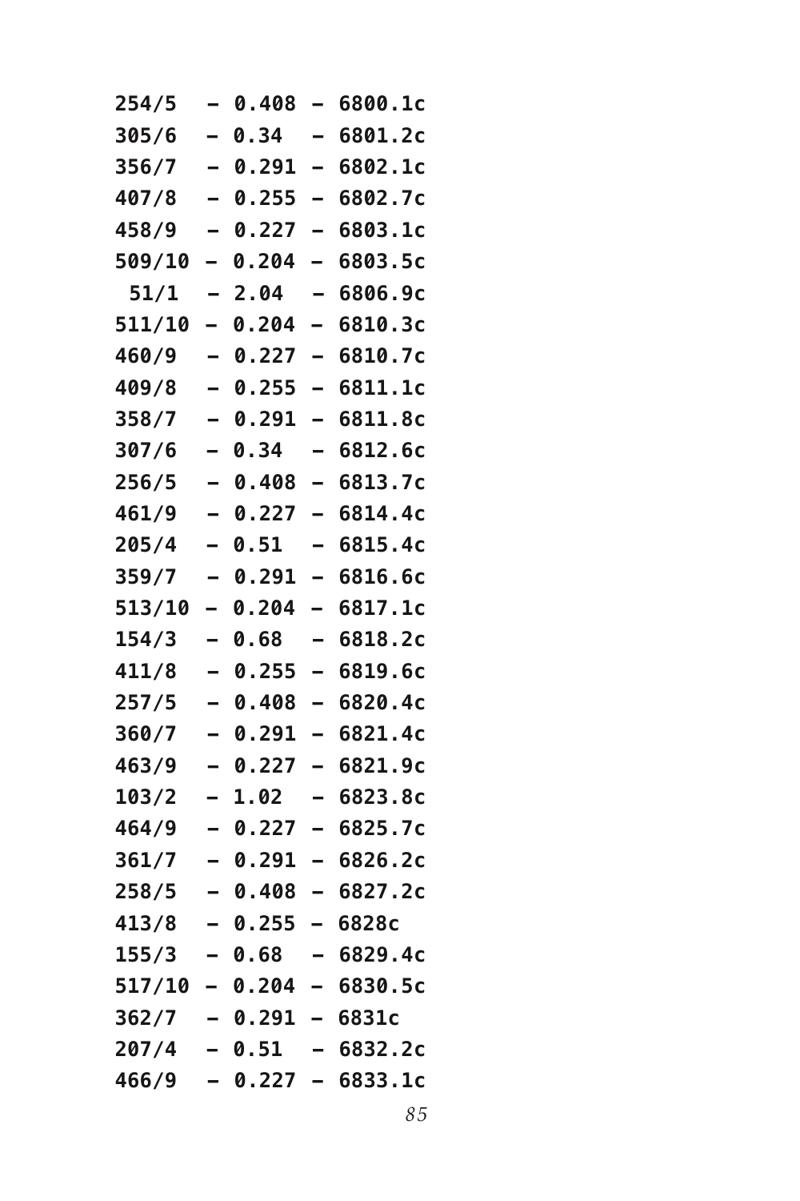```
254/5  – 0.408 – 6800.1c
305/6  – 0.34  – 6801.2c
356/7  – 0.291 – 6802.1c
407/8  – 0.255 – 6802.7c
458/9  – 0.227 – 6803.1c
509/10 – 0.204 – 6803.5c
 51/1  – 2.04  – 6806.9c
511/10 – 0.204 – 6810.3c
460/9  – 0.227 – 6810.7c
409/8  – 0.255 – 6811.1c
358/7  – 0.291 – 6811.8c
307/6  – 0.34  – 6812.6c
256/5  – 0.408 – 6813.7c
461/9  – 0.227 – 6814.4c
205/4  – 0.51  – 6815.4c
359/7  – 0.291 – 6816.6c
513/10 – 0.204 – 6817.1c
154/3  – 0.68  – 6818.2c
411/8  – 0.255 – 6819.6c
257/5  – 0.408 – 6820.4c
360/7  – 0.291 – 6821.4c
463/9  – 0.227 – 6821.9c
103/2  – 1.02  – 6823.8c
464/9  – 0.227 – 6825.7c
361/7  – 0.291 – 6826.2c
258/5  – 0.408 – 6827.2c
413/8  – 0.255 – 6828c
155/3  – 0.68  – 6829.4c
517/10 – 0.204 – 6830.5c
362/7  – 0.291 – 6831c
207/4  – 0.51  – 6832.2c
466/9  – 0.227 – 6833.1c
```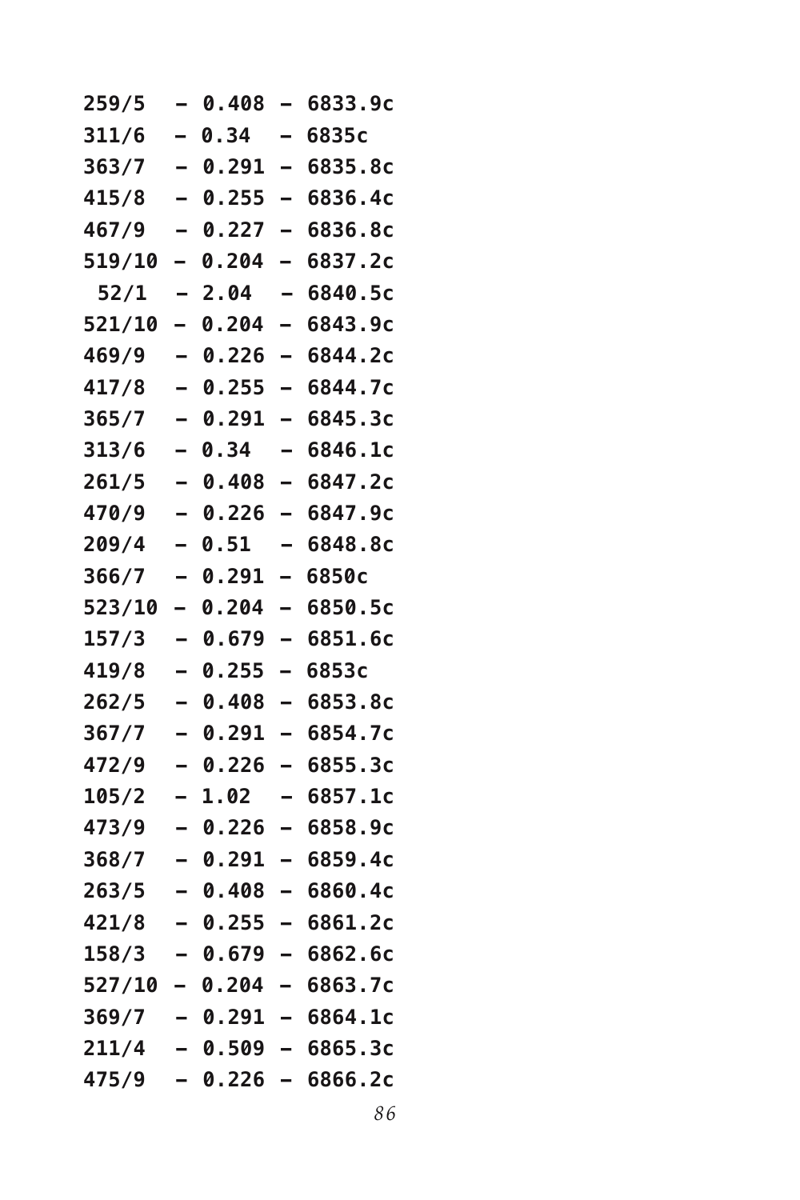```
259/5  – 0.408 – 6833.9c
311/6  – 0.34  – 6835c
363/7  – 0.291 – 6835.8c
415/8  – 0.255 – 6836.4c
467/9  – 0.227 – 6836.8c
519/10 – 0.204 – 6837.2c
 52/1  – 2.04  – 6840.5c
521/10 – 0.204 – 6843.9c
469/9  – 0.226 – 6844.2c
417/8  – 0.255 – 6844.7c
365/7  – 0.291 – 6845.3c
313/6  – 0.34  – 6846.1c
261/5  – 0.408 – 6847.2c
470/9  – 0.226 – 6847.9c
209/4  – 0.51  – 6848.8c
366/7  – 0.291 – 6850c
523/10 – 0.204 – 6850.5c
157/3  – 0.679 – 6851.6c
419/8  – 0.255 – 6853c
262/5  – 0.408 – 6853.8c
367/7  – 0.291 – 6854.7c
472/9  – 0.226 – 6855.3c
105/2  – 1.02  – 6857.1c
473/9  – 0.226 – 6858.9c
368/7  – 0.291 – 6859.4c
263/5  – 0.408 – 6860.4c
421/8  – 0.255 – 6861.2c
158/3  – 0.679 – 6862.6c
527/10 – 0.204 – 6863.7c
369/7  – 0.291 – 6864.1c
211/4  – 0.509 – 6865.3c
475/9  – 0.226 – 6866.2c
```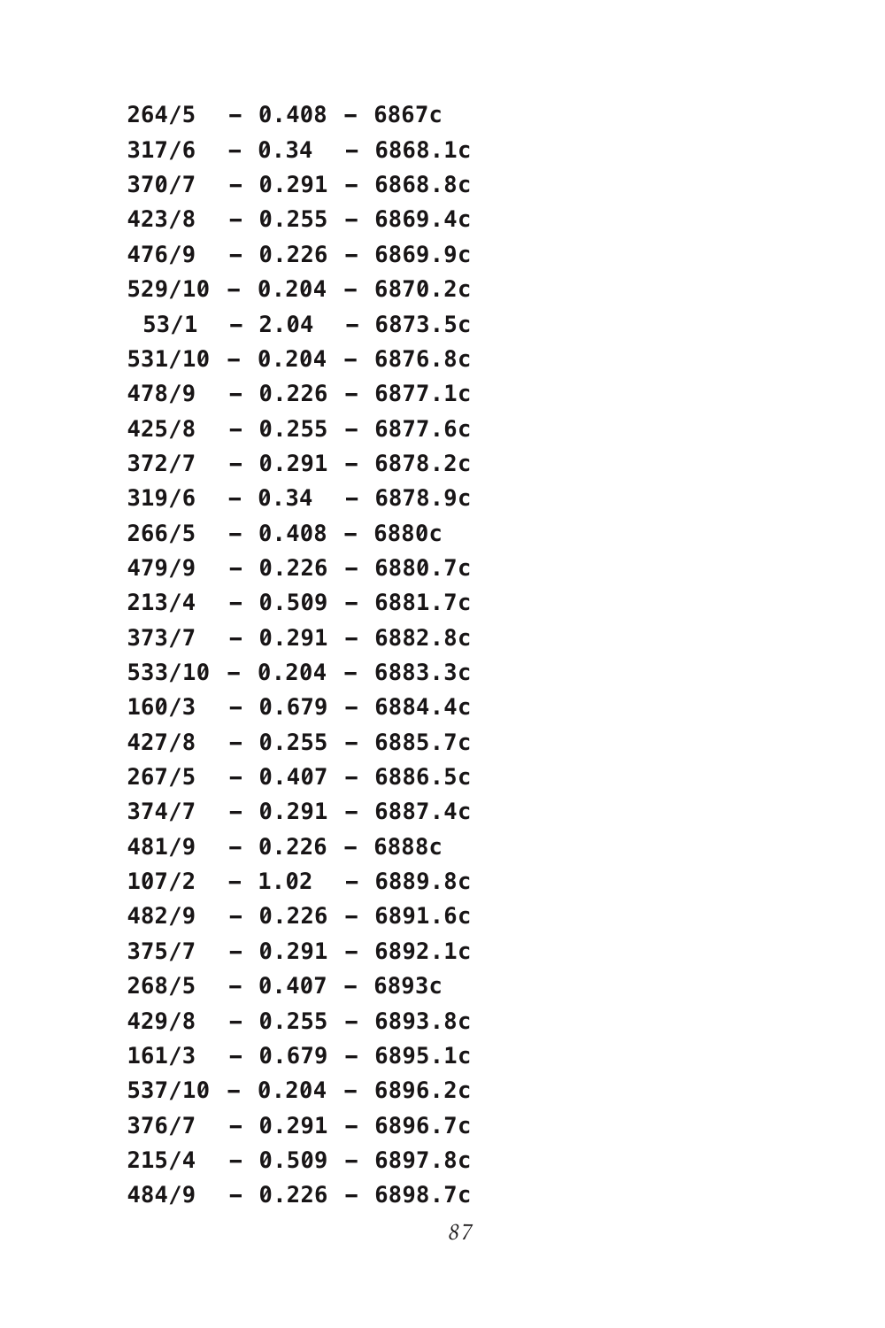```
264/5   – 0.408 – 6867c
317/6   – 0.34  – 6868.1c
370/7   – 0.291 – 6868.8c
423/8   – 0.255 – 6869.4c
476/9   – 0.226 – 6869.9c
529/10  – 0.204 – 6870.2c
 53/1   – 2.04  – 6873.5c
531/10  – 0.204 – 6876.8c
478/9   – 0.226 – 6877.1c
425/8   – 0.255 – 6877.6c
372/7   – 0.291 – 6878.2c
319/6   – 0.34  – 6878.9c
266/5   – 0.408 – 6880c
479/9   – 0.226 – 6880.7c
213/4   – 0.509 – 6881.7c
373/7   – 0.291 – 6882.8c
533/10  – 0.204 – 6883.3c
160/3   – 0.679 – 6884.4c
427/8   – 0.255 – 6885.7c
267/5   – 0.407 – 6886.5c
374/7   – 0.291 – 6887.4c
481/9   – 0.226 – 6888c
107/2   – 1.02  – 6889.8c
482/9   – 0.226 – 6891.6c
375/7   – 0.291 – 6892.1c
268/5   – 0.407 – 6893c
429/8   – 0.255 – 6893.8c
161/3   – 0.679 – 6895.1c
537/10  – 0.204 – 6896.2c
376/7   – 0.291 – 6896.7c
215/4   – 0.509 – 6897.8c
484/9   – 0.226 – 6898.7c
```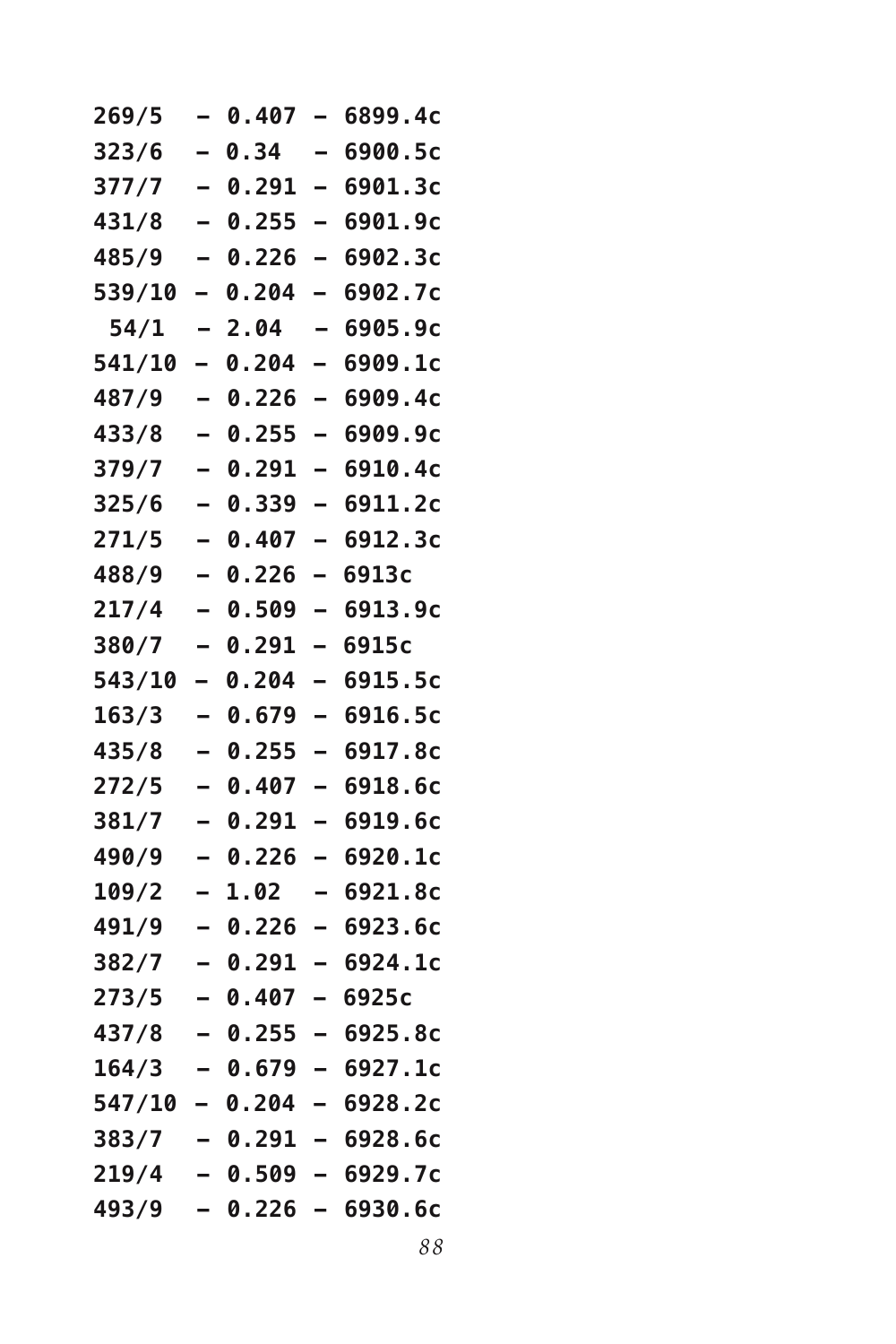```
269/5  – 0.407 – 6899.4c
323/6  – 0.34  – 6900.5c
377/7  – 0.291 – 6901.3c
431/8  – 0.255 – 6901.9c
485/9  – 0.226 – 6902.3c
539/10 – 0.204 – 6902.7c
 54/1  – 2.04  – 6905.9c
541/10 – 0.204 – 6909.1c
487/9  – 0.226 – 6909.4c
433/8  – 0.255 – 6909.9c
379/7  – 0.291 – 6910.4c
325/6  – 0.339 – 6911.2c
271/5  – 0.407 – 6912.3c
488/9  – 0.226 – 6913c
217/4  – 0.509 – 6913.9c
380/7  – 0.291 – 6915c
543/10 – 0.204 – 6915.5c
163/3  – 0.679 – 6916.5c
435/8  – 0.255 – 6917.8c
272/5  – 0.407 – 6918.6c
381/7  – 0.291 – 6919.6c
490/9  – 0.226 – 6920.1c
109/2  – 1.02  – 6921.8c
491/9  – 0.226 – 6923.6c
382/7  – 0.291 – 6924.1c
273/5  – 0.407 – 6925c
437/8  – 0.255 – 6925.8c
164/3  – 0.679 – 6927.1c
547/10 – 0.204 – 6928.2c
383/7  – 0.291 – 6928.6c
219/4  – 0.509 – 6929.7c
493/9  – 0.226 – 6930.6c
```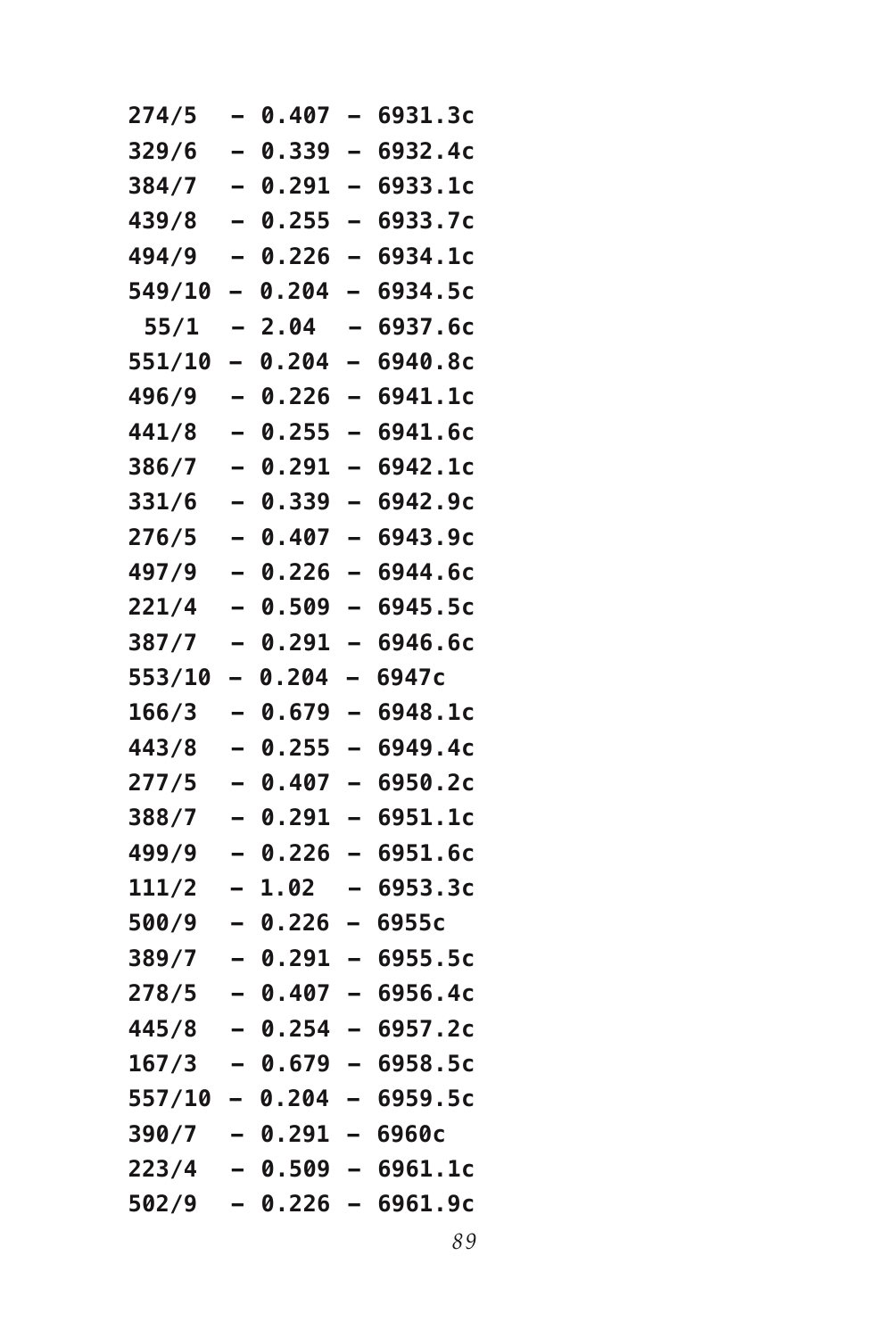```
274/5  – 0.407 – 6931.3c
329/6  – 0.339 – 6932.4c
384/7  – 0.291 – 6933.1c
439/8  – 0.255 – 6933.7c
494/9  – 0.226 – 6934.1c
549/10 – 0.204 – 6934.5c
 55/1  – 2.04  – 6937.6c
551/10 – 0.204 – 6940.8c
496/9  – 0.226 – 6941.1c
441/8  – 0.255 – 6941.6c
386/7  – 0.291 – 6942.1c
331/6  – 0.339 – 6942.9c
276/5  – 0.407 – 6943.9c
497/9  – 0.226 – 6944.6c
221/4  – 0.509 – 6945.5c
387/7  – 0.291 – 6946.6c
553/10 – 0.204 – 6947c
166/3  – 0.679 – 6948.1c
443/8  – 0.255 – 6949.4c
277/5  – 0.407 – 6950.2c
388/7  – 0.291 – 6951.1c
499/9  – 0.226 – 6951.6c
111/2  – 1.02  – 6953.3c
500/9  – 0.226 – 6955c
389/7  – 0.291 – 6955.5c
278/5  – 0.407 – 6956.4c
445/8  – 0.254 – 6957.2c
167/3  – 0.679 – 6958.5c
557/10 – 0.204 – 6959.5c
390/7  – 0.291 – 6960c
223/4  – 0.509 – 6961.1c
502/9  – 0.226 – 6961.9c
```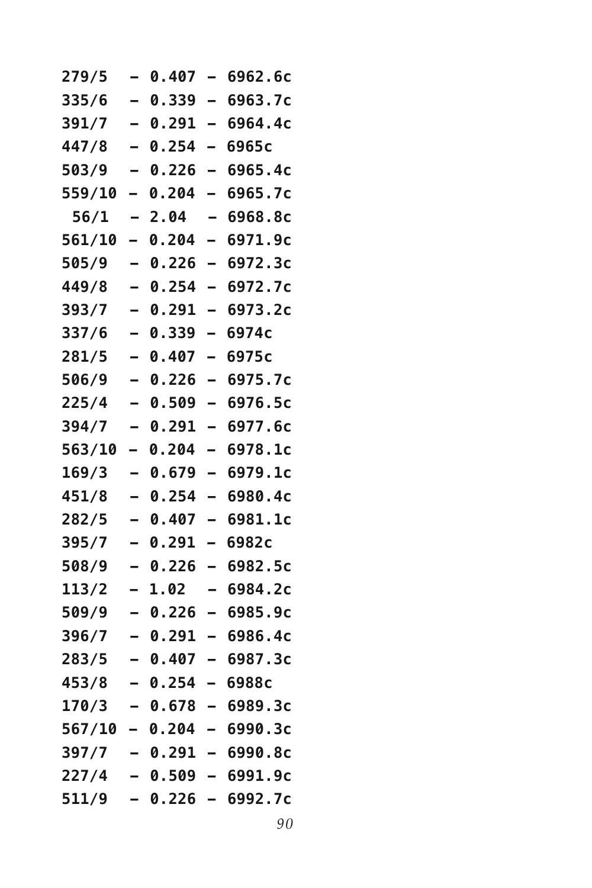```
279/5  – 0.407 – 6962.6c
335/6  – 0.339 – 6963.7c
391/7  – 0.291 – 6964.4c
447/8  – 0.254 – 6965c
503/9  – 0.226 – 6965.4c
559/10 – 0.204 – 6965.7c
 56/1  – 2.04  – 6968.8c
561/10 – 0.204 – 6971.9c
505/9  – 0.226 – 6972.3c
449/8  – 0.254 – 6972.7c
393/7  – 0.291 – 6973.2c
337/6  – 0.339 – 6974c
281/5  – 0.407 – 6975c
506/9  – 0.226 – 6975.7c
225/4  – 0.509 – 6976.5c
394/7  – 0.291 – 6977.6c
563/10 – 0.204 – 6978.1c
169/3  – 0.679 – 6979.1c
451/8  – 0.254 – 6980.4c
282/5  – 0.407 – 6981.1c
395/7  – 0.291 – 6982c
508/9  – 0.226 – 6982.5c
113/2  – 1.02  – 6984.2c
509/9  – 0.226 – 6985.9c
396/7  – 0.291 – 6986.4c
283/5  – 0.407 – 6987.3c
453/8  – 0.254 – 6988c
170/3  – 0.678 – 6989.3c
567/10 – 0.204 – 6990.3c
397/7  – 0.291 – 6990.8c
227/4  – 0.509 – 6991.9c
511/9  – 0.226 – 6992.7c
```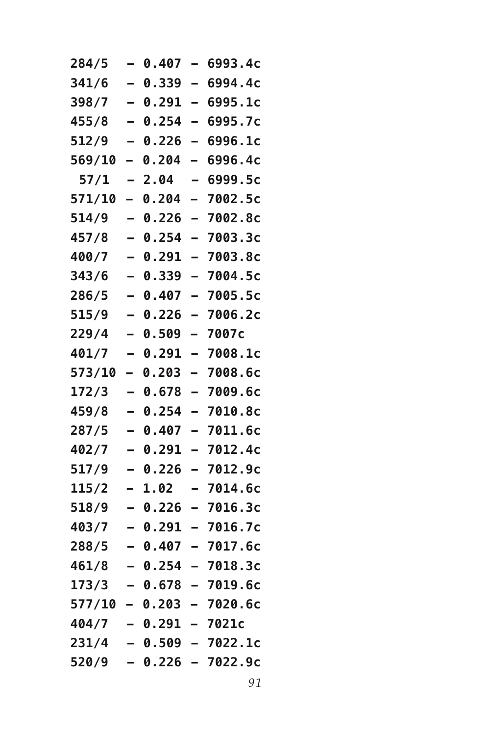```
284/5   – 0.407 – 6993.4c
341/6   – 0.339 – 6994.4c
398/7   – 0.291 – 6995.1c
455/8   – 0.254 – 6995.7c
512/9   – 0.226 – 6996.1c
569/10  – 0.204 – 6996.4c
 57/1   – 2.04  – 6999.5c
571/10  – 0.204 – 7002.5c
514/9   – 0.226 – 7002.8c
457/8   – 0.254 – 7003.3c
400/7   – 0.291 – 7003.8c
343/6   – 0.339 – 7004.5c
286/5   – 0.407 – 7005.5c
515/9   – 0.226 – 7006.2c
229/4   – 0.509 – 7007c
401/7   – 0.291 – 7008.1c
573/10  – 0.203 – 7008.6c
172/3   – 0.678 – 7009.6c
459/8   – 0.254 – 7010.8c
287/5   – 0.407 – 7011.6c
402/7   – 0.291 – 7012.4c
517/9   – 0.226 – 7012.9c
115/2   – 1.02  – 7014.6c
518/9   – 0.226 – 7016.3c
403/7   – 0.291 – 7016.7c
288/5   – 0.407 – 7017.6c
461/8   – 0.254 – 7018.3c
173/3   – 0.678 – 7019.6c
577/10  – 0.203 – 7020.6c
404/7   – 0.291 – 7021c
231/4   – 0.509 – 7022.1c
520/9   – 0.226 – 7022.9c
```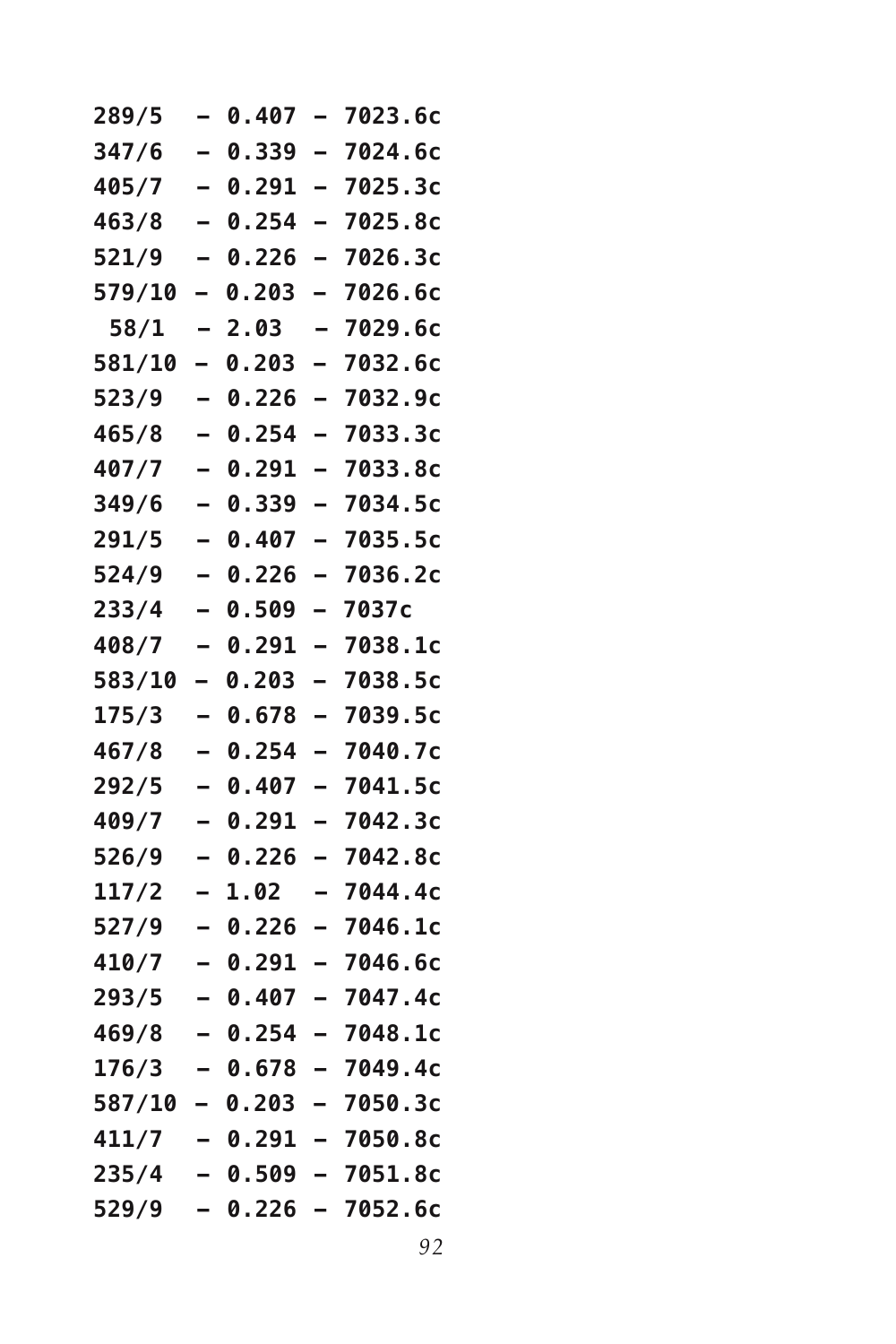```
289/5  – 0.407 – 7023.6c
347/6  – 0.339 – 7024.6c
405/7  – 0.291 – 7025.3c
463/8  – 0.254 – 7025.8c
521/9  – 0.226 – 7026.3c
579/10 – 0.203 – 7026.6c
 58/1  – 2.03  – 7029.6c
581/10 – 0.203 – 7032.6c
523/9  – 0.226 – 7032.9c
465/8  – 0.254 – 7033.3c
407/7  – 0.291 – 7033.8c
349/6  – 0.339 – 7034.5c
291/5  – 0.407 – 7035.5c
524/9  – 0.226 – 7036.2c
233/4  – 0.509 – 7037c
408/7  – 0.291 – 7038.1c
583/10 – 0.203 – 7038.5c
175/3  – 0.678 – 7039.5c
467/8  – 0.254 – 7040.7c
292/5  – 0.407 – 7041.5c
409/7  – 0.291 – 7042.3c
526/9  – 0.226 – 7042.8c
117/2  – 1.02  – 7044.4c
527/9  – 0.226 – 7046.1c
410/7  – 0.291 – 7046.6c
293/5  – 0.407 – 7047.4c
469/8  – 0.254 – 7048.1c
176/3  – 0.678 – 7049.4c
587/10 – 0.203 – 7050.3c
411/7  – 0.291 – 7050.8c
235/4  – 0.509 – 7051.8c
529/9  – 0.226 – 7052.6c
```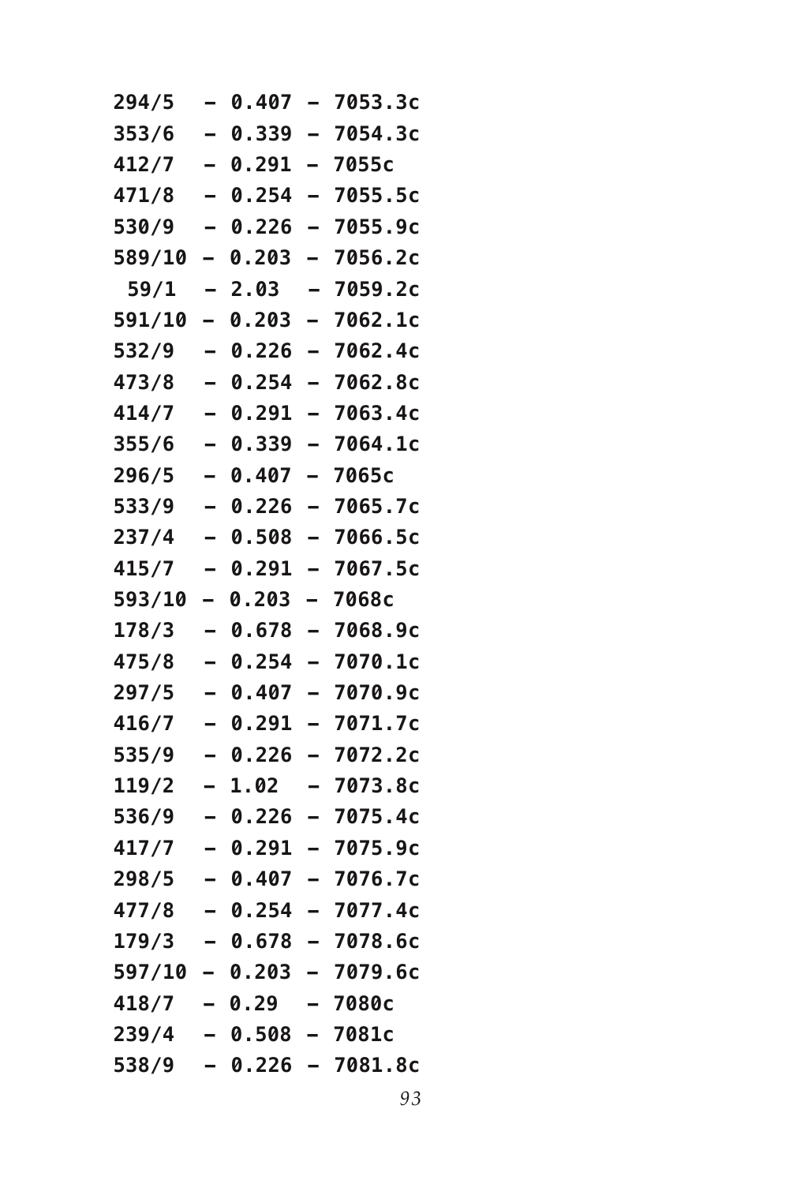```
294/5  – 0.407 – 7053.3c
353/6  – 0.339 – 7054.3c
412/7  – 0.291 – 7055c
471/8  – 0.254 – 7055.5c
530/9  – 0.226 – 7055.9c
589/10 – 0.203 – 7056.2c
 59/1  – 2.03  – 7059.2c
591/10 – 0.203 – 7062.1c
532/9  – 0.226 – 7062.4c
473/8  – 0.254 – 7062.8c
414/7  – 0.291 – 7063.4c
355/6  – 0.339 – 7064.1c
296/5  – 0.407 – 7065c
533/9  – 0.226 – 7065.7c
237/4  – 0.508 – 7066.5c
415/7  – 0.291 – 7067.5c
593/10 – 0.203 – 7068c
178/3  – 0.678 – 7068.9c
475/8  – 0.254 – 7070.1c
297/5  – 0.407 – 7070.9c
416/7  – 0.291 – 7071.7c
535/9  – 0.226 – 7072.2c
119/2  – 1.02  – 7073.8c
536/9  – 0.226 – 7075.4c
417/7  – 0.291 – 7075.9c
298/5  – 0.407 – 7076.7c
477/8  – 0.254 – 7077.4c
179/3  – 0.678 – 7078.6c
597/10 – 0.203 – 7079.6c
418/7  – 0.29  – 7080c
239/4  – 0.508 – 7081c
538/9  – 0.226 – 7081.8c
```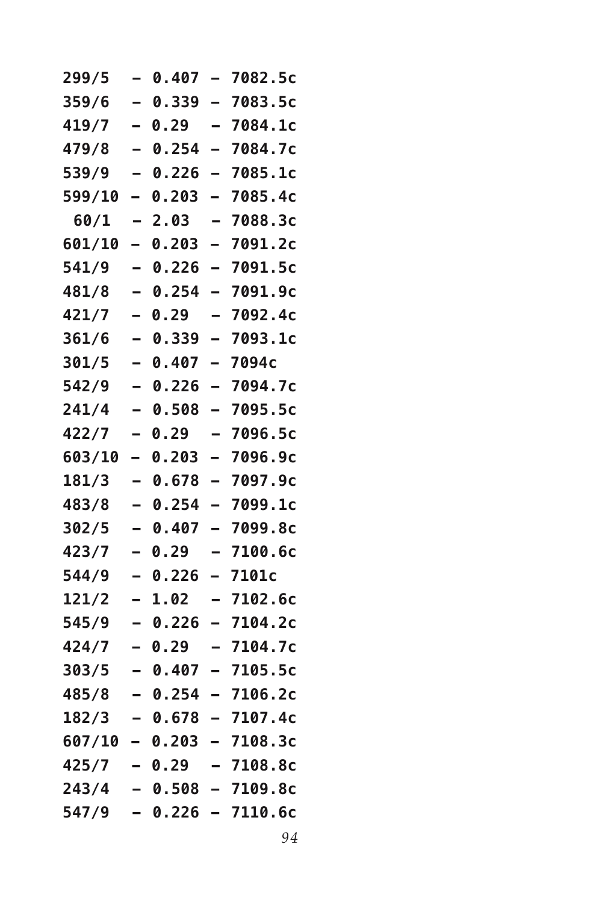```
299/5  – 0.407 – 7082.5c
359/6  – 0.339 – 7083.5c
419/7  – 0.29  – 7084.1c
479/8  – 0.254 – 7084.7c
539/9  – 0.226 – 7085.1c
599/10 – 0.203 – 7085.4c
 60/1  – 2.03  – 7088.3c
601/10 – 0.203 – 7091.2c
541/9  – 0.226 – 7091.5c
481/8  – 0.254 – 7091.9c
421/7  – 0.29  – 7092.4c
361/6  – 0.339 – 7093.1c
301/5  – 0.407 – 7094c
542/9  – 0.226 – 7094.7c
241/4  – 0.508 – 7095.5c
422/7  – 0.29  – 7096.5c
603/10 – 0.203 – 7096.9c
181/3  – 0.678 – 7097.9c
483/8  – 0.254 – 7099.1c
302/5  – 0.407 – 7099.8c
423/7  – 0.29  – 7100.6c
544/9  – 0.226 – 7101c
121/2  – 1.02  – 7102.6c
545/9  – 0.226 – 7104.2c
424/7  – 0.29  – 7104.7c
303/5  – 0.407 – 7105.5c
485/8  – 0.254 – 7106.2c
182/3  – 0.678 – 7107.4c
607/10 – 0.203 – 7108.3c
425/7  – 0.29  – 7108.8c
243/4  – 0.508 – 7109.8c
547/9  – 0.226 – 7110.6c
```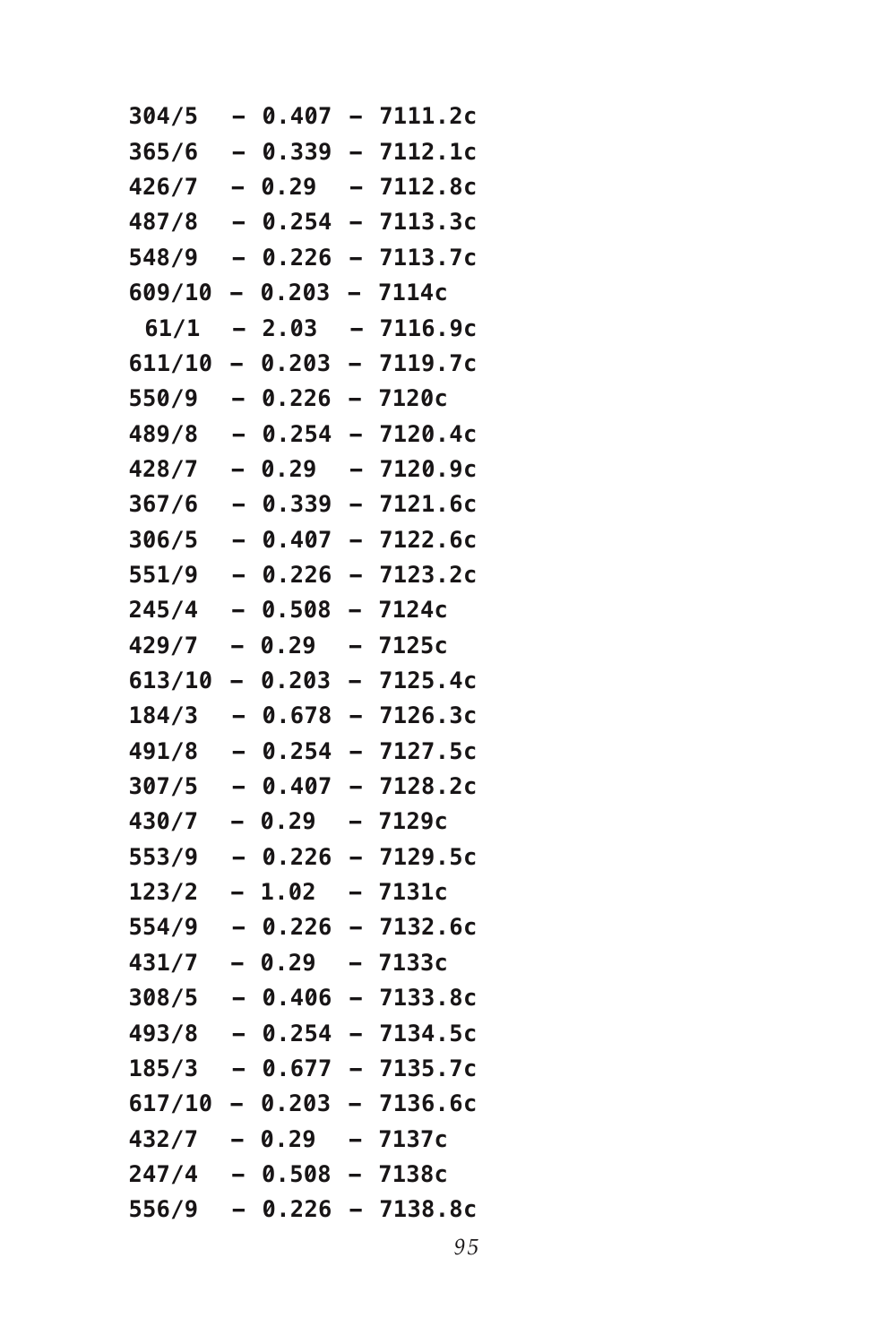```
304/5   – 0.407 – 7111.2c
365/6   – 0.339 – 7112.1c
426/7   – 0.29  – 7112.8c
487/8   – 0.254 – 7113.3c
548/9   – 0.226 – 7113.7c
609/10  – 0.203 – 7114c
 61/1   – 2.03  – 7116.9c
611/10  – 0.203 – 7119.7c
550/9   – 0.226 – 7120c
489/8   – 0.254 – 7120.4c
428/7   – 0.29  – 7120.9c
367/6   – 0.339 – 7121.6c
306/5   – 0.407 – 7122.6c
551/9   – 0.226 – 7123.2c
245/4   – 0.508 – 7124c
429/7   – 0.29  – 7125c
613/10  – 0.203 – 7125.4c
184/3   – 0.678 – 7126.3c
491/8   – 0.254 – 7127.5c
307/5   – 0.407 – 7128.2c
430/7   – 0.29  – 7129c
553/9   – 0.226 – 7129.5c
123/2   – 1.02  – 7131c
554/9   – 0.226 – 7132.6c
431/7   – 0.29  – 7133c
308/5   – 0.406 – 7133.8c
493/8   – 0.254 – 7134.5c
185/3   – 0.677 – 7135.7c
617/10  – 0.203 – 7136.6c
432/7   – 0.29  – 7137c
247/4   – 0.508 – 7138c
556/9   – 0.226 – 7138.8c
```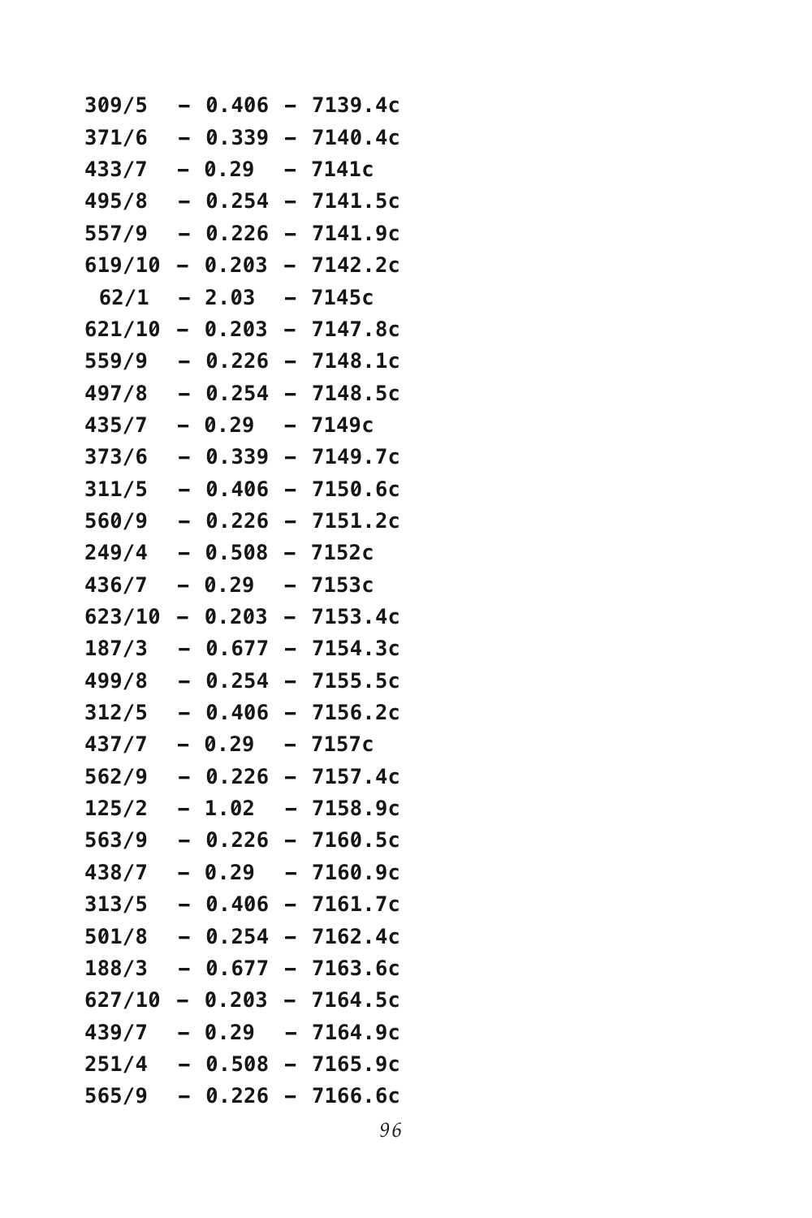```
309/5  – 0.406 – 7139.4c
371/6  – 0.339 – 7140.4c
433/7  – 0.29  – 7141c
495/8  – 0.254 – 7141.5c
557/9  – 0.226 – 7141.9c
619/10 – 0.203 – 7142.2c
 62/1  – 2.03  – 7145c
621/10 – 0.203 – 7147.8c
559/9  – 0.226 – 7148.1c
497/8  – 0.254 – 7148.5c
435/7  – 0.29  – 7149c
373/6  – 0.339 – 7149.7c
311/5  – 0.406 – 7150.6c
560/9  – 0.226 – 7151.2c
249/4  – 0.508 – 7152c
436/7  – 0.29  – 7153c
623/10 – 0.203 – 7153.4c
187/3  – 0.677 – 7154.3c
499/8  – 0.254 – 7155.5c
312/5  – 0.406 – 7156.2c
437/7  – 0.29  – 7157c
562/9  – 0.226 – 7157.4c
125/2  – 1.02  – 7158.9c
563/9  – 0.226 – 7160.5c
438/7  – 0.29  – 7160.9c
313/5  – 0.406 – 7161.7c
501/8  – 0.254 – 7162.4c
188/3  – 0.677 – 7163.6c
627/10 – 0.203 – 7164.5c
439/7  – 0.29  – 7164.9c
251/4  – 0.508 – 7165.9c
565/9  – 0.226 – 7166.6c
```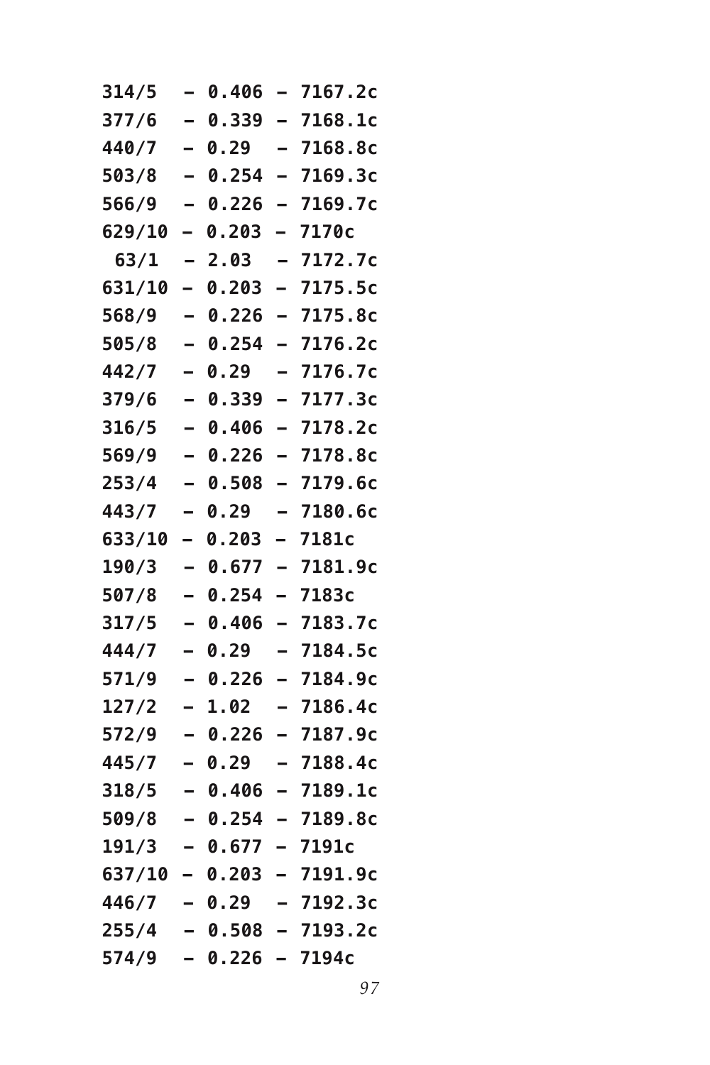```
314/5  – 0.406 – 7167.2c
377/6  – 0.339 – 7168.1c
440/7  – 0.29  – 7168.8c
503/8  – 0.254 – 7169.3c
566/9  – 0.226 – 7169.7c
629/10 – 0.203 – 7170c
 63/1  – 2.03  – 7172.7c
631/10 – 0.203 – 7175.5c
568/9  – 0.226 – 7175.8c
505/8  – 0.254 – 7176.2c
442/7  – 0.29  – 7176.7c
379/6  – 0.339 – 7177.3c
316/5  – 0.406 – 7178.2c
569/9  – 0.226 – 7178.8c
253/4  – 0.508 – 7179.6c
443/7  – 0.29  – 7180.6c
633/10 – 0.203 – 7181c
190/3  – 0.677 – 7181.9c
507/8  – 0.254 – 7183c
317/5  – 0.406 – 7183.7c
444/7  – 0.29  – 7184.5c
571/9  – 0.226 – 7184.9c
127/2  – 1.02  – 7186.4c
572/9  – 0.226 – 7187.9c
445/7  – 0.29  – 7188.4c
318/5  – 0.406 – 7189.1c
509/8  – 0.254 – 7189.8c
191/3  – 0.677 – 7191c
637/10 – 0.203 – 7191.9c
446/7  – 0.29  – 7192.3c
255/4  – 0.508 – 7193.2c
574/9  – 0.226 – 7194c
```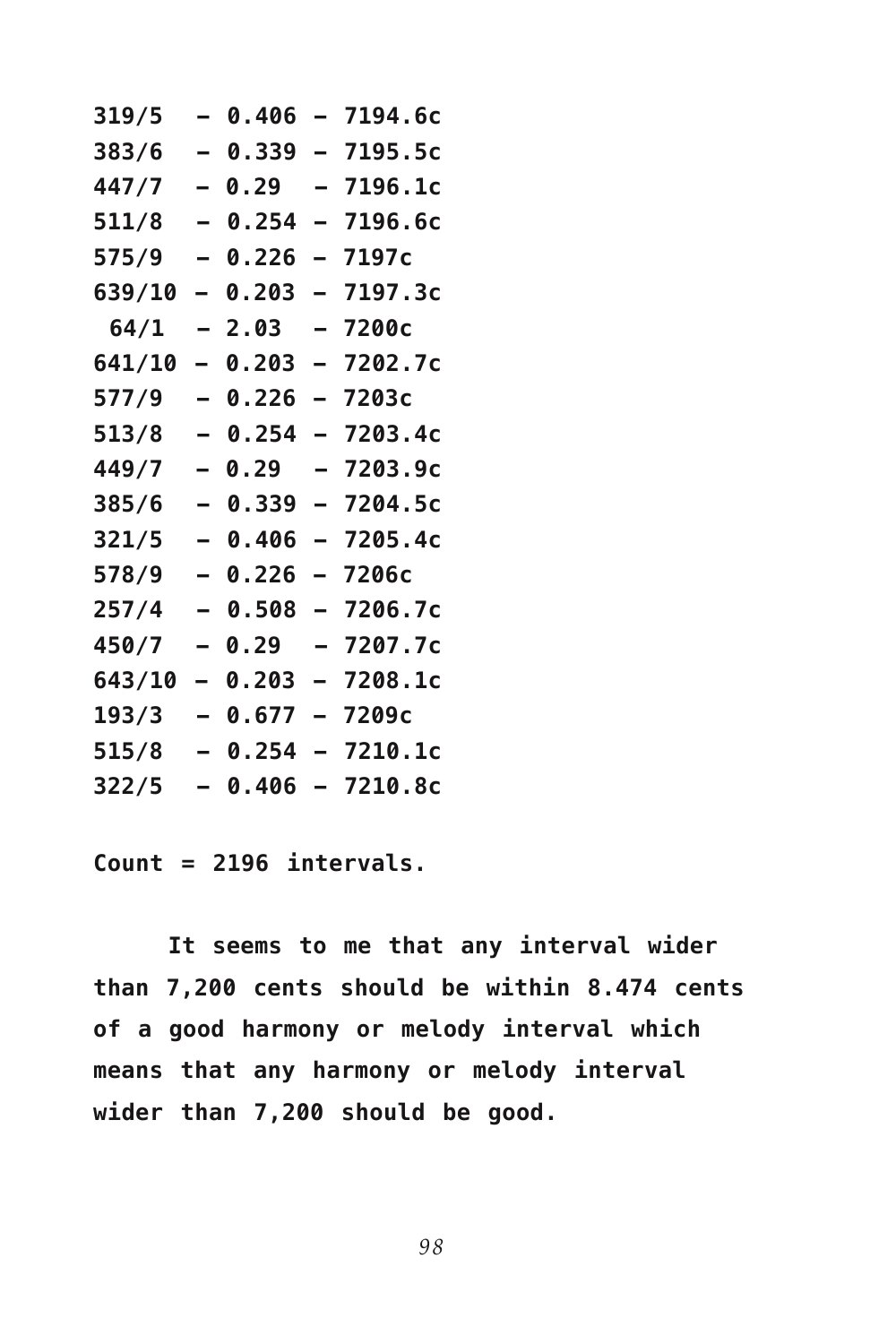```
319/5  – 0.406 – 7194.6c
383/6  – 0.339 – 7195.5c
447/7  – 0.29  – 7196.1c
511/8  – 0.254 – 7196.6c
575/9  – 0.226 – 7197c
639/10 – 0.203 – 7197.3c
 64/1  – 2.03  – 7200c
641/10 – 0.203 – 7202.7c
577/9  – 0.226 – 7203c
513/8  – 0.254 – 7203.4c
449/7  – 0.29  – 7203.9c
385/6  – 0.339 – 7204.5c
321/5  – 0.406 – 7205.4c
578/9  – 0.226 – 7206c
257/4  – 0.508 – 7206.7c
450/7  – 0.29  – 7207.7c
643/10 – 0.203 – 7208.1c
193/3  – 0.677 – 7209c
515/8  – 0.254 – 7210.1c
322/5  – 0.406 – 7210.8c
```

**Count = 2196 intervals.**

**It seems to me that any interval wider than 7,200 cents should be within 8.474 cents of a good harmony or melody interval which means that any harmony or melody interval wider than 7,200 should be good.**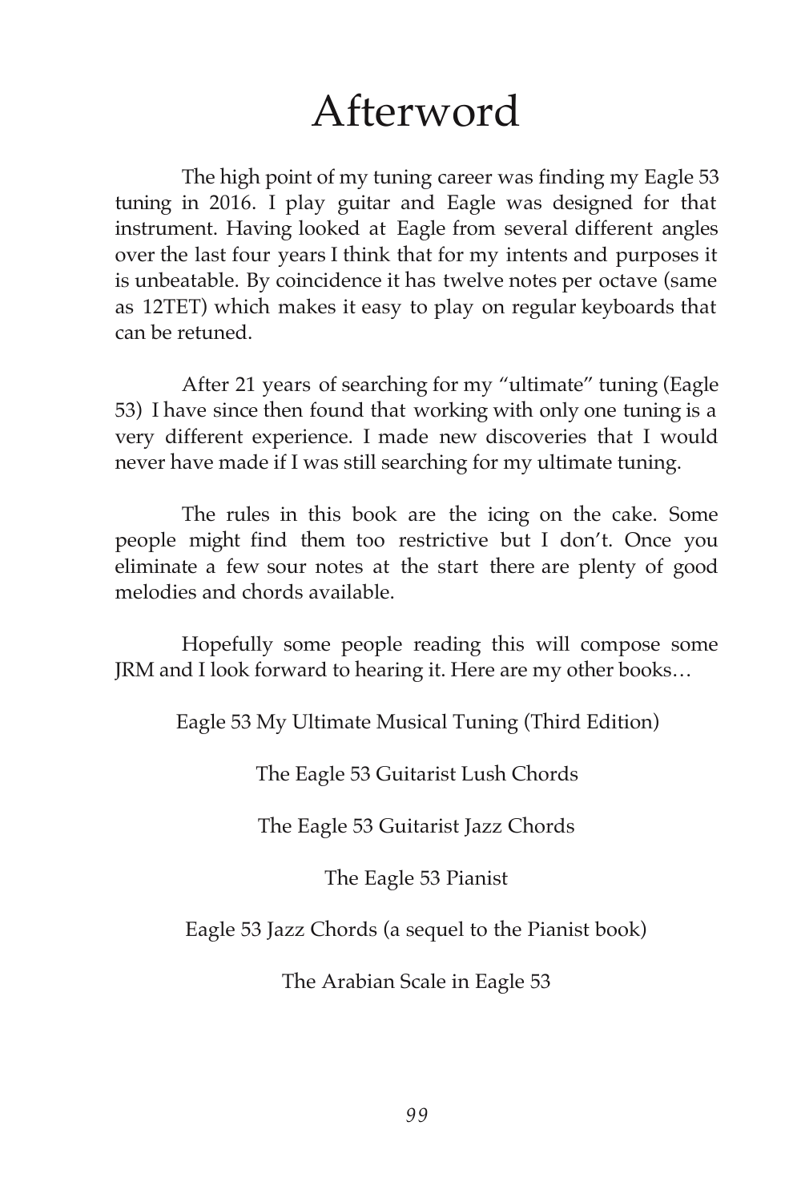# Afterword

The high point of my tuning career was finding my Eagle 53 tuning in 2016. I play guitar and Eagle was designed for that instrument. Having looked at Eagle from several different angles over the last four years I think that for my intents and purposes it is unbeatable. By coincidence it has twelve notes per octave (same as 12TET) which makes it easy to play on regular keyboards that can be retuned.

After 21 years of searching for my "ultimate" tuning (Eagle 53) I have since then found that working with only one tuning is a very different experience. I made new discoveries that I would never have made if I was still searching for my ultimate tuning.

The rules in this book are the icing on the cake. Some people might find them too restrictive but I don't. Once you eliminate a few sour notes at the start there are plenty of good melodies and chords available.

Hopefully some people reading this will compose some JRM and I look forward to hearing it. Here are my other books…

Eagle 53 My Ultimate Musical Tuning (Third Edition)

The Eagle 53 Guitarist Lush Chords

The Eagle 53 Guitarist Jazz Chords

The Eagle 53 Pianist

Eagle 53 Jazz Chords (a sequel to the Pianist book)

The Arabian Scale in Eagle 53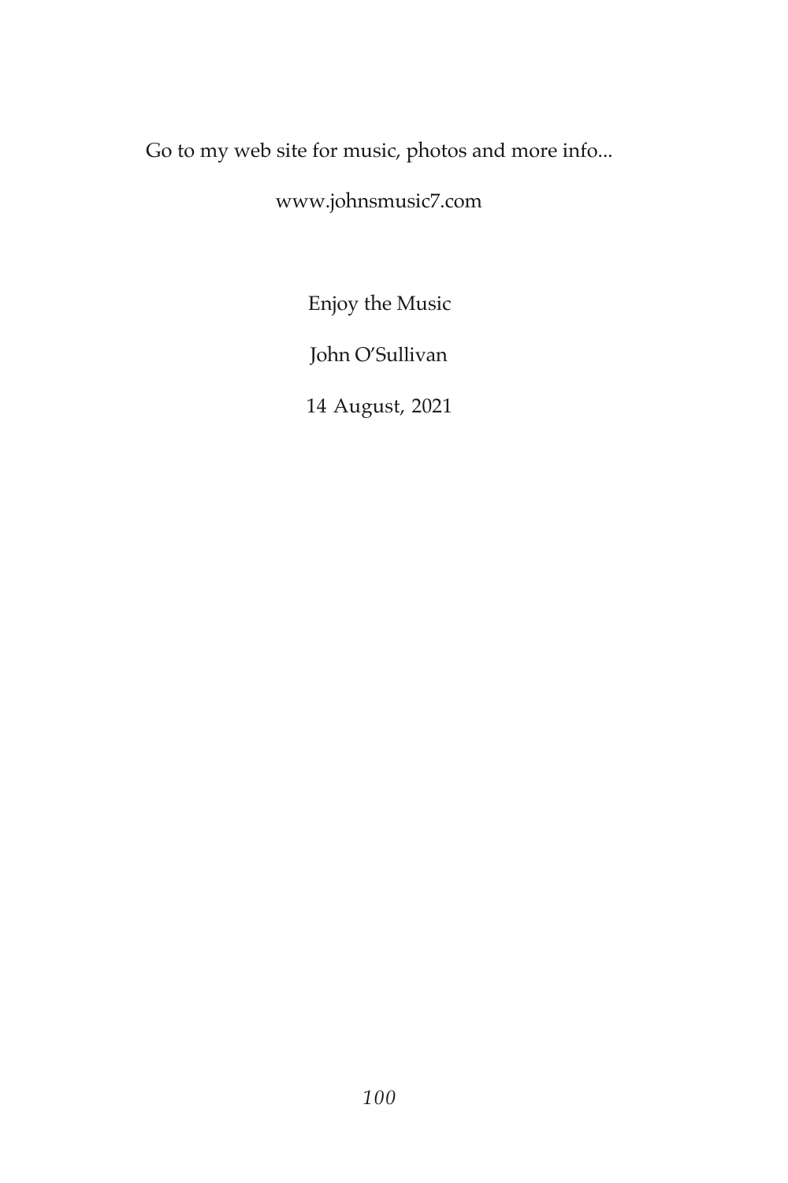Go to my web site for music, photos and more info...

www.johnsmusic7.com

Enjoy the Music

John O'Sullivan

14 August, 2021